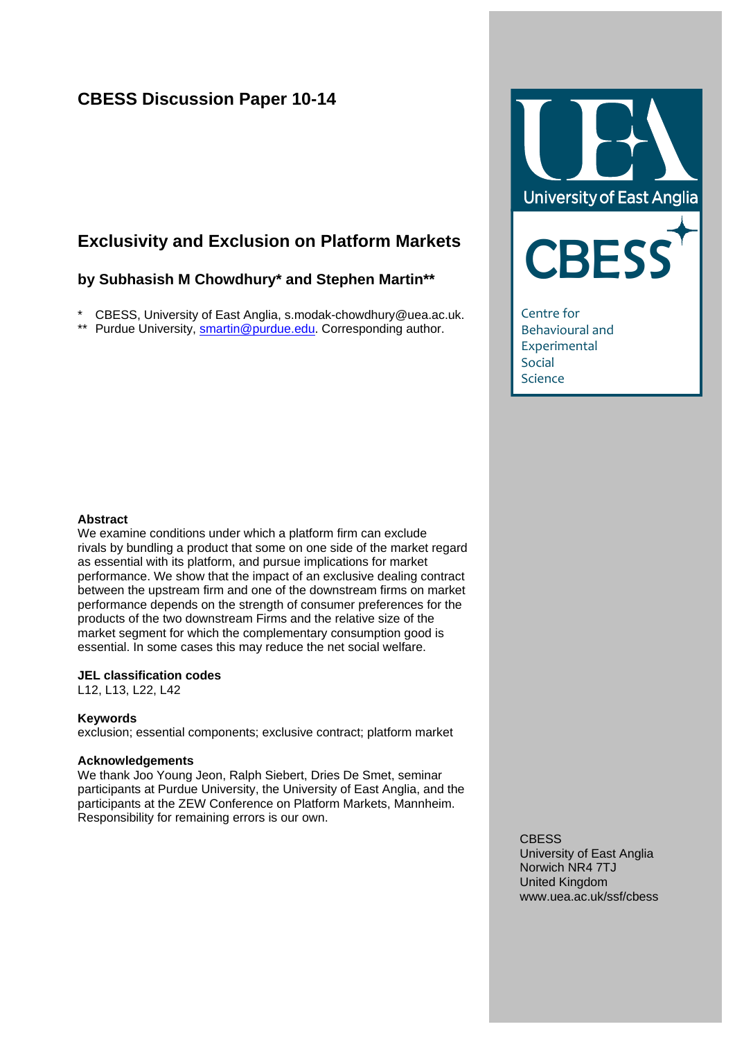# CBESS Discussion Paper 10-14

## Exclusivity and Exclusion on Platform Markets

### by Subhasish M Chowdhury* and Stephen Martin**

\* CBESS, University of East Anglia, s.modak-chowdhury@uea.ac.uk.
\*\* Purdue University, smartin@purdue.edu. Corresponding author.

University of East Anglia

CBESS

Centre for Behavioural and Experimental Social Science

**Abstract**

We examine conditions under which a platform firm can exclude rivals by bundling a product that some on one side of the market regard as essential with its platform, and pursue implications for market performance. We show that the impact of an exclusive dealing contract between the upstream firm and one of the downstream firms on market performance depends on the strength of consumer preferences for the products of the two downstream Firms and the relative size of the market segment for which the complementary consumption good is essential. In some cases this may reduce the net social welfare.

**JEL classification codes**

L12, L13, L22, L42

**Keywords**

exclusion; essential components; exclusive contract; platform market

**Acknowledgements**

We thank Joo Young Jeon, Ralph Siebert, Dries De Smet, seminar participants at Purdue University, the University of East Anglia, and the participants at the ZEW Conference on Platform Markets, Mannheim. Responsibility for remaining errors is our own.

CBESS
University of East Anglia
Norwich NR4 7TJ
United Kingdom
www.uea.ac.uk/ssf/cbess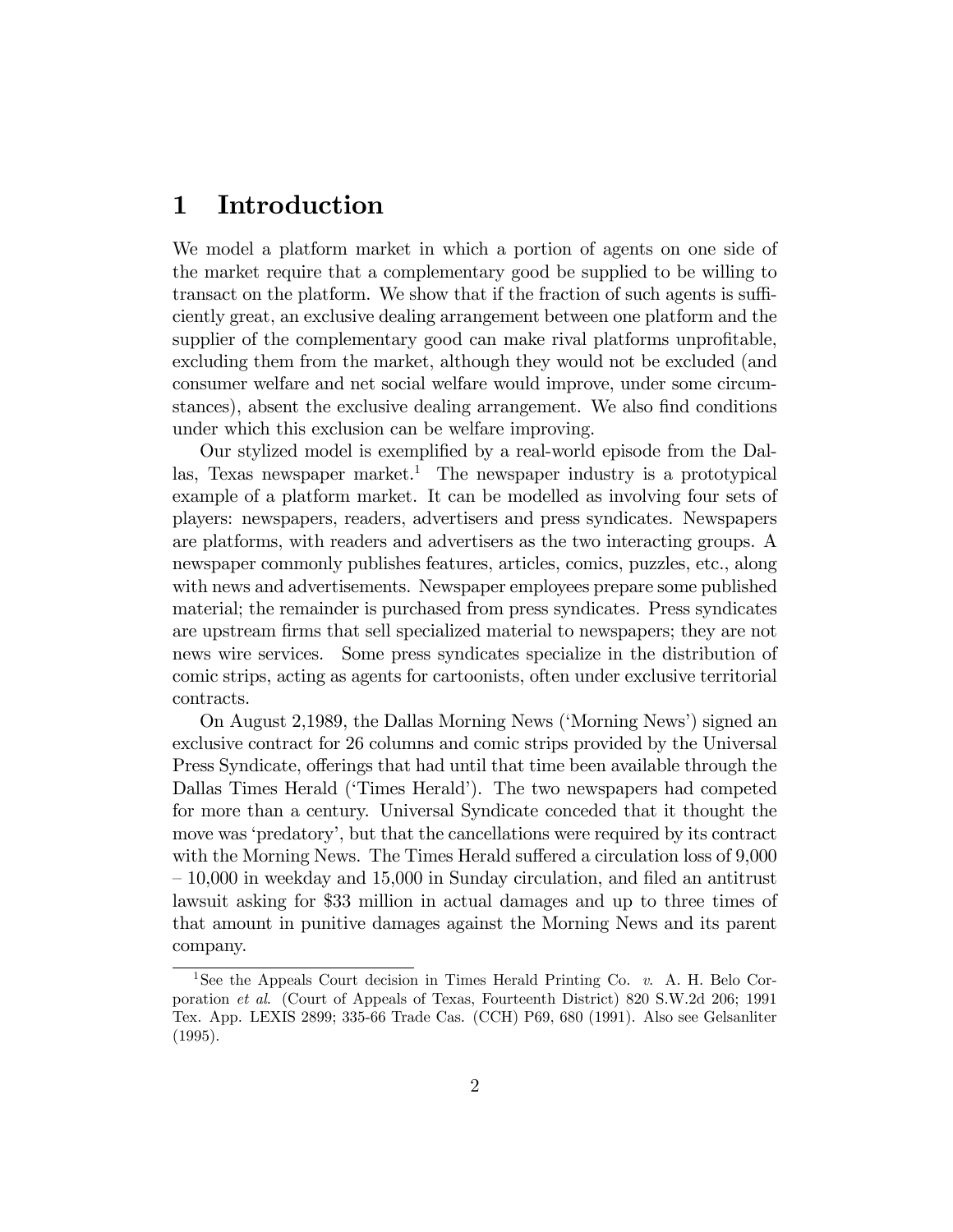# 1 Introduction

We model a platform market in which a portion of agents on one side of the market require that a complementary good be supplied to be willing to transact on the platform. We show that if the fraction of such agents is sufficiently great, an exclusive dealing arrangement between one platform and the supplier of the complementary good can make rival platforms unprofitable, excluding them from the market, although they would not be excluded (and consumer welfare and net social welfare would improve, under some circumstances), absent the exclusive dealing arrangement. We also find conditions under which this exclusion can be welfare improving.

Our stylized model is exemplified by a real-world episode from the Dallas, Texas newspaper market.[1] The newspaper industry is a prototypical example of a platform market. It can be modelled as involving four sets of players: newspapers, readers, advertisers and press syndicates. Newspapers are platforms, with readers and advertisers as the two interacting groups. A newspaper commonly publishes features, articles, comics, puzzles, etc., along with news and advertisements. Newspaper employees prepare some published material; the remainder is purchased from press syndicates. Press syndicates are upstream firms that sell specialized material to newspapers; they are not news wire services. Some press syndicates specialize in the distribution of comic strips, acting as agents for cartoonists, often under exclusive territorial contracts.

On August 2,1989, the Dallas Morning News ('Morning News') signed an exclusive contract for 26 columns and comic strips provided by the Universal Press Syndicate, offerings that had until that time been available through the Dallas Times Herald ('Times Herald'). The two newspapers had competed for more than a century. Universal Syndicate conceded that it thought the move was 'predatory', but that the cancellations were required by its contract with the Morning News. The Times Herald suffered a circulation loss of 9,000 – 10,000 in weekday and 15,000 in Sunday circulation, and filed an antitrust lawsuit asking for $33 million in actual damages and up to three times of that amount in punitive damages against the Morning News and its parent company.

[1] See the Appeals Court decision in Times Herald Printing Co. *v.* A. H. Belo Corporation *et al*. (Court of Appeals of Texas, Fourteenth District) 820 S.W.2d 206; 1991 Tex. App. LEXIS 2899; 335-66 Trade Cas. (CCH) P69, 680 (1991). Also see Gelsanliter (1995).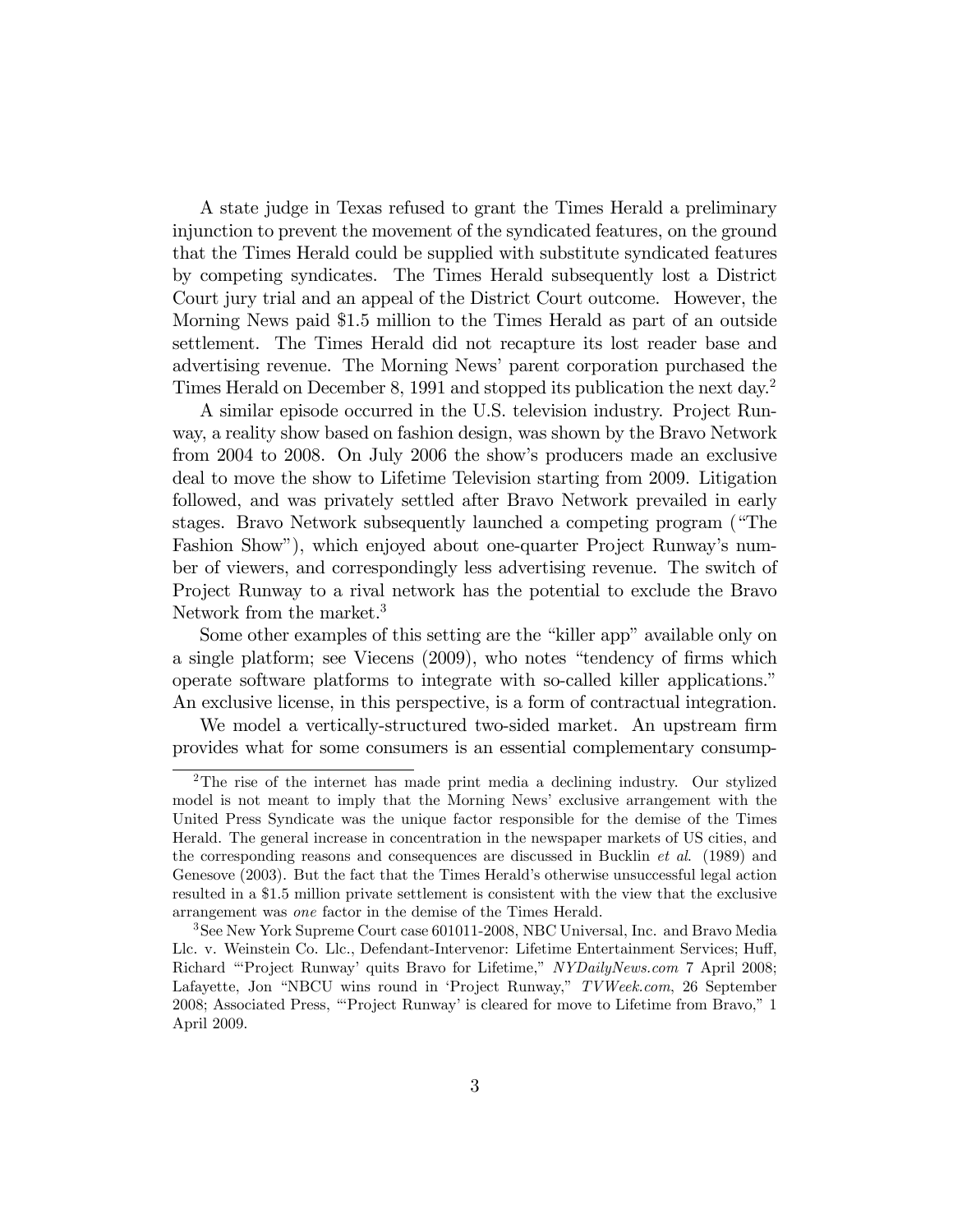A state judge in Texas refused to grant the Times Herald a preliminary injunction to prevent the movement of the syndicated features, on the ground that the Times Herald could be supplied with substitute syndicated features by competing syndicates. The Times Herald subsequently lost a District Court jury trial and an appeal of the District Court outcome. However, the Morning News paid \$1.5 million to the Times Herald as part of an outside settlement. The Times Herald did not recapture its lost reader base and advertising revenue. The Morning News' parent corporation purchased the Times Herald on December 8, 1991 and stopped its publication the next day.[2]

A similar episode occurred in the U.S. television industry. Project Runway, a reality show based on fashion design, was shown by the Bravo Network from 2004 to 2008. On July 2006 the show's producers made an exclusive deal to move the show to Lifetime Television starting from 2009. Litigation followed, and was privately settled after Bravo Network prevailed in early stages. Bravo Network subsequently launched a competing program ("The Fashion Show"), which enjoyed about one-quarter Project Runway's number of viewers, and correspondingly less advertising revenue. The switch of Project Runway to a rival network has the potential to exclude the Bravo Network from the market.[3]

Some other examples of this setting are the "killer app" available only on a single platform; see Viecens (2009), who notes "tendency of firms which operate software platforms to integrate with so-called killer applications." An exclusive license, in this perspective, is a form of contractual integration.

We model a vertically-structured two-sided market. An upstream firm provides what for some consumers is an essential complementary consump-

---

[2]The rise of the internet has made print media a declining industry. Our stylized model is not meant to imply that the Morning News' exclusive arrangement with the United Press Syndicate was the unique factor responsible for the demise of the Times Herald. The general increase in concentration in the newspaper markets of US cities, and the corresponding reasons and consequences are discussed in Bucklin *et al.* (1989) and Genesove (2003). But the fact that the Times Herald's otherwise unsuccessful legal action resulted in a \$1.5 million private settlement is consistent with the view that the exclusive arrangement was *one* factor in the demise of the Times Herald.

[3]See New York Supreme Court case 601011-2008, NBC Universal, Inc. and Bravo Media Llc. v. Weinstein Co. Llc., Defendant-Intervenor: Lifetime Entertainment Services; Huff, Richard "'Project Runway' quits Bravo for Lifetime," *NYDailyNews.com* 7 April 2008; Lafayette, Jon "NBCU wins round in 'Project Runway," *TVWeek.com*, 26 September 2008; Associated Press, "'Project Runway' is cleared for move to Lifetime from Bravo," 1 April 2009.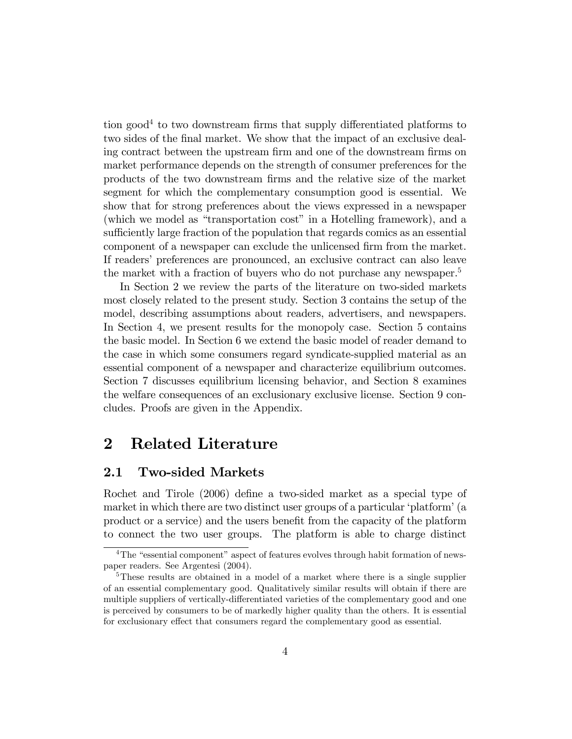tion good[4] to two downstream firms that supply differentiated platforms to two sides of the final market. We show that the impact of an exclusive dealing contract between the upstream firm and one of the downstream firms on market performance depends on the strength of consumer preferences for the products of the two downstream firms and the relative size of the market segment for which the complementary consumption good is essential. We show that for strong preferences about the views expressed in a newspaper (which we model as "transportation cost" in a Hotelling framework), and a sufficiently large fraction of the population that regards comics as an essential component of a newspaper can exclude the unlicensed firm from the market. If readers' preferences are pronounced, an exclusive contract can also leave the market with a fraction of buyers who do not purchase any newspaper.[5]

In Section 2 we review the parts of the literature on two-sided markets most closely related to the present study. Section 3 contains the setup of the model, describing assumptions about readers, advertisers, and newspapers. In Section 4, we present results for the monopoly case. Section 5 contains the basic model. In Section 6 we extend the basic model of reader demand to the case in which some consumers regard syndicate-supplied material as an essential component of a newspaper and characterize equilibrium outcomes. Section 7 discusses equilibrium licensing behavior, and Section 8 examines the welfare consequences of an exclusionary exclusive license. Section 9 concludes. Proofs are given in the Appendix.

# 2 Related Literature

## 2.1 Two-sided Markets

Rochet and Tirole (2006) define a two-sided market as a special type of market in which there are two distinct user groups of a particular 'platform' (a product or a service) and the users benefit from the capacity of the platform to connect the two user groups. The platform is able to charge distinct

---

[4] The "essential component" aspect of features evolves through habit formation of newspaper readers. See Argentesi (2004).

[5] These results are obtained in a model of a market where there is a single supplier of an essential complementary good. Qualitatively similar results will obtain if there are multiple suppliers of vertically-differentiated varieties of the complementary good and one is perceived by consumers to be of markedly higher quality than the others. It is essential for exclusionary effect that consumers regard the complementary good as essential.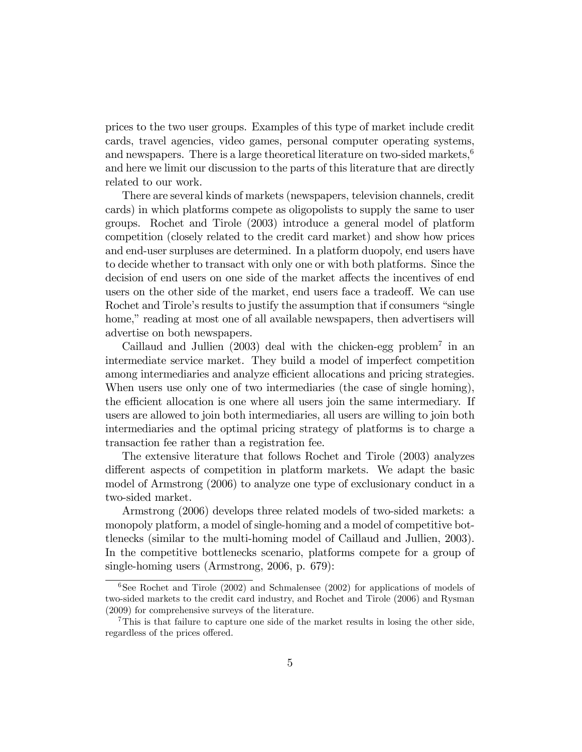prices to the two user groups. Examples of this type of market include credit cards, travel agencies, video games, personal computer operating systems, and newspapers. There is a large theoretical literature on two-sided markets,[6] and here we limit our discussion to the parts of this literature that are directly related to our work.

There are several kinds of markets (newspapers, television channels, credit cards) in which platforms compete as oligopolists to supply the same to user groups. Rochet and Tirole (2003) introduce a general model of platform competition (closely related to the credit card market) and show how prices and end-user surpluses are determined. In a platform duopoly, end users have to decide whether to transact with only one or with both platforms. Since the decision of end users on one side of the market affects the incentives of end users on the other side of the market, end users face a tradeoff. We can use Rochet and Tirole's results to justify the assumption that if consumers "single home," reading at most one of all available newspapers, then advertisers will advertise on both newspapers.

Caillaud and Jullien (2003) deal with the chicken-egg problem[7] in an intermediate service market. They build a model of imperfect competition among intermediaries and analyze efficient allocations and pricing strategies. When users use only one of two intermediaries (the case of single homing), the efficient allocation is one where all users join the same intermediary. If users are allowed to join both intermediaries, all users are willing to join both intermediaries and the optimal pricing strategy of platforms is to charge a transaction fee rather than a registration fee.

The extensive literature that follows Rochet and Tirole (2003) analyzes different aspects of competition in platform markets. We adapt the basic model of Armstrong (2006) to analyze one type of exclusionary conduct in a two-sided market.

Armstrong (2006) develops three related models of two-sided markets: a monopoly platform, a model of single-homing and a model of competitive bottlenecks (similar to the multi-homing model of Caillaud and Jullien, 2003). In the competitive bottlenecks scenario, platforms compete for a group of single-homing users (Armstrong, 2006, p. 679):

---

[6] See Rochet and Tirole (2002) and Schmalensee (2002) for applications of models of two-sided markets to the credit card industry, and Rochet and Tirole (2006) and Rysman (2009) for comprehensive surveys of the literature.

[7] This is that failure to capture one side of the market results in losing the other side, regardless of the prices offered.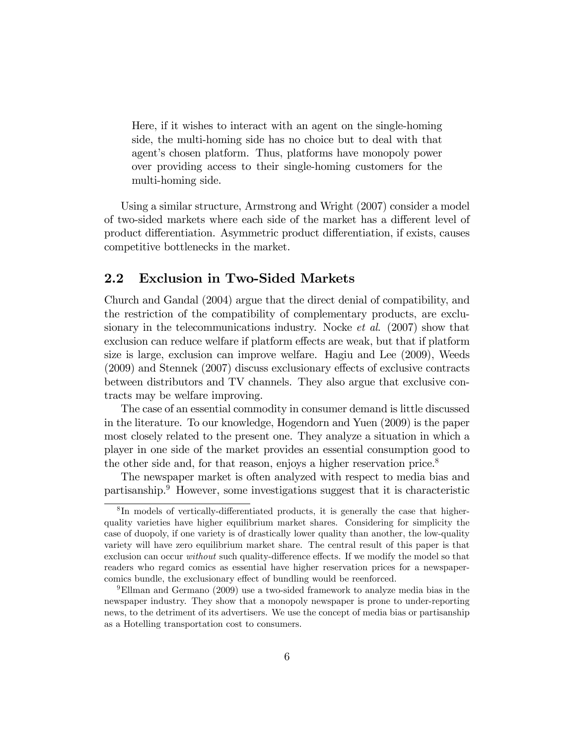> Here, if it wishes to interact with an agent on the single-homing side, the multi-homing side has no choice but to deal with that agent's chosen platform. Thus, platforms have monopoly power over providing access to their single-homing customers for the multi-homing side.

Using a similar structure, Armstrong and Wright (2007) consider a model of two-sided markets where each side of the market has a different level of product differentiation. Asymmetric product differentiation, if exists, causes competitive bottlenecks in the market.

## 2.2 Exclusion in Two-Sided Markets

Church and Gandal (2004) argue that the direct denial of compatibility, and the restriction of the compatibility of complementary products, are exclusionary in the telecommunications industry. Nocke *et al.* (2007) show that exclusion can reduce welfare if platform effects are weak, but that if platform size is large, exclusion can improve welfare. Hagiu and Lee (2009), Weeds (2009) and Stennek (2007) discuss exclusionary effects of exclusive contracts between distributors and TV channels. They also argue that exclusive contracts may be welfare improving.

The case of an essential commodity in consumer demand is little discussed in the literature. To our knowledge, Hogendorn and Yuen (2009) is the paper most closely related to the present one. They analyze a situation in which a player in one side of the market provides an essential consumption good to the other side and, for that reason, enjoys a higher reservation price.[8]

The newspaper market is often analyzed with respect to media bias and partisanship.[9] However, some investigations suggest that it is characteristic

---

[8] In models of vertically-differentiated products, it is generally the case that higher-quality varieties have higher equilibrium market shares. Considering for simplicity the case of duopoly, if one variety is of drastically lower quality than another, the low-quality variety will have zero equilibrium market share. The central result of this paper is that exclusion can occur *without* such quality-difference effects. If we modify the model so that readers who regard comics as essential have higher reservation prices for a newspaper-comics bundle, the exclusionary effect of bundling would be reenforced.

[9] Ellman and Germano (2009) use a two-sided framework to analyze media bias in the newspaper industry. They show that a monopoly newspaper is prone to under-reporting news, to the detriment of its advertisers. We use the concept of media bias or partisanship as a Hotelling transportation cost to consumers.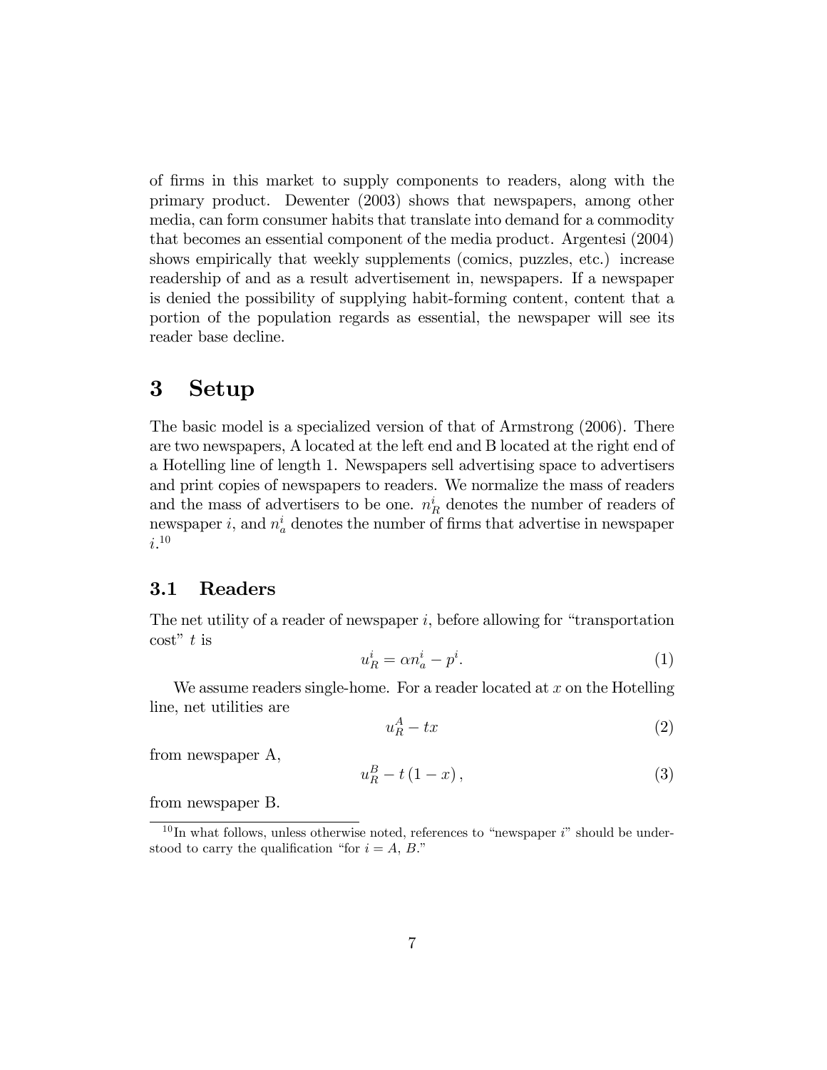of firms in this market to supply components to readers, along with the primary product. Dewenter (2003) shows that newspapers, among other media, can form consumer habits that translate into demand for a commodity that becomes an essential component of the media product. Argentesi (2004) shows empirically that weekly supplements (comics, puzzles, etc.) increase readership of and as a result advertisement in, newspapers. If a newspaper is denied the possibility of supplying habit-forming content, content that a portion of the population regards as essential, the newspaper will see its reader base decline.

# 3 Setup

The basic model is a specialized version of that of Armstrong (2006). There are two newspapers, A located at the left end and B located at the right end of a Hotelling line of length 1. Newspapers sell advertising space to advertisers and print copies of newspapers to readers. We normalize the mass of readers and the mass of advertisers to be one. $n_R^i$ denotes the number of readers of newspaper $i$, and $n_a^i$ denotes the number of firms that advertise in newspaper $i$.[10]

## 3.1 Readers

The net utility of a reader of newspaper $i$, before allowing for "transportation cost" $t$ is

$$u_R^i = \alpha n_a^i - p^i. \tag{1}$$

We assume readers single-home. For a reader located at $x$ on the Hotelling line, net utilities are

$$u_R^A - tx \tag{2}$$

from newspaper A,

$$u_R^B - t(1-x), \tag{3}$$

from newspaper B.

[10] In what follows, unless otherwise noted, references to "newspaper $i$" should be understood to carry the qualification "for $i = A, B$."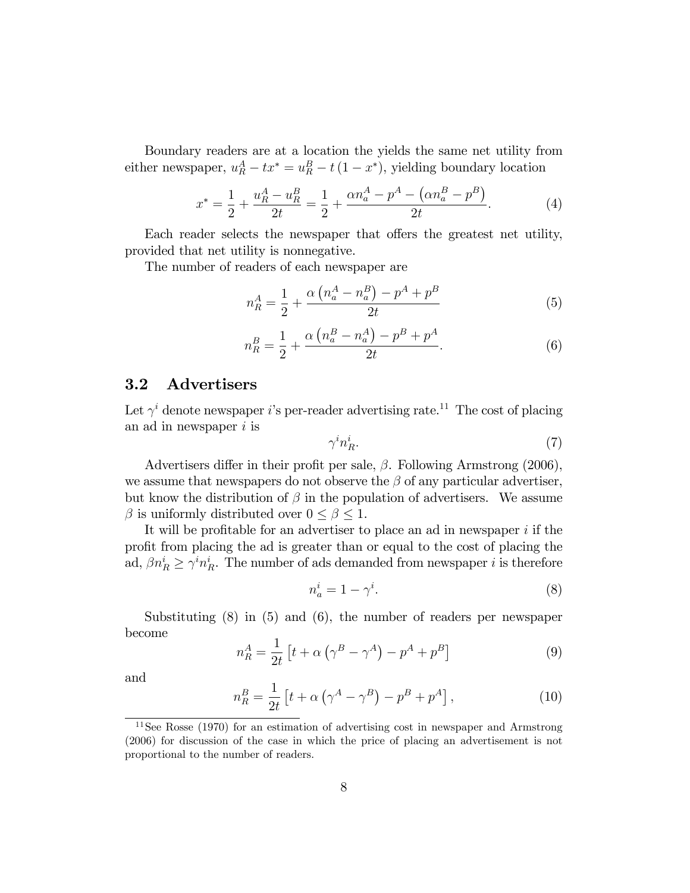Boundary readers are at a location the yields the same net utility from either newspaper, $u_R^A - tx^* = u_R^B - t(1 - x^*)$, yielding boundary location

$$x^* = \frac{1}{2} + \frac{u_R^A - u_R^B}{2t} = \frac{1}{2} + \frac{\alpha n_a^A - p^A - \left(\alpha n_a^B - p^B\right)}{2t}. \tag{4}$$

Each reader selects the newspaper that offers the greatest net utility, provided that net utility is nonnegative.

The number of readers of each newspaper are

$$n_R^A = \frac{1}{2} + \frac{\alpha\left(n_a^A - n_a^B\right) - p^A + p^B}{2t} \tag{5}$$

$$n_R^B = \frac{1}{2} + \frac{\alpha\left(n_a^B - n_a^A\right) - p^B + p^A}{2t}. \tag{6}$$

## 3.2 Advertisers

Let $\gamma^i$ denote newspaper $i$'s per-reader advertising rate.[11] The cost of placing an ad in newspaper $i$ is

$$\gamma^i n_R^i. \tag{7}$$

Advertisers differ in their profit per sale, $\beta$. Following Armstrong (2006), we assume that newspapers do not observe the $\beta$ of any particular advertiser, but know the distribution of $\beta$ in the population of advertisers. We assume $\beta$ is uniformly distributed over $0 \leq \beta \leq 1$.

It will be profitable for an advertiser to place an ad in newspaper $i$ if the profit from placing the ad is greater than or equal to the cost of placing the ad, $\beta n_R^i \geq \gamma^i n_R^i$. The number of ads demanded from newspaper $i$ is therefore

$$n_a^i = 1 - \gamma^i. \tag{8}$$

Substituting (8) in (5) and (6), the number of readers per newspaper become

$$n_R^A = \frac{1}{2t}\left[t + \alpha\left(\gamma^B - \gamma^A\right) - p^A + p^B\right] \tag{9}$$

and

$$n_R^B = \frac{1}{2t}\left[t + \alpha\left(\gamma^A - \gamma^B\right) - p^B + p^A\right], \tag{10}$$

[11] See Rosse (1970) for an estimation of advertising cost in newspaper and Armstrong (2006) for discussion of the case in which the price of placing an advertisement is not proportional to the number of readers.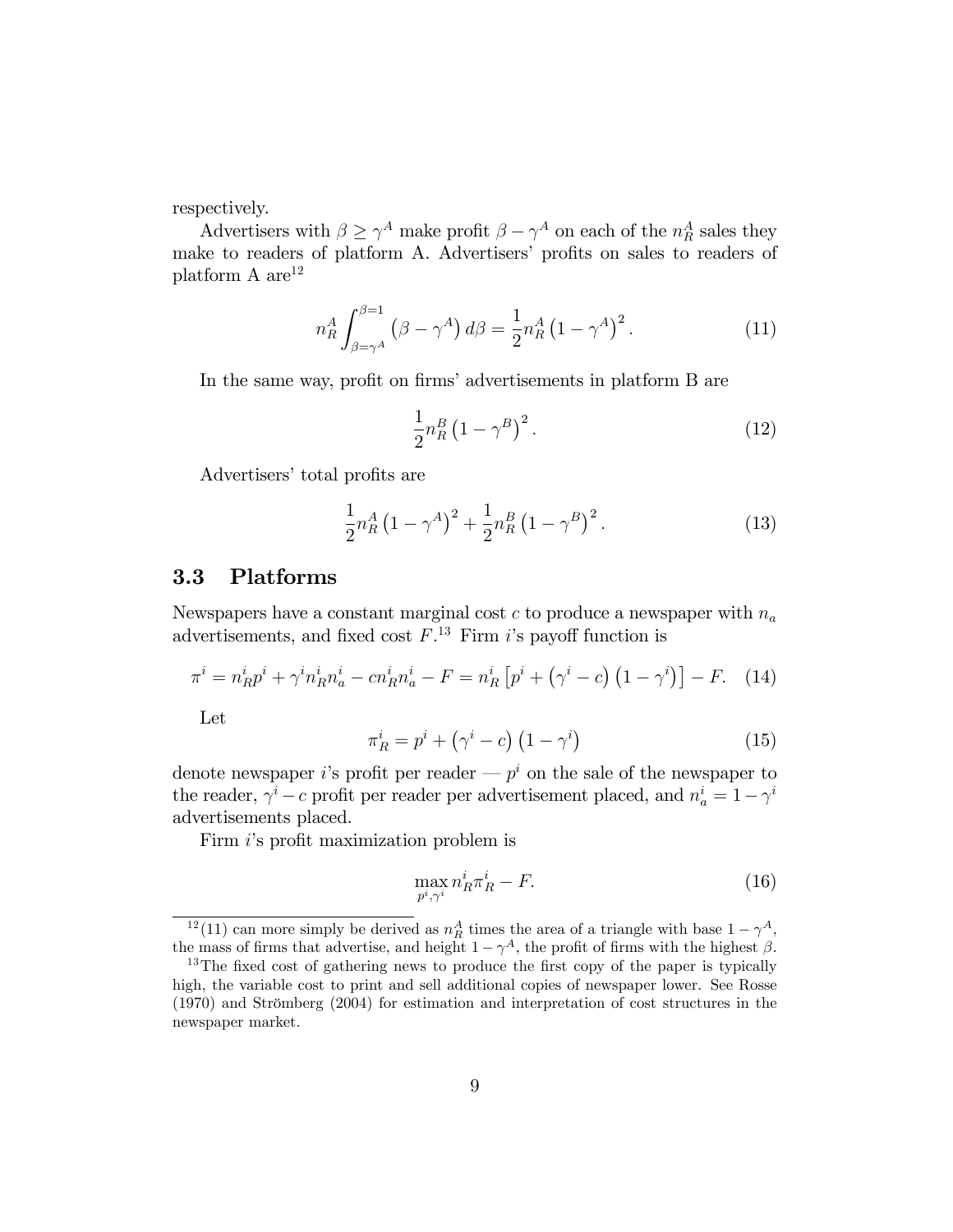respectively.

Advertisers with $\beta \geq \gamma^A$ make profit $\beta - \gamma^A$ on each of the $n_R^A$ sales they make to readers of platform A. Advertisers' profits on sales to readers of platform A are[12]

$$n_R^A \int_{\beta=\gamma^A}^{\beta=1} \left(\beta - \gamma^A\right) d\beta = \frac{1}{2} n_R^A \left(1 - \gamma^A\right)^2. \tag{11}$$

In the same way, profit on firms' advertisements in platform B are

$$\frac{1}{2} n_R^B \left(1 - \gamma^B\right)^2. \tag{12}$$

Advertisers' total profits are

$$\frac{1}{2} n_R^A \left(1 - \gamma^A\right)^2 + \frac{1}{2} n_R^B \left(1 - \gamma^B\right)^2. \tag{13}$$

## 3.3 Platforms

Newspapers have a constant marginal cost $c$ to produce a newspaper with $n_a$ advertisements, and fixed cost $F$.[13] Firm $i$'s payoff function is

$$\pi^i = n_R^i p^i + \gamma^i n_R^i n_a^i - c n_R^i n_a^i - F = n_R^i \left[p^i + \left(\gamma^i - c\right)\left(1 - \gamma^i\right)\right] - F. \tag{14}$$

Let

$$\pi_R^i = p^i + \left(\gamma^i - c\right)\left(1 - \gamma^i\right) \tag{15}$$

denote newspaper $i$'s profit per reader — $p^i$ on the sale of the newspaper to the reader, $\gamma^i - c$ profit per reader per advertisement placed, and $n_a^i = 1 - \gamma^i$ advertisements placed.

Firm $i$'s profit maximization problem is

$$\max_{p^i, \gamma^i} n_R^i \pi_R^i - F. \tag{16}$$

---

[12] (11) can more simply be derived as $n_R^A$ times the area of a triangle with base $1 - \gamma^A$, the mass of firms that advertise, and height $1 - \gamma^A$, the profit of firms with the highest $\beta$.

[13] The fixed cost of gathering news to produce the first copy of the paper is typically high, the variable cost to print and sell additional copies of newspaper lower. See Rosse (1970) and Strömberg (2004) for estimation and interpretation of cost structures in the newspaper market.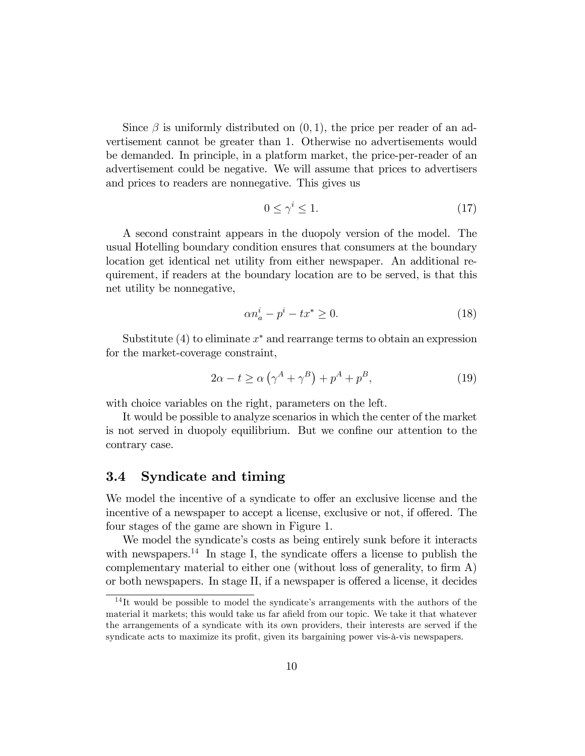Since $\beta$ is uniformly distributed on $(0,1)$, the price per reader of an advertisement cannot be greater than 1. Otherwise no advertisements would be demanded. In principle, in a platform market, the price-per-reader of an advertisement could be negative. We will assume that prices to advertisers and prices to readers are nonnegative. This gives us

$$0 \leq \gamma^i \leq 1. \tag{17}$$

A second constraint appears in the duopoly version of the model. The usual Hotelling boundary condition ensures that consumers at the boundary location get identical net utility from either newspaper. An additional requirement, if readers at the boundary location are to be served, is that this net utility be nonnegative,

$$\alpha n_a^i - p^i - tx^* \geq 0. \tag{18}$$

Substitute (4) to eliminate $x^*$ and rearrange terms to obtain an expression for the market-coverage constraint,

$$2\alpha - t \geq \alpha \left(\gamma^A + \gamma^B\right) + p^A + p^B, \tag{19}$$

with choice variables on the right, parameters on the left.

It would be possible to analyze scenarios in which the center of the market is not served in duopoly equilibrium. But we confine our attention to the contrary case.

## 3.4 Syndicate and timing

We model the incentive of a syndicate to offer an exclusive license and the incentive of a newspaper to accept a license, exclusive or not, if offered. The four stages of the game are shown in Figure 1.

We model the syndicate's costs as being entirely sunk before it interacts with newspapers.[14] In stage I, the syndicate offers a license to publish the complementary material to either one (without loss of generality, to firm A) or both newspapers. In stage II, if a newspaper is offered a license, it decides

[14] It would be possible to model the syndicate's arrangements with the authors of the material it markets; this would take us far afield from our topic. We take it that whatever the arrangements of a syndicate with its own providers, their interests are served if the syndicate acts to maximize its profit, given its bargaining power vis-à-vis newspapers.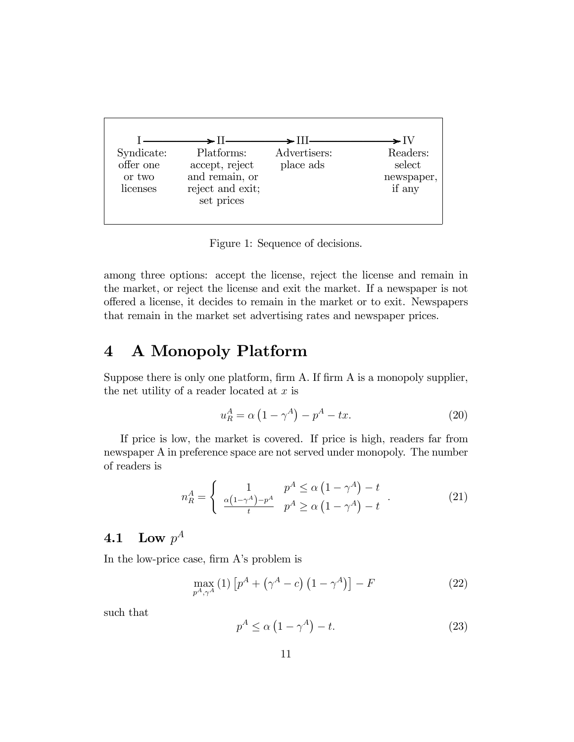| I ⟶ | II ⟶ | III ⟶ | IV |
|---|---|---|---|
| Syndicate: offer one or two licenses | Platforms: accept, reject and remain, or reject and exit; set prices | Advertisers: place ads | Readers: select newspaper, if any |

Figure 1: Sequence of decisions.

among three options: accept the license, reject the license and remain in the market, or reject the license and exit the market. If a newspaper is not offered a license, it decides to remain in the market or to exit. Newspapers that remain in the market set advertising rates and newspaper prices.

# 4 A Monopoly Platform

Suppose there is only one platform, firm A. If firm A is a monopoly supplier, the net utility of a reader located at $x$ is

$$u_R^A = \alpha\left(1 - \gamma^A\right) - p^A - tx. \tag{20}$$

If price is low, the market is covered. If price is high, readers far from newspaper A in preference space are not served under monopoly. The number of readers is

$$n_R^A = \begin{cases} 1 & p^A \leq \alpha\left(1 - \gamma^A\right) - t \\ \frac{\alpha\left(1-\gamma^A\right) - p^A}{t} & p^A \geq \alpha\left(1 - \gamma^A\right) - t \end{cases}. \tag{21}$$

## 4.1 Low $p^A$

In the low-price case, firm A's problem is

$$\max_{p^A, \gamma^A} (1)\left[p^A + \left(\gamma^A - c\right)\left(1 - \gamma^A\right)\right] - F \tag{22}$$

such that

$$p^A \leq \alpha\left(1 - \gamma^A\right) - t. \tag{23}$$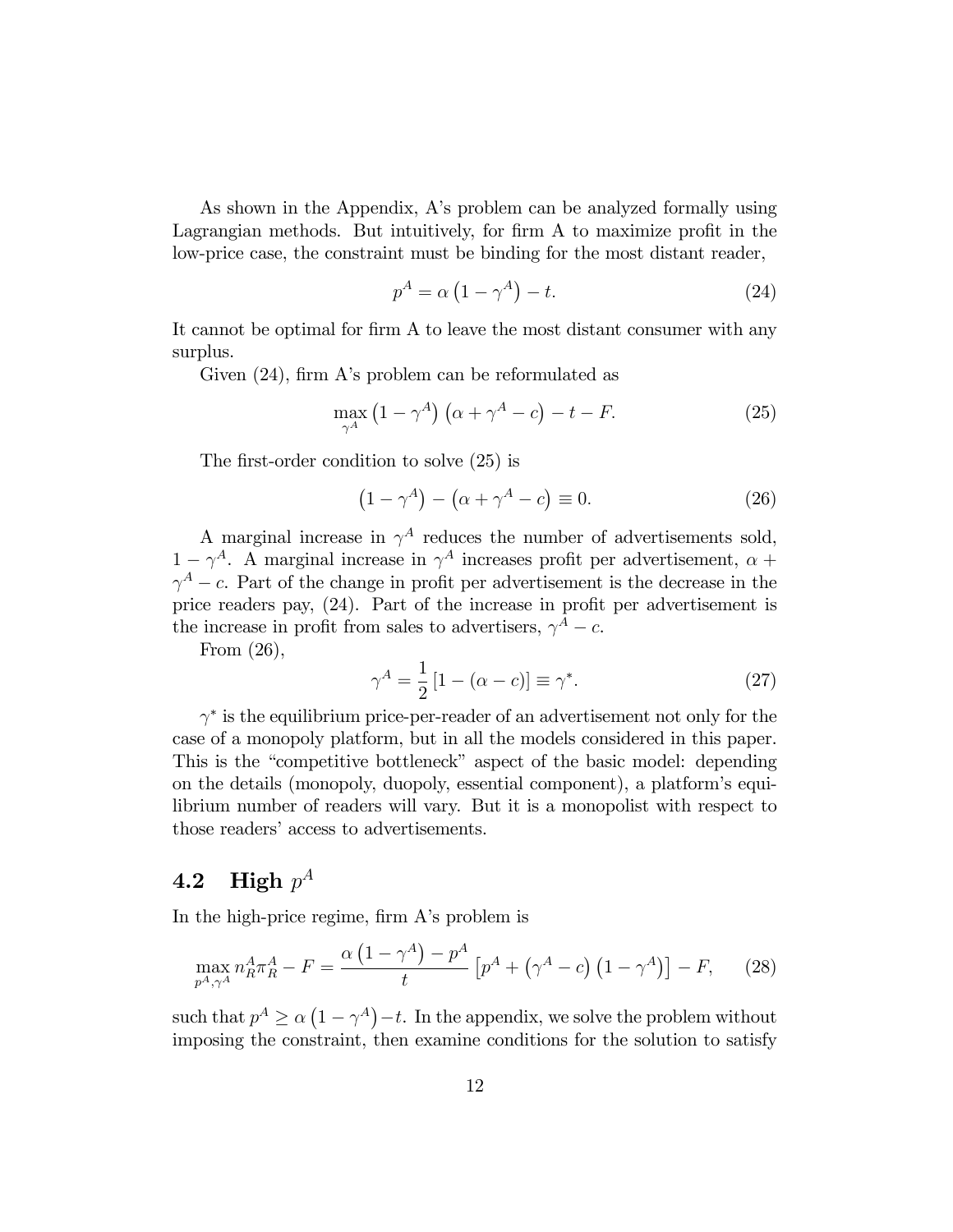As shown in the Appendix, A's problem can be analyzed formally using Lagrangian methods. But intuitively, for firm A to maximize profit in the low-price case, the constraint must be binding for the most distant reader,

$$p^A = \alpha\left(1-\gamma^A\right) - t. \tag{24}$$

It cannot be optimal for firm A to leave the most distant consumer with any surplus.

Given (24), firm A's problem can be reformulated as

$$\max_{\gamma^A} \left(1-\gamma^A\right)\left(\alpha+\gamma^A-c\right) - t - F. \tag{25}$$

The first-order condition to solve (25) is

$$\left(1-\gamma^A\right) - \left(\alpha+\gamma^A-c\right) \equiv 0. \tag{26}$$

A marginal increase in $\gamma^A$ reduces the number of advertisements sold, $1-\gamma^A$. A marginal increase in $\gamma^A$ increases profit per advertisement, $\alpha+\gamma^A-c$. Part of the change in profit per advertisement is the decrease in the price readers pay, (24). Part of the increase in profit per advertisement is the increase in profit from sales to advertisers, $\gamma^A-c$.

From (26),

$$\gamma^A = \frac{1}{2}\left[1-(\alpha-c)\right] \equiv \gamma^*. \tag{27}$$

$\gamma^*$ is the equilibrium price-per-reader of an advertisement not only for the case of a monopoly platform, but in all the models considered in this paper. This is the "competitive bottleneck" aspect of the basic model: depending on the details (monopoly, duopoly, essential component), a platform's equilibrium number of readers will vary. But it is a monopolist with respect to those readers' access to advertisements.

## 4.2 High $p^A$

In the high-price regime, firm A's problem is

$$\max_{p^A,\gamma^A} n_R^A \pi_R^A - F = \frac{\alpha\left(1-\gamma^A\right)-p^A}{t}\left[p^A + \left(\gamma^A-c\right)\left(1-\gamma^A\right)\right] - F, \tag{28}$$

such that $p^A \geq \alpha\left(1-\gamma^A\right)-t$. In the appendix, we solve the problem without imposing the constraint, then examine conditions for the solution to satisfy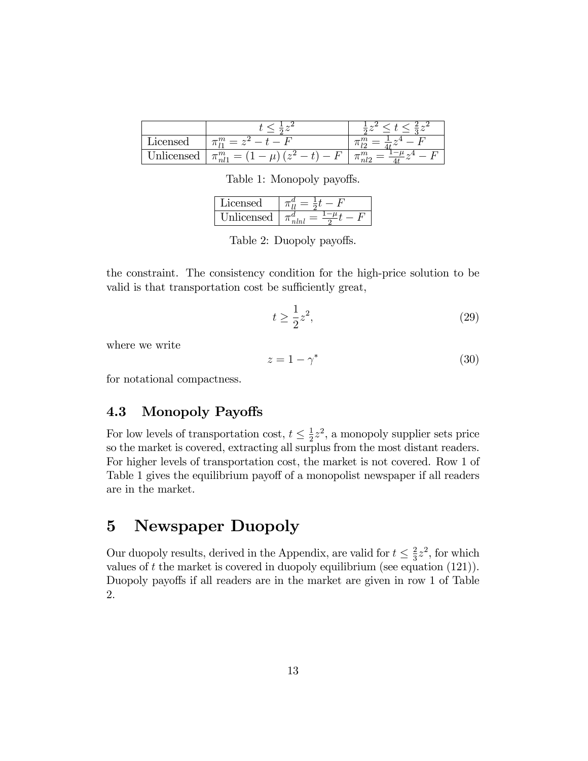|  | $t \leq \frac{1}{2}z^2$ | $\frac{1}{2}z^2 \leq t \leq \frac{2}{3}z^2$ |
|---|---|---|
| Licensed | $\pi_{l1}^m = z^2 - t - F$ | $\pi_{l2}^m = \frac{1}{4t}z^4 - F$ |
| Unlicensed | $\pi_{nl1}^m = (1-\mu)(z^2 - t) - F$ | $\pi_{nl2}^m = \frac{1-\mu}{4t}z^4 - F$ |

Table 1: Monopoly payoffs.

|  |  |
|---|---|
| Licensed | $\pi_{ll}^d = \frac{1}{2}t - F$ |
| Unlicensed | $\pi_{nlnl}^d = \frac{1-\mu}{2}t - F$ |

Table 2: Duopoly payoffs.

the constraint. The consistency condition for the high-price solution to be valid is that transportation cost be sufficiently great,

$$t \geq \frac{1}{2}z^2, \tag{29}$$

where we write

$$z = 1 - \gamma^* \tag{30}$$

for notational compactness.

### 4.3 Monopoly Payoffs

For low levels of transportation cost, $t \leq \frac{1}{2}z^2$, a monopoly supplier sets price so the market is covered, extracting all surplus from the most distant readers. For higher levels of transportation cost, the market is not covered. Row 1 of Table 1 gives the equilibrium payoff of a monopolist newspaper if all readers are in the market.

## 5 Newspaper Duopoly

Our duopoly results, derived in the Appendix, are valid for $t \leq \frac{2}{3}z^2$, for which values of $t$ the market is covered in duopoly equilibrium (see equation (121)). Duopoly payoffs if all readers are in the market are given in row 1 of Table 2.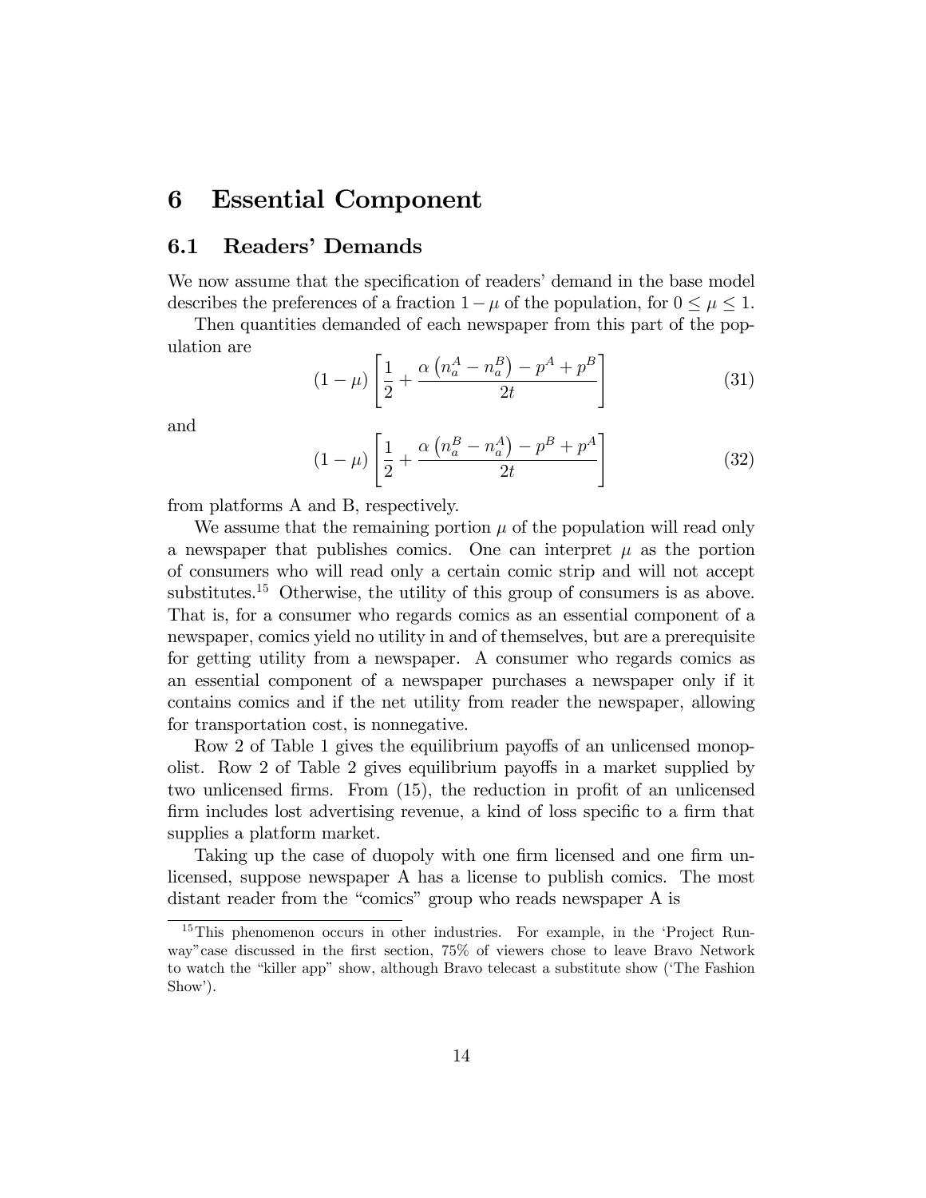# 6 Essential Component

## 6.1 Readers' Demands

We now assume that the specification of readers' demand in the base model describes the preferences of a fraction $1-\mu$ of the population, for $0 \leq \mu \leq 1$.

Then quantities demanded of each newspaper from this part of the population are

$$(1-\mu)\left[\frac{1}{2}+\frac{\alpha\left(n_a^A-n_a^B\right)-p^A+p^B}{2t}\right] \tag{31}$$

and

$$(1-\mu)\left[\frac{1}{2}+\frac{\alpha\left(n_a^B-n_a^A\right)-p^B+p^A}{2t}\right] \tag{32}$$

from platforms A and B, respectively.

We assume that the remaining portion $\mu$ of the population will read only a newspaper that publishes comics. One can interpret $\mu$ as the portion of consumers who will read only a certain comic strip and will not accept substitutes.[15] Otherwise, the utility of this group of consumers is as above. That is, for a consumer who regards comics as an essential component of a newspaper, comics yield no utility in and of themselves, but are a prerequisite for getting utility from a newspaper. A consumer who regards comics as an essential component of a newspaper purchases a newspaper only if it contains comics and if the net utility from reader the newspaper, allowing for transportation cost, is nonnegative.

Row 2 of Table 1 gives the equilibrium payoffs of an unlicensed monopolist. Row 2 of Table 2 gives equilibrium payoffs in a market supplied by two unlicensed firms. From (15), the reduction in profit of an unlicensed firm includes lost advertising revenue, a kind of loss specific to a firm that supplies a platform market.

Taking up the case of duopoly with one firm licensed and one firm unlicensed, suppose newspaper A has a license to publish comics. The most distant reader from the "comics" group who reads newspaper A is

[15] This phenomenon occurs in other industries. For example, in the 'Project Runway"case discussed in the first section, 75% of viewers chose to leave Bravo Network to watch the "killer app" show, although Bravo telecast a substitute show ('The Fashion Show').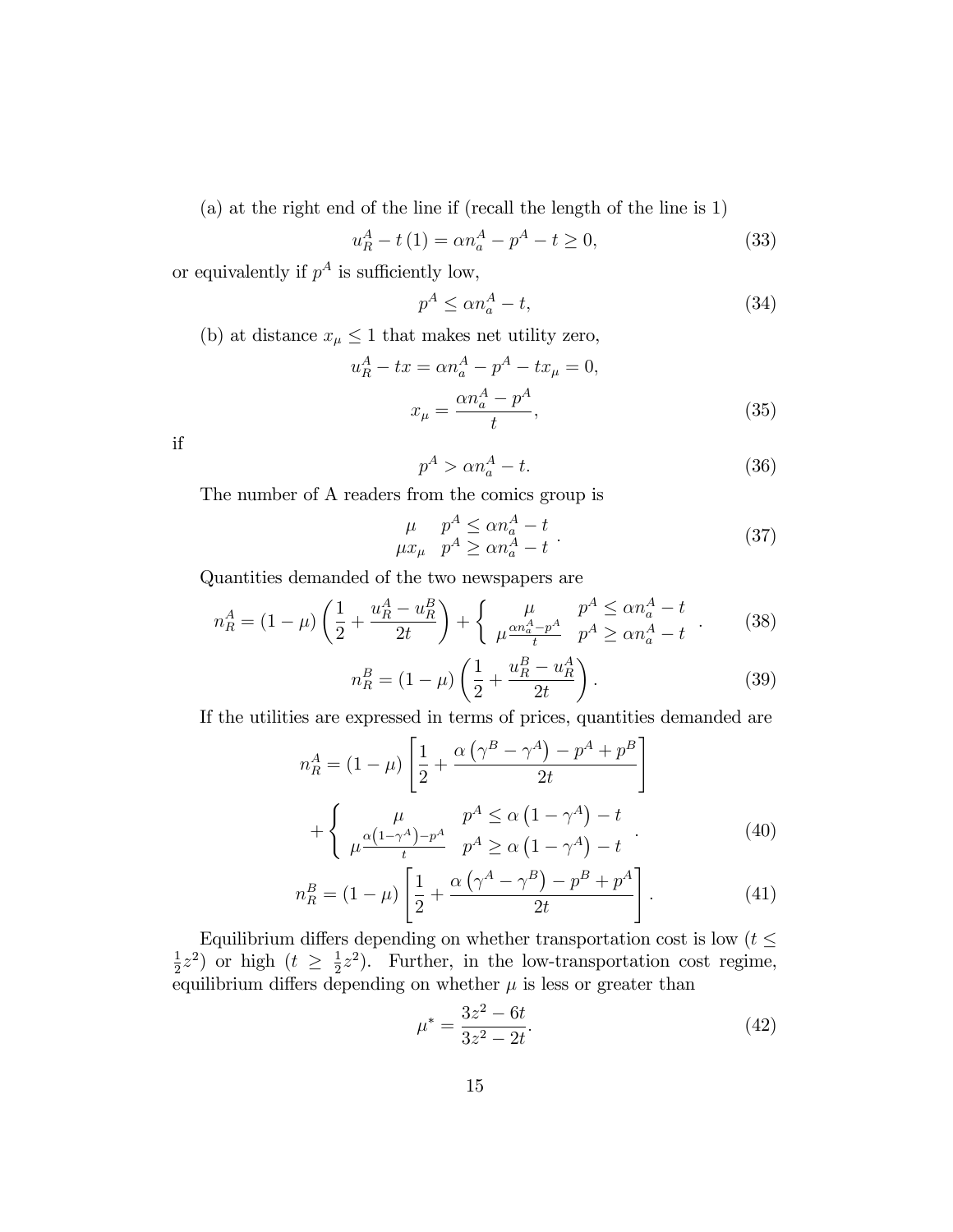(a) at the right end of the line if (recall the length of the line is 1)

$$u_R^A - t(1) = \alpha n_a^A - p^A - t \geq 0, \tag{33}$$

or equivalently if $p^A$ is sufficiently low,

$$p^A \leq \alpha n_a^A - t, \tag{34}$$

(b) at distance $x_\mu \leq 1$ that makes net utility zero,

$$u_R^A - tx = \alpha n_a^A - p^A - tx_\mu = 0,$$

$$x_\mu = \frac{\alpha n_a^A - p^A}{t}, \tag{35}$$

if

$$p^A > \alpha n_a^A - t. \tag{36}$$

The number of A readers from the comics group is

$$\begin{matrix} \mu & p^A \leq \alpha n_a^A - t \\ \mu x_\mu & p^A \geq \alpha n_a^A - t \end{matrix}. \tag{37}$$

Quantities demanded of the two newspapers are

$$n_R^A = (1-\mu)\left(\frac{1}{2} + \frac{u_R^A - u_R^B}{2t}\right) + \left\{ \begin{matrix} \mu & p^A \leq \alpha n_a^A - t \\ \mu \frac{\alpha n_a^A - p^A}{t} & p^A \geq \alpha n_a^A - t \end{matrix} \right. . \tag{38}$$

$$n_R^B = (1-\mu)\left(\frac{1}{2} + \frac{u_R^B - u_R^A}{2t}\right). \tag{39}$$

If the utilities are expressed in terms of prices, quantities demanded are

$$\begin{aligned} n_R^A &= (1-\mu)\left[\frac{1}{2} + \frac{\alpha\left(\gamma^B - \gamma^A\right) - p^A + p^B}{2t}\right] \\ &+ \left\{ \begin{matrix} \mu & p^A \leq \alpha\left(1-\gamma^A\right) - t \\ \mu \frac{\alpha\left(1-\gamma^A\right) - p^A}{t} & p^A \geq \alpha\left(1-\gamma^A\right) - t \end{matrix} \right. . \end{aligned} \tag{40}$$

$$n_R^B = (1-\mu)\left[\frac{1}{2} + \frac{\alpha\left(\gamma^A - \gamma^B\right) - p^B + p^A}{2t}\right]. \tag{41}$$

Equilibrium differs depending on whether transportation cost is low ($t \leq \frac{1}{2}z^2$) or high ($t \geq \frac{1}{2}z^2$). Further, in the low-transportation cost regime, equilibrium differs depending on whether $\mu$ is less or greater than

$$\mu^* = \frac{3z^2 - 6t}{3z^2 - 2t}. \tag{42}$$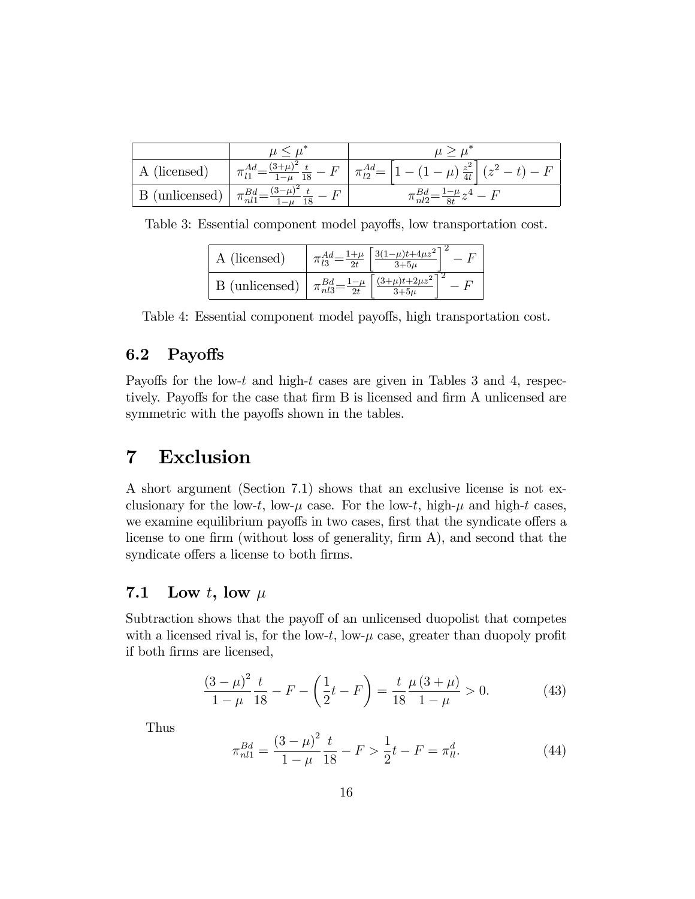| | $\mu \leq \mu^*$ | $\mu \geq \mu^*$ |
|---|---|---|
| A (licensed) | $\pi_{l1}^{Ad} = \frac{(3+\mu)^2}{1-\mu}\frac{t}{18} - F$ | $\pi_{l2}^{Ad} = \left[1 - (1-\mu)\frac{z^2}{4t}\right](z^2 - t) - F$ |
| B (unlicensed) | $\pi_{nl1}^{Bd} = \frac{(3-\mu)^2}{1-\mu}\frac{t}{18} - F$ | $\pi_{nl2}^{Bd} = \frac{1-\mu}{8t}z^4 - F$ |

Table 3: Essential component model payoffs, low transportation cost.

| | |
|---|---|
| A (licensed) | $\pi_{l3}^{Ad} = \frac{1+\mu}{2t}\left[\frac{3(1-\mu)t + 4\mu z^2}{3+5\mu}\right]^2 - F$ |
| B (unlicensed) | $\pi_{nl3}^{Bd} = \frac{1-\mu}{2t}\left[\frac{(3+\mu)t + 2\mu z^2}{3+5\mu}\right]^2 - F$ |

Table 4: Essential component model payoffs, high transportation cost.

## 6.2 Payoffs

Payoffs for the low-$t$ and high-$t$ cases are given in Tables 3 and 4, respectively. Payoffs for the case that firm B is licensed and firm A unlicensed are symmetric with the payoffs shown in the tables.

# 7 Exclusion

A short argument (Section 7.1) shows that an exclusive license is not exclusionary for the low-$t$, low-$\mu$ case. For the low-$t$, high-$\mu$ and high-$t$ cases, we examine equilibrium payoffs in two cases, first that the syndicate offers a license to one firm (without loss of generality, firm A), and second that the syndicate offers a license to both firms.

## 7.1 Low $t$, low $\mu$

Subtraction shows that the payoff of an unlicensed duopolist that competes with a licensed rival is, for the low-$t$, low-$\mu$ case, greater than duopoly profit if both firms are licensed,

$$\frac{(3-\mu)^2}{1-\mu}\frac{t}{18} - F - \left(\frac{1}{2}t - F\right) = \frac{t}{18}\frac{\mu(3+\mu)}{1-\mu} > 0. \tag{43}$$

Thus

$$\pi_{nl1}^{Bd} = \frac{(3-\mu)^2}{1-\mu}\frac{t}{18} - F > \frac{1}{2}t - F = \pi_{ll}^{d}. \tag{44}$$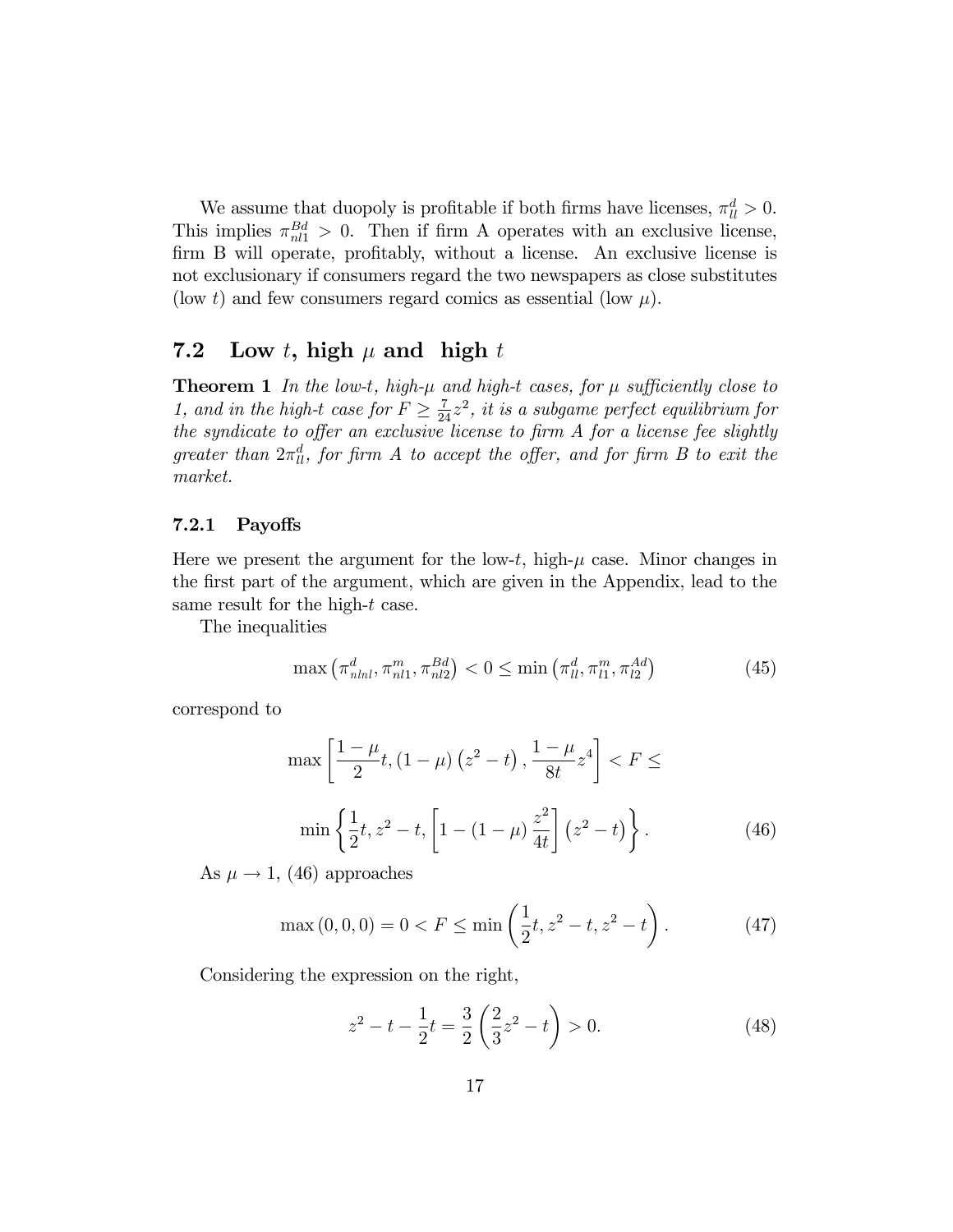We assume that duopoly is profitable if both firms have licenses, $\pi_{ll}^{d} > 0$. This implies $\pi_{nl1}^{Bd} > 0$. Then if firm A operates with an exclusive license, firm B will operate, profitably, without a license. An exclusive license is not exclusionary if consumers regard the two newspapers as close substitutes (low $t$) and few consumers regard comics as essential (low $\mu$).

## 7.2 Low $t$, high $\mu$ and high $t$

**Theorem 1** *In the low-$t$, high-$\mu$ and high-$t$ cases, for $\mu$ sufficiently close to 1, and in the high-$t$ case for $F \geq \frac{7}{24}z^2$, it is a subgame perfect equilibrium for the syndicate to offer an exclusive license to firm A for a license fee slightly greater than $2\pi_{ll}^{d}$, for firm A to accept the offer, and for firm B to exit the market.*

### 7.2.1 Payoffs

Here we present the argument for the low-$t$, high-$\mu$ case. Minor changes in the first part of the argument, which are given in the Appendix, lead to the same result for the high-$t$ case.

The inequalities

$$\max\left(\pi_{nlnl}^{d}, \pi_{nl1}^{m}, \pi_{nl2}^{Bd}\right) < 0 \leq \min\left(\pi_{ll}^{d}, \pi_{l1}^{m}, \pi_{l2}^{Ad}\right) \tag{45}$$

correspond to

$$\max\left[\frac{1-\mu}{2}t, (1-\mu)\left(z^2 - t\right), \frac{1-\mu}{8t}z^4\right] < F \leq$$

$$\min\left\{\frac{1}{2}t, z^2 - t, \left[1 - (1-\mu)\frac{z^2}{4t}\right]\left(z^2 - t\right)\right\}. \tag{46}$$

As $\mu \to 1$, (46) approaches

$$\max(0, 0, 0) = 0 < F \leq \min\left(\frac{1}{2}t, z^2 - t, z^2 - t\right). \tag{47}$$

Considering the expression on the right,

$$z^2 - t - \frac{1}{2}t = \frac{3}{2}\left(\frac{2}{3}z^2 - t\right) > 0. \tag{48}$$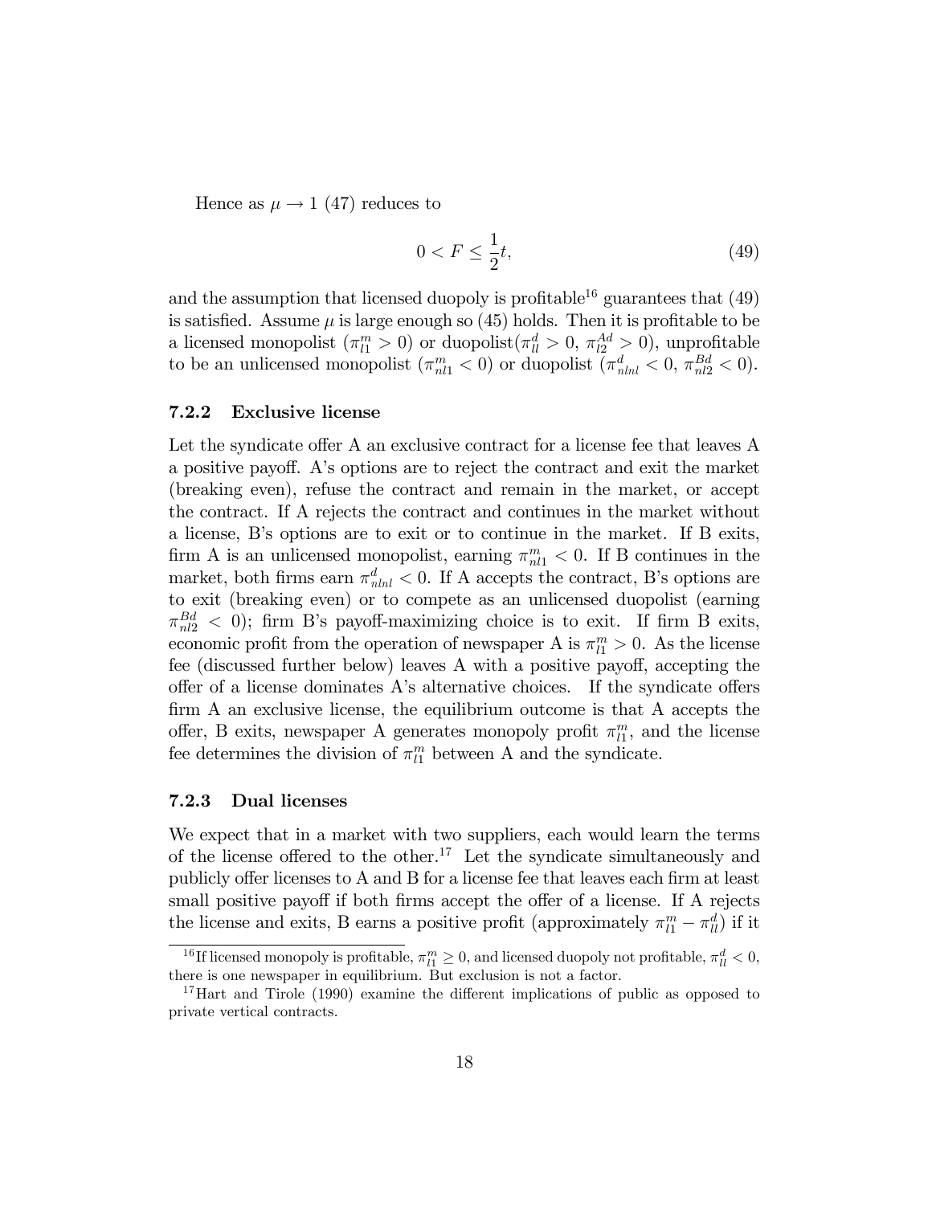Hence as $\mu \to 1$ (47) reduces to

$$0 < F \leq \frac{1}{2}t, \tag{49}$$

and the assumption that licensed duopoly is profitable[16] guarantees that (49) is satisfied. Assume $\mu$ is large enough so (45) holds. Then it is profitable to be a licensed monopolist ($\pi_{l1}^m > 0$) or duopolist($\pi_{ll}^d > 0$, $\pi_{l2}^{Ad} > 0$), unprofitable to be an unlicensed monopolist ($\pi_{nl1}^m < 0$) or duopolist ($\pi_{nlnl}^d < 0$, $\pi_{nl2}^{Bd} < 0$).

### 7.2.2 Exclusive license

Let the syndicate offer A an exclusive contract for a license fee that leaves A a positive payoff. A's options are to reject the contract and exit the market (breaking even), refuse the contract and remain in the market, or accept the contract. If A rejects the contract and continues in the market without a license, B's options are to exit or to continue in the market. If B exits, firm A is an unlicensed monopolist, earning $\pi_{nl1}^m < 0$. If B continues in the market, both firms earn $\pi_{nlnl}^d < 0$. If A accepts the contract, B's options are to exit (breaking even) or to compete as an unlicensed duopolist (earning $\pi_{nl2}^{Bd} < 0$); firm B's payoff-maximizing choice is to exit. If firm B exits, economic profit from the operation of newspaper A is $\pi_{l1}^m > 0$. As the license fee (discussed further below) leaves A with a positive payoff, accepting the offer of a license dominates A's alternative choices. If the syndicate offers firm A an exclusive license, the equilibrium outcome is that A accepts the offer, B exits, newspaper A generates monopoly profit $\pi_{l1}^m$, and the license fee determines the division of $\pi_{l1}^m$ between A and the syndicate.

### 7.2.3 Dual licenses

We expect that in a market with two suppliers, each would learn the terms of the license offered to the other.[17] Let the syndicate simultaneously and publicly offer licenses to A and B for a license fee that leaves each firm at least small positive payoff if both firms accept the offer of a license. If A rejects the license and exits, B earns a positive profit (approximately $\pi_{l1}^m - \pi_{ll}^d$) if it

---

[16] If licensed monopoly is profitable, $\pi_{l1}^m \geq 0$, and licensed duopoly not profitable, $\pi_{ll}^d < 0$, there is one newspaper in equilibrium. But exclusion is not a factor.

[17] Hart and Tirole (1990) examine the different implications of public as opposed to private vertical contracts.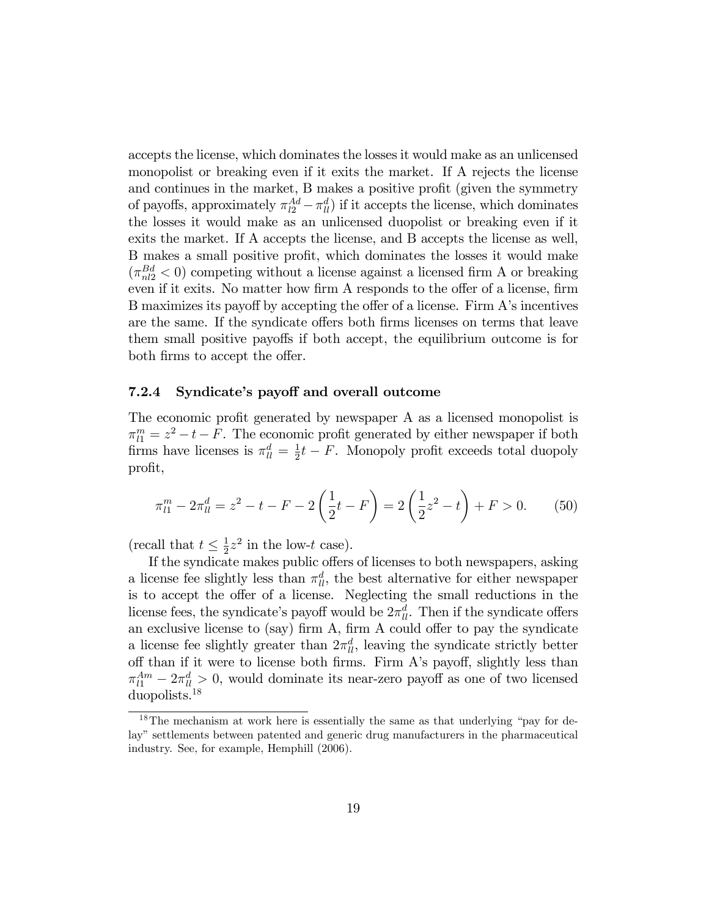accepts the license, which dominates the losses it would make as an unlicensed monopolist or breaking even if it exits the market. If A rejects the license and continues in the market, B makes a positive profit (given the symmetry of payoffs, approximately $\pi_{l2}^{Ad} - \pi_{ll}^{d}$) if it accepts the license, which dominates the losses it would make as an unlicensed duopolist or breaking even if it exits the market. If A accepts the license, and B accepts the license as well, B makes a small positive profit, which dominates the losses it would make ($\pi_{nl2}^{Bd} < 0$) competing without a license against a licensed firm A or breaking even if it exits. No matter how firm A responds to the offer of a license, firm B maximizes its payoff by accepting the offer of a license. Firm A's incentives are the same. If the syndicate offers both firms licenses on terms that leave them small positive payoffs if both accept, the equilibrium outcome is for both firms to accept the offer.

### 7.2.4 Syndicate's payoff and overall outcome

The economic profit generated by newspaper A as a licensed monopolist is $\pi_{l1}^{m} = z^2 - t - F$. The economic profit generated by either newspaper if both firms have licenses is $\pi_{ll}^{d} = \frac{1}{2}t - F$. Monopoly profit exceeds total duopoly profit,

$$\pi_{l1}^{m} - 2\pi_{ll}^{d} = z^2 - t - F - 2\left(\frac{1}{2}t - F\right) = 2\left(\frac{1}{2}z^2 - t\right) + F > 0. \tag{50}$$

(recall that $t \leq \frac{1}{2}z^2$ in the low-$t$ case).

If the syndicate makes public offers of licenses to both newspapers, asking a license fee slightly less than $\pi_{ll}^{d}$, the best alternative for either newspaper is to accept the offer of a license. Neglecting the small reductions in the license fees, the syndicate's payoff would be $2\pi_{ll}^{d}$. Then if the syndicate offers an exclusive license to (say) firm A, firm A could offer to pay the syndicate a license fee slightly greater than $2\pi_{ll}^{d}$, leaving the syndicate strictly better off than if it were to license both firms. Firm A's payoff, slightly less than $\pi_{l1}^{Am} - 2\pi_{ll}^{d} > 0$, would dominate its near-zero payoff as one of two licensed duopolists.[18]

[18] The mechanism at work here is essentially the same as that underlying "pay for delay" settlements between patented and generic drug manufacturers in the pharmaceutical industry. See, for example, Hemphill (2006).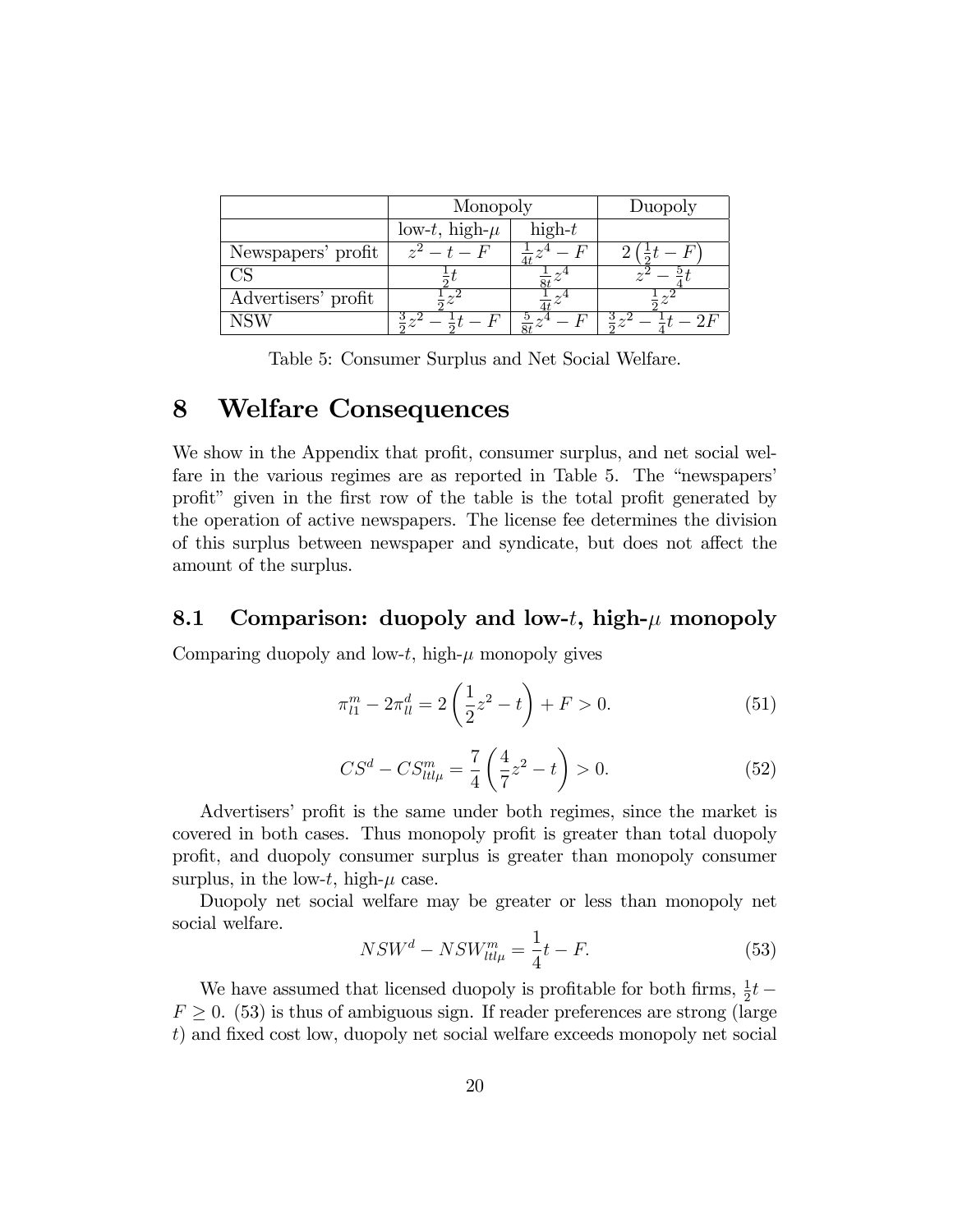| | Monopoly | | Duopoly |
|---|---|---|---|
| | low-$t$, high-$\mu$ | high-$t$ | |
| Newspapers' profit | $z^2 - t - F$ | $\frac{1}{4t}z^4 - F$ | $2\left(\frac{1}{2}t - F\right)$ |
| CS | $\frac{1}{2}t$ | $\frac{1}{8t}z^4$ | $z^2 - \frac{5}{4}t$ |
| Advertisers' profit | $\frac{1}{2}z^2$ | $\frac{1}{4t}z^4$ | $\frac{1}{2}z^2$ |
| NSW | $\frac{3}{2}z^2 - \frac{1}{2}t - F$ | $\frac{5}{8t}z^4 - F$ | $\frac{3}{2}z^2 - \frac{1}{4}t - 2F$ |

Table 5: Consumer Surplus and Net Social Welfare.

# 8 Welfare Consequences

We show in the Appendix that profit, consumer surplus, and net social welfare in the various regimes are as reported in Table 5. The "newspapers' profit" given in the first row of the table is the total profit generated by the operation of active newspapers. The license fee determines the division of this surplus between newspaper and syndicate, but does not affect the amount of the surplus.

## 8.1 Comparison: duopoly and low-$t$, high-$\mu$ monopoly

Comparing duopoly and low-$t$, high-$\mu$ monopoly gives

$$\pi_{l1}^m - 2\pi_{ll}^d = 2\left(\frac{1}{2}z^2 - t\right) + F > 0. \tag{51}$$

$$CS^d - CS_{ltl\mu}^m = \frac{7}{4}\left(\frac{4}{7}z^2 - t\right) > 0. \tag{52}$$

Advertisers' profit is the same under both regimes, since the market is covered in both cases. Thus monopoly profit is greater than total duopoly profit, and duopoly consumer surplus is greater than monopoly consumer surplus, in the low-$t$, high-$\mu$ case.

Duopoly net social welfare may be greater or less than monopoly net social welfare.

$$NSW^d - NSW_{ltl\mu}^m = \frac{1}{4}t - F. \tag{53}$$

We have assumed that licensed duopoly is profitable for both firms, $\frac{1}{2}t - F \geq 0$. (53) is thus of ambiguous sign. If reader preferences are strong (large $t$) and fixed cost low, duopoly net social welfare exceeds monopoly net social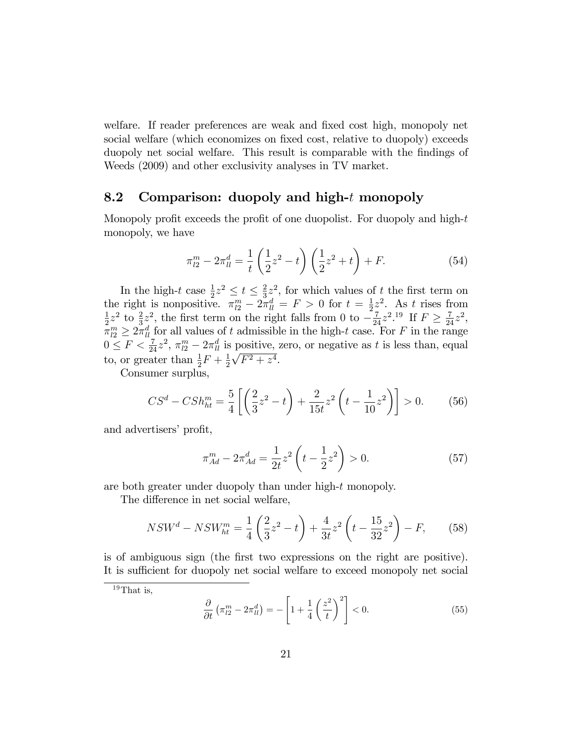welfare. If reader preferences are weak and fixed cost high, monopoly net social welfare (which economizes on fixed cost, relative to duopoly) exceeds duopoly net social welfare. This result is comparable with the findings of Weeds (2009) and other exclusivity analyses in TV market.

## 8.2 Comparison: duopoly and high-$t$ monopoly

Monopoly profit exceeds the profit of one duopolist. For duopoly and high-$t$ monopoly, we have

$$\pi_{l2}^{m} - 2\pi_{ll}^{d} = \frac{1}{t}\left(\frac{1}{2}z^2 - t\right)\left(\frac{1}{2}z^2 + t\right) + F. \tag{54}$$

In the high-$t$ case $\frac{1}{2}z^2 \leq t \leq \frac{2}{3}z^2$, for which values of $t$ the first term on the right is nonpositive. $\pi_{l2}^{m} - 2\pi_{ll}^{d} = F > 0$ for $t = \frac{1}{2}z^2$. As $t$ rises from $\frac{1}{2}z^2$ to $\frac{2}{3}z^2$, the first term on the right falls from 0 to $-\frac{7}{24}z^2$.[19] If $F \geq \frac{7}{24}z^2$, $\pi_{l2}^{m} \geq 2\pi_{ll}^{d}$ for all values of $t$ admissible in the high-$t$ case. For $F$ in the range $0 \leq F < \frac{7}{24}z^2$, $\pi_{l2}^{m} - 2\pi_{ll}^{d}$ is positive, zero, or negative as $t$ is less than, equal to, or greater than $\frac{1}{2}F + \frac{1}{2}\sqrt{F^2 + z^4}$.

Consumer surplus,

$$CS^{d} - CSh_{ht}^{m} = \frac{5}{4}\left[\left(\frac{2}{3}z^2 - t\right) + \frac{2}{15t}z^2\left(t - \frac{1}{10}z^2\right)\right] > 0. \tag{56}$$

and advertisers' profit,

$$\pi_{Ad}^{m} - 2\pi_{Ad}^{d} = \frac{1}{2t}z^2\left(t - \frac{1}{2}z^2\right) > 0. \tag{57}$$

are both greater under duopoly than under high-$t$ monopoly.

The difference in net social welfare,

$$NSW^{d} - NSW_{ht}^{m} = \frac{1}{4}\left(\frac{2}{3}z^2 - t\right) + \frac{4}{3t}z^2\left(t - \frac{15}{32}z^2\right) - F, \tag{58}$$

is of ambiguous sign (the first two expressions on the right are positive). It is sufficient for duopoly net social welfare to exceed monopoly net social

[19] That is,

$$\frac{\partial}{\partial t}\left(\pi_{l2}^{m} - 2\pi_{ll}^{d}\right) = -\left[1 + \frac{1}{4}\left(\frac{z^2}{t}\right)^2\right] < 0. \tag{55}$$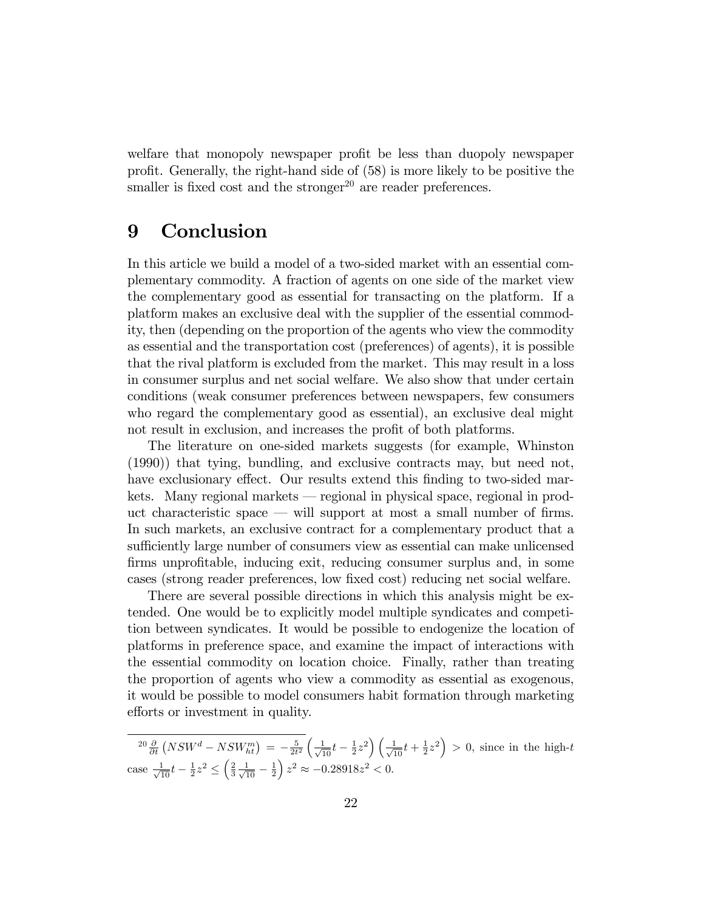welfare that monopoly newspaper profit be less than duopoly newspaper profit. Generally, the right-hand side of (58) is more likely to be positive the smaller is fixed cost and the stronger[20] are reader preferences.

# 9 Conclusion

In this article we build a model of a two-sided market with an essential complementary commodity. A fraction of agents on one side of the market view the complementary good as essential for transacting on the platform. If a platform makes an exclusive deal with the supplier of the essential commodity, then (depending on the proportion of the agents who view the commodity as essential and the transportation cost (preferences) of agents), it is possible that the rival platform is excluded from the market. This may result in a loss in consumer surplus and net social welfare. We also show that under certain conditions (weak consumer preferences between newspapers, few consumers who regard the complementary good as essential), an exclusive deal might not result in exclusion, and increases the profit of both platforms.

The literature on one-sided markets suggests (for example, Whinston (1990)) that tying, bundling, and exclusive contracts may, but need not, have exclusionary effect. Our results extend this finding to two-sided markets. Many regional markets — regional in physical space, regional in product characteristic space — will support at most a small number of firms. In such markets, an exclusive contract for a complementary product that a sufficiently large number of consumers view as essential can make unlicensed firms unprofitable, inducing exit, reducing consumer surplus and, in some cases (strong reader preferences, low fixed cost) reducing net social welfare.

There are several possible directions in which this analysis might be extended. One would be to explicitly model multiple syndicates and competition between syndicates. It would be possible to endogenize the location of platforms in preference space, and examine the impact of interactions with the essential commodity on location choice. Finally, rather than treating the proportion of agents who view a commodity as essential as exogenous, it would be possible to model consumers habit formation through marketing efforts or investment in quality.

---

[20] $\frac{\partial}{\partial t}\left(NSW^d - NSW^m_{ht}\right) = -\frac{5}{2t^2}\left(\frac{1}{\sqrt{10}}t - \frac{1}{2}z^2\right)\left(\frac{1}{\sqrt{10}}t + \frac{1}{2}z^2\right) > 0$, since in the high-$t$ case $\frac{1}{\sqrt{10}}t - \frac{1}{2}z^2 \leq \left(\frac{2}{3}\frac{1}{\sqrt{10}} - \frac{1}{2}\right)z^2 \approx -0.28918z^2 < 0$.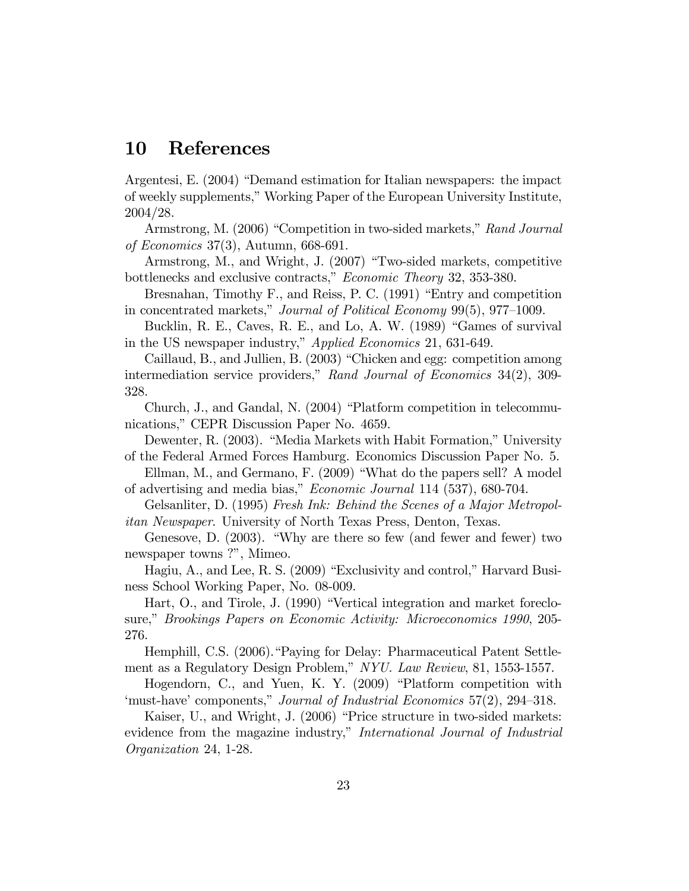# 10 References

Argentesi, E. (2004) "Demand estimation for Italian newspapers: the impact of weekly supplements," Working Paper of the European University Institute, 2004/28.

Armstrong, M. (2006) "Competition in two-sided markets," *Rand Journal of Economics* 37(3), Autumn, 668-691.

Armstrong, M., and Wright, J. (2007) "Two-sided markets, competitive bottlenecks and exclusive contracts," *Economic Theory* 32, 353-380.

Bresnahan, Timothy F., and Reiss, P. C. (1991) "Entry and competition in concentrated markets," *Journal of Political Economy* 99(5), 977–1009.

Bucklin, R. E., Caves, R. E., and Lo, A. W. (1989) "Games of survival in the US newspaper industry," *Applied Economics* 21, 631-649.

Caillaud, B., and Jullien, B. (2003) "Chicken and egg: competition among intermediation service providers," *Rand Journal of Economics* 34(2), 309-328.

Church, J., and Gandal, N. (2004) "Platform competition in telecommunications," CEPR Discussion Paper No. 4659.

Dewenter, R. (2003). "Media Markets with Habit Formation," University of the Federal Armed Forces Hamburg. Economics Discussion Paper No. 5.

Ellman, M., and Germano, F. (2009) "What do the papers sell? A model of advertising and media bias," *Economic Journal* 114 (537), 680-704.

Gelsanliter, D. (1995) *Fresh Ink: Behind the Scenes of a Major Metropolitan Newspaper.* University of North Texas Press, Denton, Texas.

Genesove, D. (2003). "Why are there so few (and fewer and fewer) two newspaper towns ?", Mimeo.

Hagiu, A., and Lee, R. S. (2009) "Exclusivity and control," Harvard Business School Working Paper, No. 08-009.

Hart, O., and Tirole, J. (1990) "Vertical integration and market foreclosure," *Brookings Papers on Economic Activity: Microeconomics 1990*, 205-276.

Hemphill, C.S. (2006)."Paying for Delay: Pharmaceutical Patent Settlement as a Regulatory Design Problem," *NYU. Law Review*, 81, 1553-1557.

Hogendorn, C., and Yuen, K. Y. (2009) "Platform competition with 'must-have' components," *Journal of Industrial Economics* 57(2), 294–318.

Kaiser, U., and Wright, J. (2006) "Price structure in two-sided markets: evidence from the magazine industry," *International Journal of Industrial Organization* 24, 1-28.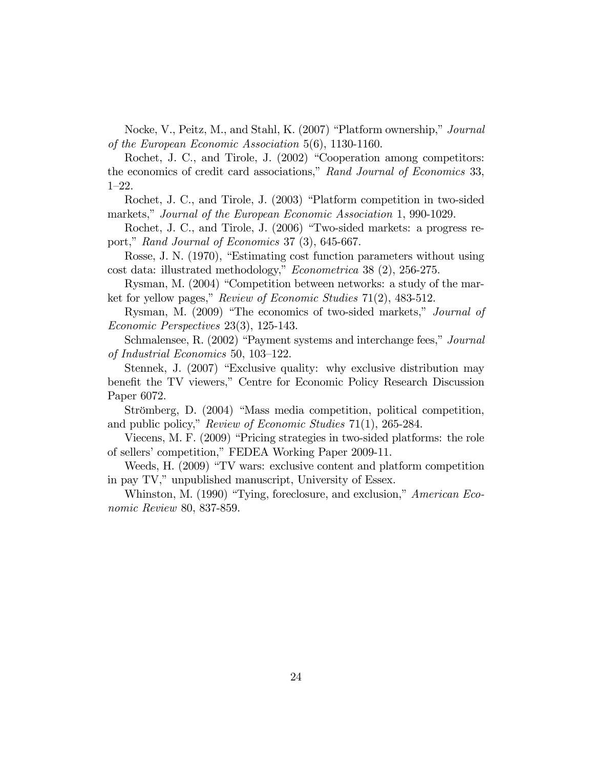Nocke, V., Peitz, M., and Stahl, K. (2007) "Platform ownership," *Journal of the European Economic Association* 5(6), 1130-1160.

Rochet, J. C., and Tirole, J. (2002) "Cooperation among competitors: the economics of credit card associations," *Rand Journal of Economics* 33, 1–22.

Rochet, J. C., and Tirole, J. (2003) "Platform competition in two-sided markets," *Journal of the European Economic Association* 1, 990-1029.

Rochet, J. C., and Tirole, J. (2006) "Two-sided markets: a progress report," *Rand Journal of Economics* 37 (3), 645-667.

Rosse, J. N. (1970), "Estimating cost function parameters without using cost data: illustrated methodology," *Econometrica* 38 (2), 256-275.

Rysman, M. (2004) "Competition between networks: a study of the market for yellow pages," *Review of Economic Studies* 71(2), 483-512.

Rysman, M. (2009) "The economics of two-sided markets," *Journal of Economic Perspectives* 23(3), 125-143.

Schmalensee, R. (2002) "Payment systems and interchange fees," *Journal of Industrial Economics* 50, 103–122.

Stennek, J. (2007) "Exclusive quality: why exclusive distribution may benefit the TV viewers," Centre for Economic Policy Research Discussion Paper 6072.

Strömberg, D. (2004) "Mass media competition, political competition, and public policy," *Review of Economic Studies* 71(1), 265-284.

Viecens, M. F. (2009) "Pricing strategies in two-sided platforms: the role of sellers' competition," FEDEA Working Paper 2009-11.

Weeds, H. (2009) "TV wars: exclusive content and platform competition in pay TV," unpublished manuscript, University of Essex.

Whinston, M. (1990) "Tying, foreclosure, and exclusion," *American Economic Review* 80, 837-859.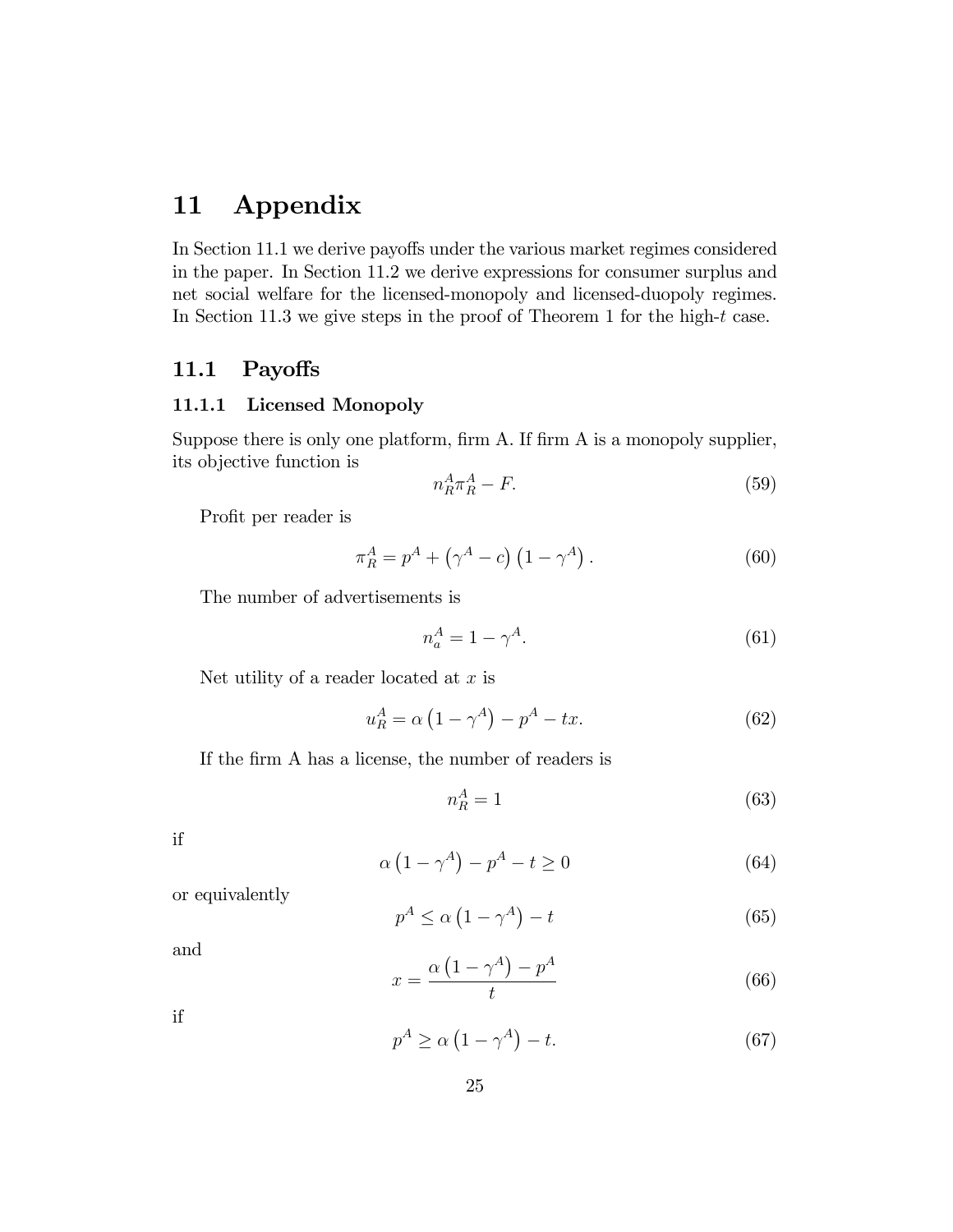# 11 Appendix

In Section 11.1 we derive payoffs under the various market regimes considered in the paper. In Section 11.2 we derive expressions for consumer surplus and net social welfare for the licensed-monopoly and licensed-duopoly regimes. In Section 11.3 we give steps in the proof of Theorem 1 for the high-$t$ case.

## 11.1 Payoffs

### 11.1.1 Licensed Monopoly

Suppose there is only one platform, firm A. If firm A is a monopoly supplier, its objective function is

$$n_R^A \pi_R^A - F. \tag{59}$$

Profit per reader is

$$\pi_R^A = p^A + \left(\gamma^A - c\right)\left(1 - \gamma^A\right). \tag{60}$$

The number of advertisements is

$$n_a^A = 1 - \gamma^A. \tag{61}$$

Net utility of a reader located at $x$ is

$$u_R^A = \alpha\left(1 - \gamma^A\right) - p^A - tx. \tag{62}$$

If the firm A has a license, the number of readers is

$$n_R^A = 1 \tag{63}$$

if

$$\alpha\left(1 - \gamma^A\right) - p^A - t \geq 0 \tag{64}$$

or equivalently

$$p^A \leq \alpha\left(1 - \gamma^A\right) - t \tag{65}$$

and

$$x = \frac{\alpha\left(1 - \gamma^A\right) - p^A}{t} \tag{66}$$

if

$$p^A \geq \alpha\left(1 - \gamma^A\right) - t. \tag{67}$$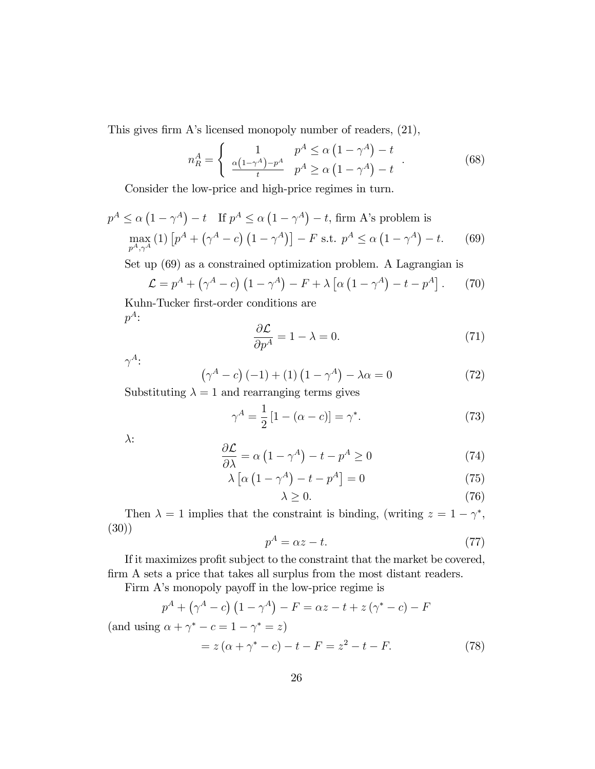This gives firm A's licensed monopoly number of readers, (21),

$$n_R^A = \begin{cases} 1 & p^A \leq \alpha\left(1-\gamma^A\right) - t \\ \frac{\alpha\left(1-\gamma^A\right)-p^A}{t} & p^A \geq \alpha\left(1-\gamma^A\right) - t \end{cases}. \tag{68}$$

Consider the low-price and high-price regimes in turn.

$p^A \leq \alpha\left(1-\gamma^A\right) - t$ If $p^A \leq \alpha\left(1-\gamma^A\right) - t$, firm A's problem is

$$\max_{p^A,\gamma^A} (1)\left[p^A + \left(\gamma^A - c\right)\left(1-\gamma^A\right)\right] - F \text{ s.t. } p^A \leq \alpha\left(1-\gamma^A\right) - t. \tag{69}$$

Set up (69) as a constrained optimization problem. A Lagrangian is

$$\mathcal{L} = p^A + \left(\gamma^A - c\right)\left(1-\gamma^A\right) - F + \lambda\left[\alpha\left(1-\gamma^A\right) - t - p^A\right]. \tag{70}$$

Kuhn-Tucker first-order conditions are

$p^A$:

$$\frac{\partial \mathcal{L}}{\partial p^A} = 1 - \lambda = 0. \tag{71}$$

$\gamma^A$:

$$\left(\gamma^A - c\right)(-1) + (1)\left(1-\gamma^A\right) - \lambda\alpha = 0 \tag{72}$$

Substituting $\lambda = 1$ and rearranging terms gives

$$\gamma^A = \frac{1}{2}\left[1 - (\alpha - c)\right] = \gamma^*. \tag{73}$$

$\lambda$:

$$\frac{\partial \mathcal{L}}{\partial \lambda} = \alpha\left(1-\gamma^A\right) - t - p^A \geq 0 \tag{74}$$

$$\lambda\left[\alpha\left(1-\gamma^A\right) - t - p^A\right] = 0 \tag{75}$$

$$\lambda \geq 0. \tag{76}$$

Then $\lambda = 1$ implies that the constraint is binding, (writing $z = 1 - \gamma^*$, (30))

$$p^A = \alpha z - t. \tag{77}$$

If it maximizes profit subject to the constraint that the market be covered, firm A sets a price that takes all surplus from the most distant readers.

Firm A's monopoly payoff in the low-price regime is

$$p^A + \left(\gamma^A - c\right)\left(1-\gamma^A\right) - F = \alpha z - t + z\left(\gamma^* - c\right) - F$$

(and using $\alpha + \gamma^* - c = 1 - \gamma^* = z$)

$$= z\left(\alpha + \gamma^* - c\right) - t - F = z^2 - t - F. \tag{78}$$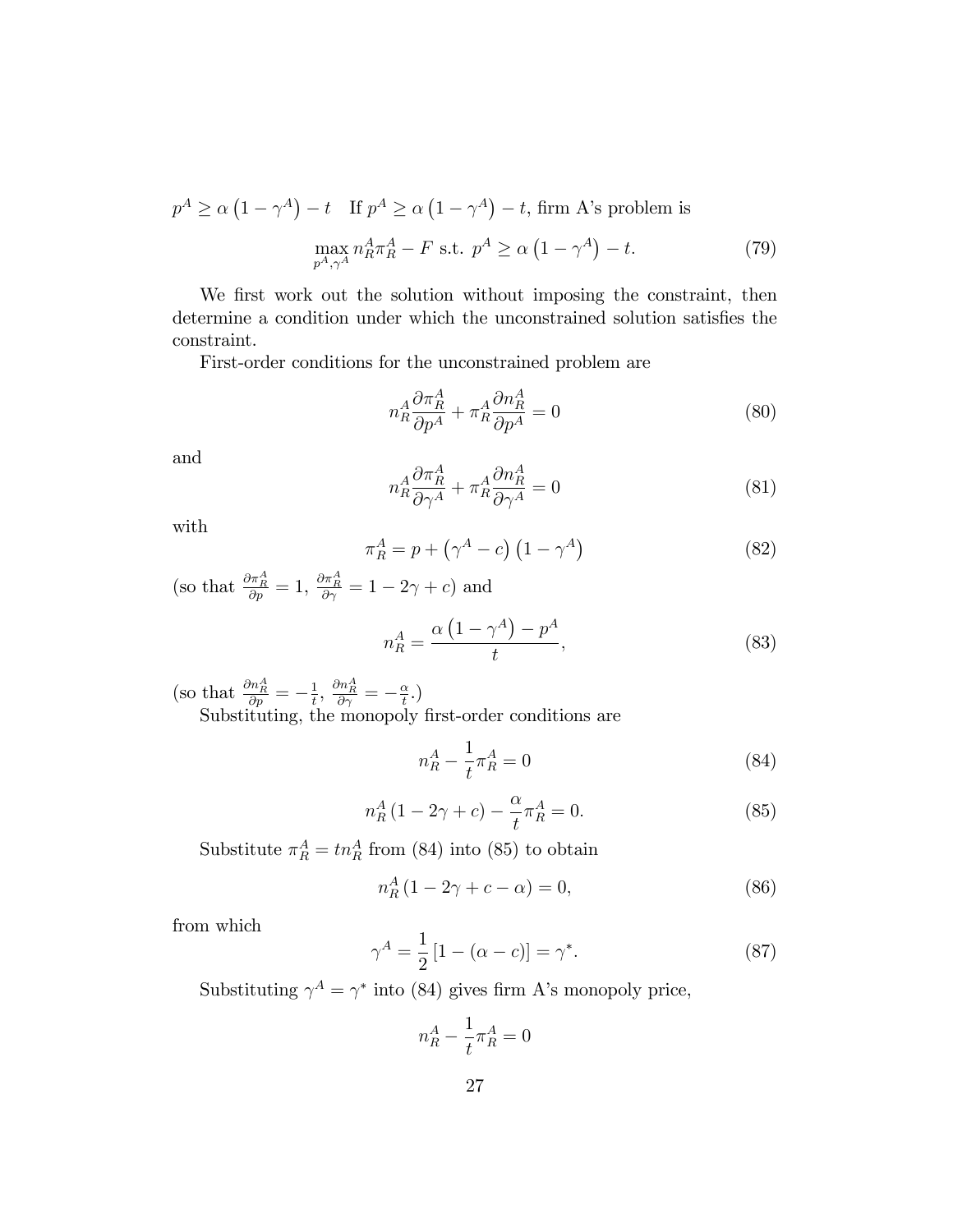$p^A \geq \alpha\left(1-\gamma^A\right)-t$ If $p^A \geq \alpha\left(1-\gamma^A\right)-t$, firm A's problem is

$$\max_{p^A,\gamma^A} n_R^A \pi_R^A - F \text{ s.t. } p^A \geq \alpha\left(1-\gamma^A\right)-t. \tag{79}$$

We first work out the solution without imposing the constraint, then determine a condition under which the unconstrained solution satisfies the constraint.

First-order conditions for the unconstrained problem are

$$n_R^A \frac{\partial \pi_R^A}{\partial p^A} + \pi_R^A \frac{\partial n_R^A}{\partial p^A} = 0 \tag{80}$$

and

$$n_R^A \frac{\partial \pi_R^A}{\partial \gamma^A} + \pi_R^A \frac{\partial n_R^A}{\partial \gamma^A} = 0 \tag{81}$$

with

$$\pi_R^A = p + \left(\gamma^A - c\right)\left(1-\gamma^A\right) \tag{82}$$

(so that $\frac{\partial \pi_R^A}{\partial p} = 1$, $\frac{\partial \pi_R^A}{\partial \gamma} = 1 - 2\gamma + c$) and

$$n_R^A = \frac{\alpha\left(1-\gamma^A\right) - p^A}{t}, \tag{83}$$

(so that $\frac{\partial n_R^A}{\partial p} = -\frac{1}{t}$, $\frac{\partial n_R^A}{\partial \gamma} = -\frac{\alpha}{t}$.)

Substituting, the monopoly first-order conditions are

$$n_R^A - \frac{1}{t}\pi_R^A = 0 \tag{84}$$

$$n_R^A\left(1-2\gamma+c\right) - \frac{\alpha}{t}\pi_R^A = 0. \tag{85}$$

Substitute $\pi_R^A = t n_R^A$ from (84) into (85) to obtain

$$n_R^A\left(1-2\gamma+c-\alpha\right) = 0, \tag{86}$$

from which

$$\gamma^A = \frac{1}{2}\left[1-(\alpha-c)\right] = \gamma^*. \tag{87}$$

Substituting $\gamma^A = \gamma^*$ into (84) gives firm A's monopoly price,

$$n_R^A - \frac{1}{t}\pi_R^A = 0$$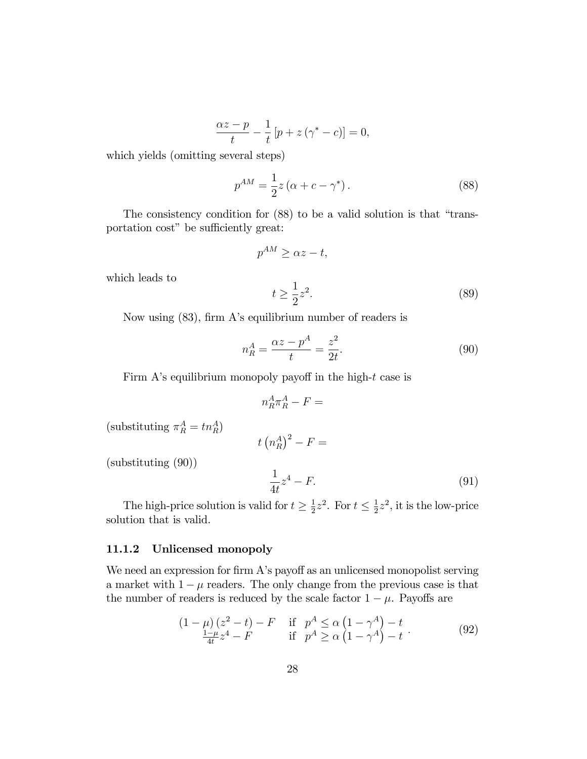$$\frac{\alpha z - p}{t} - \frac{1}{t}\left[p + z\left(\gamma^{*} - c\right)\right] = 0,$$

which yields (omitting several steps)

$$p^{AM} = \frac{1}{2} z \left(\alpha + c - \gamma^{*}\right). \tag{88}$$

The consistency condition for (88) to be a valid solution is that "transportation cost" be sufficiently great:

$$p^{AM} \geq \alpha z - t,$$

which leads to

$$t \geq \frac{1}{2} z^{2}. \tag{89}$$

Now using (83), firm A's equilibrium number of readers is

$$n_R^A = \frac{\alpha z - p^A}{t} = \frac{z^2}{2t}. \tag{90}$$

Firm A's equilibrium monopoly payoff in the high-$t$ case is

$$n_R^A \pi_R^A - F =$$

(substituting $\pi_R^A = t n_R^A$)

$$t \left(n_R^A\right)^2 - F =$$

(substituting (90))

$$\frac{1}{4t} z^4 - F. \tag{91}$$

The high-price solution is valid for $t \geq \frac{1}{2} z^2$. For $t \leq \frac{1}{2} z^2$, it is the low-price solution that is valid.

#### 11.1.2 Unlicensed monopoly

We need an expression for firm A's payoff as an unlicensed monopolist serving a market with $1 - \mu$ readers. The only change from the previous case is that the number of readers is reduced by the scale factor $1 - \mu$. Payoffs are

$$\begin{array}{ll} (1-\mu)\left(z^2 - t\right) - F & \text{if } \; p^A \leq \alpha\left(1 - \gamma^A\right) - t \\ \frac{1-\mu}{4t} z^4 - F & \text{if } \; p^A \geq \alpha\left(1 - \gamma^A\right) - t \end{array}. \tag{92}$$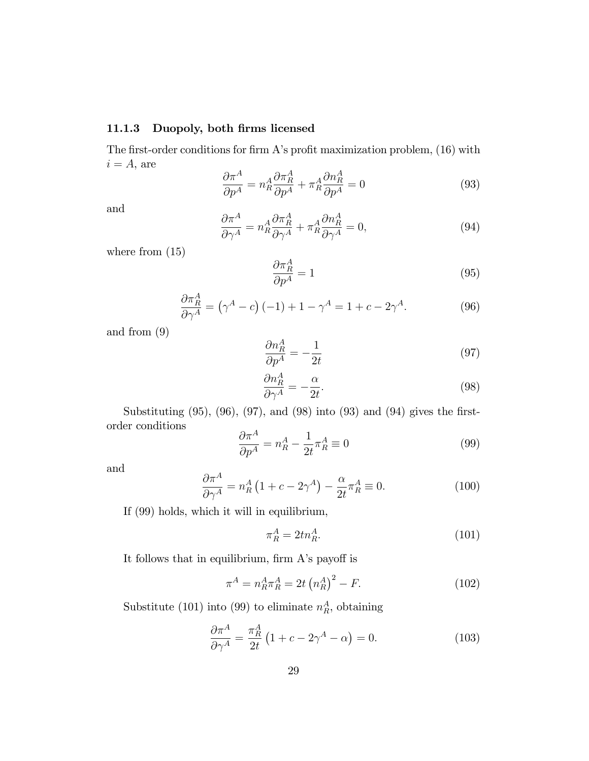### 11.1.3 Duopoly, both firms licensed

The first-order conditions for firm A's profit maximization problem, (16) with $i = A$, are

$$\frac{\partial \pi^A}{\partial p^A} = n_R^A \frac{\partial \pi_R^A}{\partial p^A} + \pi_R^A \frac{\partial n_R^A}{\partial p^A} = 0 \tag{93}$$

and

$$\frac{\partial \pi^A}{\partial \gamma^A} = n_R^A \frac{\partial \pi_R^A}{\partial \gamma^A} + \pi_R^A \frac{\partial n_R^A}{\partial \gamma^A} = 0, \tag{94}$$

where from (15)

$$\frac{\partial \pi_R^A}{\partial p^A} = 1 \tag{95}$$

$$\frac{\partial \pi_R^A}{\partial \gamma^A} = \left(\gamma^A - c\right)(-1) + 1 - \gamma^A = 1 + c - 2\gamma^A. \tag{96}$$

and from (9)

$$\frac{\partial n_R^A}{\partial p^A} = -\frac{1}{2t} \tag{97}$$

$$\frac{\partial n_R^A}{\partial \gamma^A} = -\frac{\alpha}{2t}. \tag{98}$$

Substituting (95), (96), (97), and (98) into (93) and (94) gives the first-order conditions

$$\frac{\partial \pi^A}{\partial p^A} = n_R^A - \frac{1}{2t}\pi_R^A \equiv 0 \tag{99}$$

and

$$\frac{\partial \pi^A}{\partial \gamma^A} = n_R^A \left(1 + c - 2\gamma^A\right) - \frac{\alpha}{2t}\pi_R^A \equiv 0. \tag{100}$$

If (99) holds, which it will in equilibrium,

$$\pi_R^A = 2t n_R^A. \tag{101}$$

It follows that in equilibrium, firm A's payoff is

$$\pi^A = n_R^A \pi_R^A = 2t \left(n_R^A\right)^2 - F. \tag{102}$$

Substitute (101) into (99) to eliminate $n_R^A$, obtaining

$$\frac{\partial \pi^A}{\partial \gamma^A} = \frac{\pi_R^A}{2t}\left(1 + c - 2\gamma^A - \alpha\right) = 0. \tag{103}$$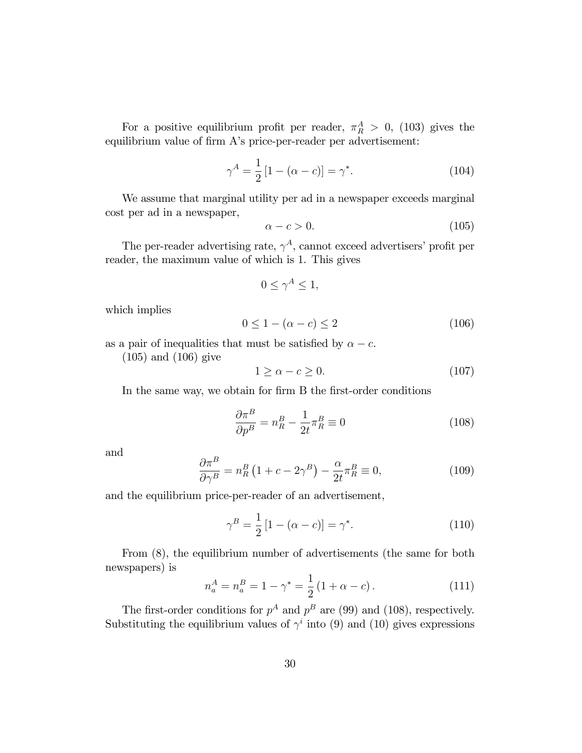For a positive equilibrium profit per reader, $\pi_R^A > 0$, (103) gives the equilibrium value of firm A's price-per-reader per advertisement:

$$\gamma^A = \frac{1}{2}\left[1 - (\alpha - c)\right] = \gamma^*. \tag{104}$$

We assume that marginal utility per ad in a newspaper exceeds marginal cost per ad in a newspaper,

$$\alpha - c > 0. \tag{105}$$

The per-reader advertising rate, $\gamma^A$, cannot exceed advertisers' profit per reader, the maximum value of which is 1. This gives

$$0 \leq \gamma^A \leq 1,$$

which implies

$$0 \leq 1 - (\alpha - c) \leq 2 \tag{106}$$

as a pair of inequalities that must be satisfied by $\alpha - c$.

(105) and (106) give

$$1 \geq \alpha - c \geq 0. \tag{107}$$

In the same way, we obtain for firm B the first-order conditions

$$\frac{\partial \pi^B}{\partial p^B} = n_R^B - \frac{1}{2t}\pi_R^B \equiv 0 \tag{108}$$

and

$$\frac{\partial \pi^B}{\partial \gamma^B} = n_R^B\left(1 + c - 2\gamma^B\right) - \frac{\alpha}{2t}\pi_R^B \equiv 0, \tag{109}$$

and the equilibrium price-per-reader of an advertisement,

$$\gamma^B = \frac{1}{2}\left[1 - (\alpha - c)\right] = \gamma^*. \tag{110}$$

From (8), the equilibrium number of advertisements (the same for both newspapers) is

$$n_a^A = n_a^B = 1 - \gamma^* = \frac{1}{2}\left(1 + \alpha - c\right). \tag{111}$$

The first-order conditions for $p^A$ and $p^B$ are (99) and (108), respectively. Substituting the equilibrium values of $\gamma^i$ into (9) and (10) gives expressions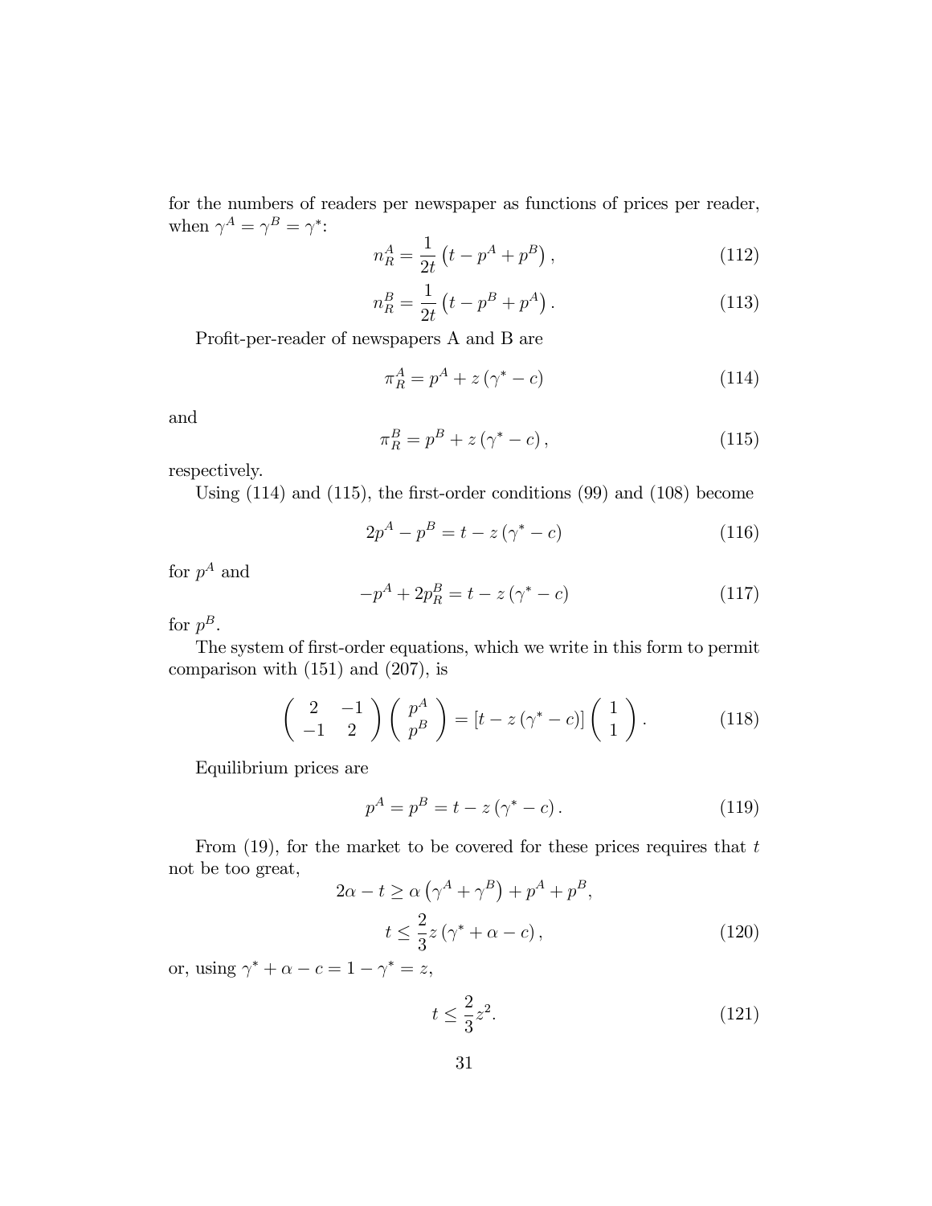for the numbers of readers per newspaper as functions of prices per reader, when $\gamma^A = \gamma^B = \gamma^*$:

$$n_R^A = \frac{1}{2t}\left(t - p^A + p^B\right), \tag{112}$$

$$n_R^B = \frac{1}{2t}\left(t - p^B + p^A\right). \tag{113}$$

Profit-per-reader of newspapers A and B are

$$\pi_R^A = p^A + z\left(\gamma^* - c\right) \tag{114}$$

and

$$\pi_R^B = p^B + z\left(\gamma^* - c\right), \tag{115}$$

respectively.

Using (114) and (115), the first-order conditions (99) and (108) become

$$2p^A - p^B = t - z\left(\gamma^* - c\right) \tag{116}$$

for $p^A$ and

$$-p^A + 2p_R^B = t - z\left(\gamma^* - c\right) \tag{117}$$

for $p^B$.

The system of first-order equations, which we write in this form to permit comparison with (151) and (207), is

$$\begin{pmatrix} 2 & -1 \\ -1 & 2 \end{pmatrix}\begin{pmatrix} p^A \\ p^B \end{pmatrix} = \left[t - z\left(\gamma^* - c\right)\right]\begin{pmatrix} 1 \\ 1 \end{pmatrix}. \tag{118}$$

Equilibrium prices are

$$p^A = p^B = t - z\left(\gamma^* - c\right). \tag{119}$$

From (19), for the market to be covered for these prices requires that $t$ not be too great,

$$2\alpha - t \geq \alpha\left(\gamma^A + \gamma^B\right) + p^A + p^B,$$

$$t \leq \frac{2}{3}z\left(\gamma^* + \alpha - c\right), \tag{120}$$

or, using $\gamma^* + \alpha - c = 1 - \gamma^* = z$,

$$t \leq \frac{2}{3}z^2. \tag{121}$$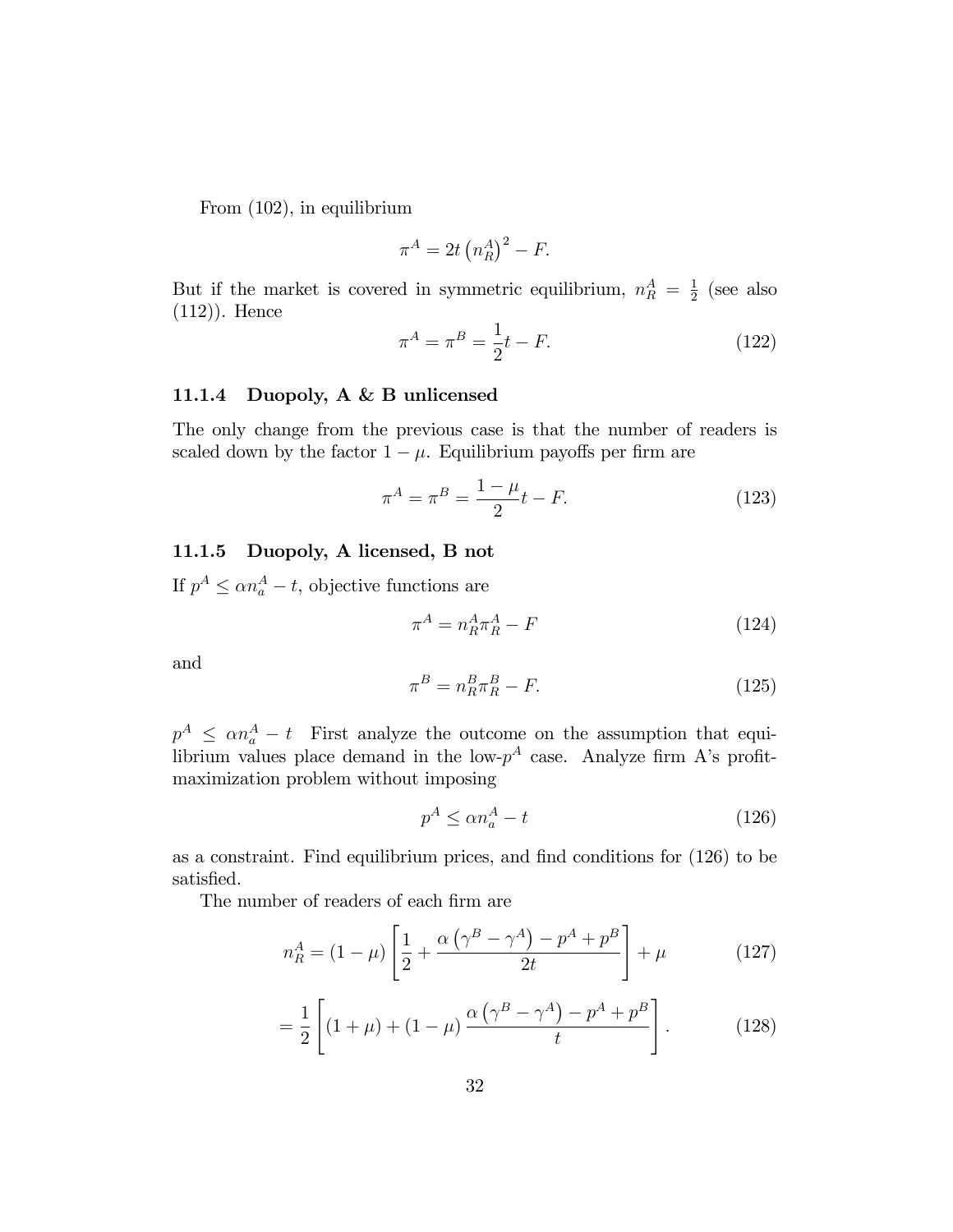From (102), in equilibrium

$$\pi^A = 2t\left(n_R^A\right)^2 - F.$$

But if the market is covered in symmetric equilibrium, $n_R^A = \frac{1}{2}$ (see also (112)). Hence

$$\pi^A = \pi^B = \frac{1}{2}t - F. \tag{122}$$

### 11.1.4 Duopoly, A & B unlicensed

The only change from the previous case is that the number of readers is scaled down by the factor $1-\mu$. Equilibrium payoffs per firm are

$$\pi^A = \pi^B = \frac{1-\mu}{2}t - F. \tag{123}$$

### 11.1.5 Duopoly, A licensed, B not

If $p^A \leq \alpha n_a^A - t$, objective functions are

$$\pi^A = n_R^A \pi_R^A - F \tag{124}$$

and

$$\pi^B = n_R^B \pi_R^B - F. \tag{125}$$

$p^A \leq \alpha n_a^A - t$ First analyze the outcome on the assumption that equilibrium values place demand in the low-$p^A$ case. Analyze firm A's profit-maximization problem without imposing

$$p^A \leq \alpha n_a^A - t \tag{126}$$

as a constraint. Find equilibrium prices, and find conditions for (126) to be satisfied.

The number of readers of each firm are

$$n_R^A = (1-\mu)\left[\frac{1}{2} + \frac{\alpha\left(\gamma^B - \gamma^A\right) - p^A + p^B}{2t}\right] + \mu \tag{127}$$

$$= \frac{1}{2}\left[(1+\mu) + (1-\mu)\frac{\alpha\left(\gamma^B - \gamma^A\right) - p^A + p^B}{t}\right]. \tag{128}$$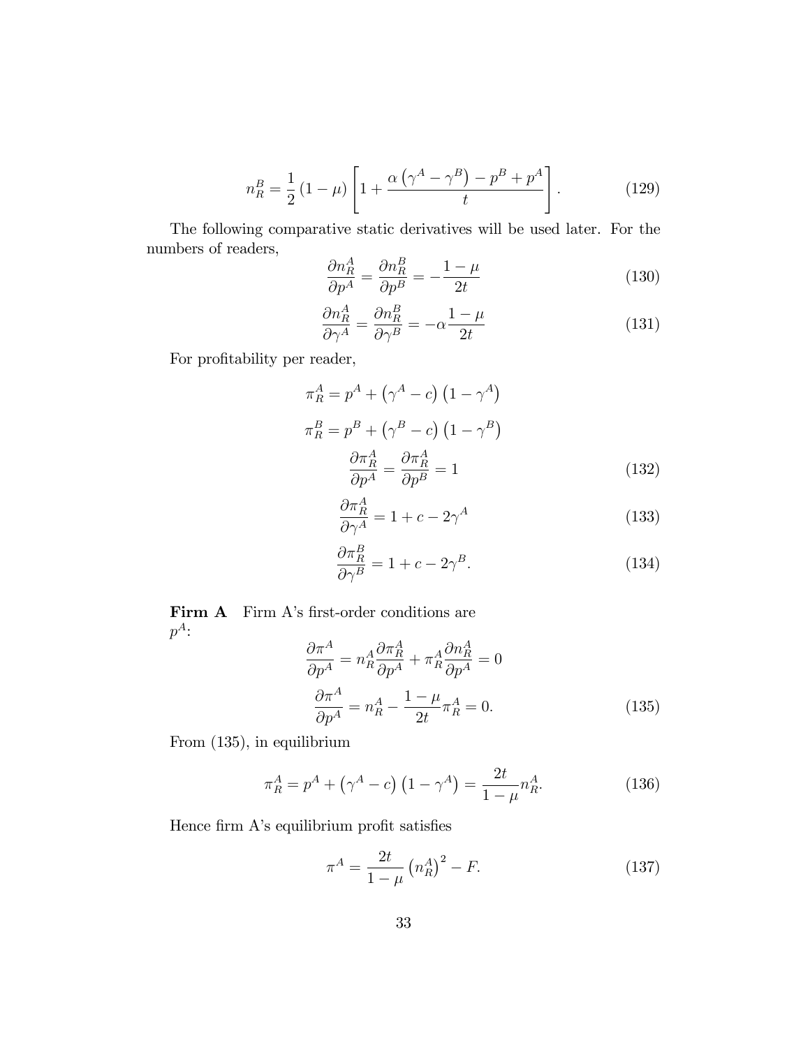$$n_R^B = \frac{1}{2}(1-\mu)\left[1 + \frac{\alpha\left(\gamma^A - \gamma^B\right) - p^B + p^A}{t}\right]. \tag{129}$$

The following comparative static derivatives will be used later. For the numbers of readers,

$$\frac{\partial n_R^A}{\partial p^A} = \frac{\partial n_R^B}{\partial p^B} = -\frac{1-\mu}{2t} \tag{130}$$

$$\frac{\partial n_R^A}{\partial \gamma^A} = \frac{\partial n_R^B}{\partial \gamma^B} = -\alpha\frac{1-\mu}{2t} \tag{131}$$

For profitability per reader,

$$\pi_R^A = p^A + \left(\gamma^A - c\right)\left(1-\gamma^A\right)$$

$$\pi_R^B = p^B + \left(\gamma^B - c\right)\left(1-\gamma^B\right)$$

$$\frac{\partial \pi_R^A}{\partial p^A} = \frac{\partial \pi_R^A}{\partial p^B} = 1 \tag{132}$$

$$\frac{\partial \pi_R^A}{\partial \gamma^A} = 1 + c - 2\gamma^A \tag{133}$$

$$\frac{\partial \pi_R^B}{\partial \gamma^B} = 1 + c - 2\gamma^B. \tag{134}$$

**Firm A** Firm A's first-order conditions are
$p^A$:

$$\frac{\partial \pi^A}{\partial p^A} = n_R^A \frac{\partial \pi_R^A}{\partial p^A} + \pi_R^A \frac{\partial n_R^A}{\partial p^A} = 0$$

$$\frac{\partial \pi^A}{\partial p^A} = n_R^A - \frac{1-\mu}{2t}\pi_R^A = 0. \tag{135}$$

From (135), in equilibrium

$$\pi_R^A = p^A + \left(\gamma^A - c\right)\left(1-\gamma^A\right) = \frac{2t}{1-\mu} n_R^A. \tag{136}$$

Hence firm A's equilibrium profit satisfies

$$\pi^A = \frac{2t}{1-\mu}\left(n_R^A\right)^2 - F. \tag{137}$$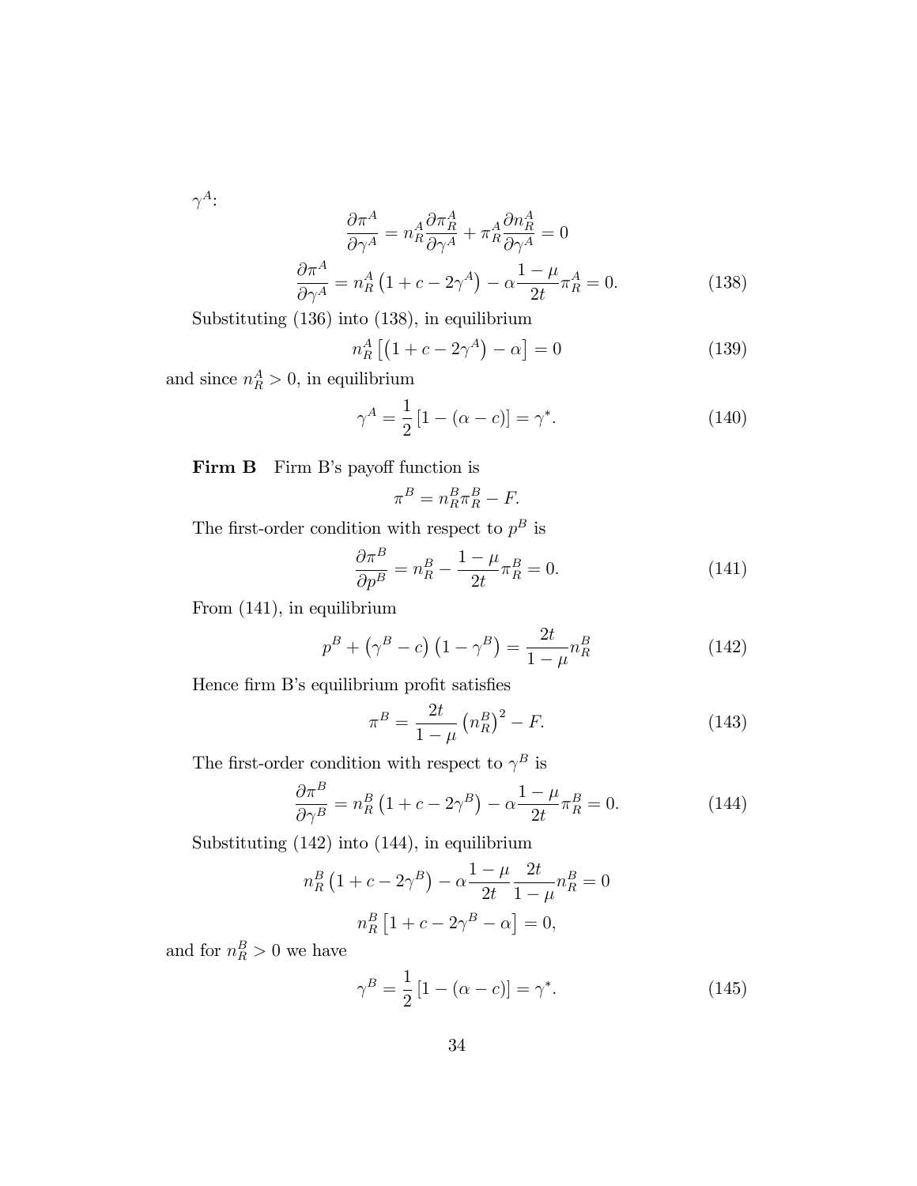$\gamma^A$:

$$\frac{\partial \pi^A}{\partial \gamma^A} = n_R^A \frac{\partial \pi_R^A}{\partial \gamma^A} + \pi_R^A \frac{\partial n_R^A}{\partial \gamma^A} = 0$$

$$\frac{\partial \pi^A}{\partial \gamma^A} = n_R^A \left(1 + c - 2\gamma^A\right) - \alpha \frac{1-\mu}{2t} \pi_R^A = 0. \tag{138}$$

Substituting (136) into (138), in equilibrium

$$n_R^A \left[\left(1 + c - 2\gamma^A\right) - \alpha\right] = 0 \tag{139}$$

and since $n_R^A > 0$, in equilibrium

$$\gamma^A = \frac{1}{2}\left[1 - (\alpha - c)\right] = \gamma^*. \tag{140}$$

**Firm B** Firm B's payoff function is

$$\pi^B = n_R^B \pi_R^B - F.$$

The first-order condition with respect to $p^B$ is

$$\frac{\partial \pi^B}{\partial p^B} = n_R^B - \frac{1-\mu}{2t} \pi_R^B = 0. \tag{141}$$

From (141), in equilibrium

$$p^B + \left(\gamma^B - c\right)\left(1 - \gamma^B\right) = \frac{2t}{1-\mu} n_R^B \tag{142}$$

Hence firm B's equilibrium profit satisfies

$$\pi^B = \frac{2t}{1-\mu}\left(n_R^B\right)^2 - F. \tag{143}$$

The first-order condition with respect to $\gamma^B$ is

$$\frac{\partial \pi^B}{\partial \gamma^B} = n_R^B \left(1 + c - 2\gamma^B\right) - \alpha \frac{1-\mu}{2t} \pi_R^B = 0. \tag{144}$$

Substituting (142) into (144), in equilibrium

$$n_R^B \left(1 + c - 2\gamma^B\right) - \alpha \frac{1-\mu}{2t} \frac{2t}{1-\mu} n_R^B = 0$$

$$n_R^B \left[1 + c - 2\gamma^B - \alpha\right] = 0,$$

and for $n_R^B > 0$ we have

$$\gamma^B = \frac{1}{2}\left[1 - (\alpha - c)\right] = \gamma^*. \tag{145}$$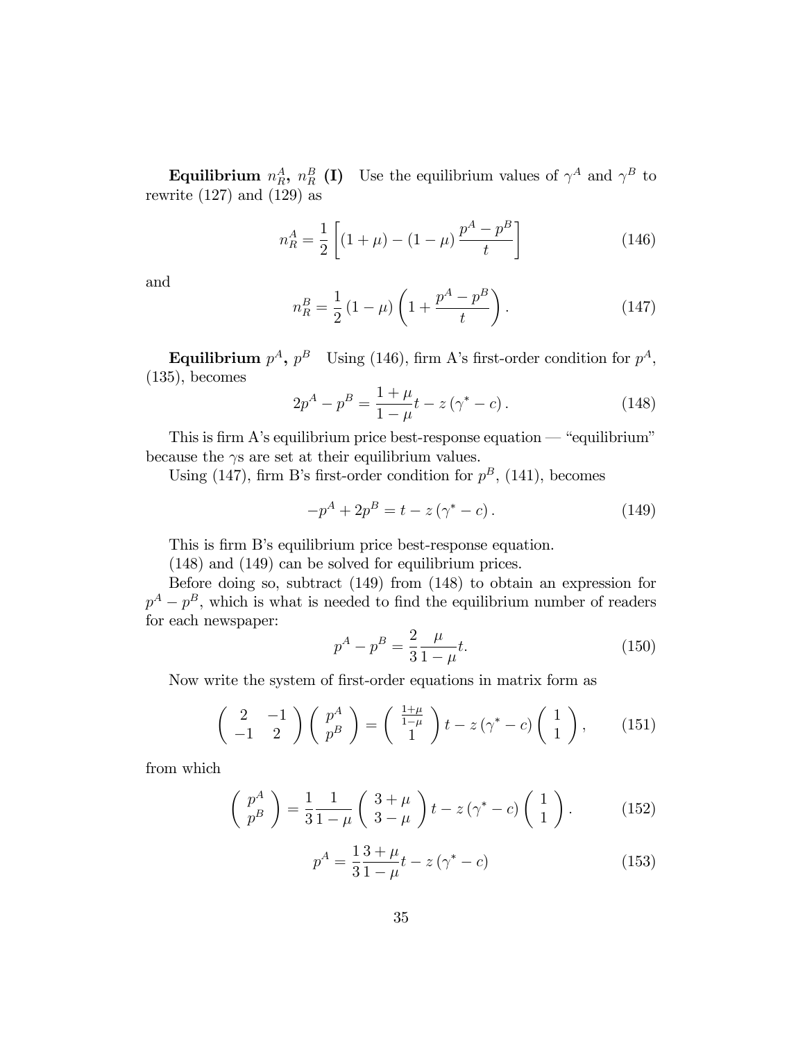**Equilibrium $n_R^A$, $n_R^B$ (I)** Use the equilibrium values of $\gamma^A$ and $\gamma^B$ to rewrite (127) and (129) as

$$n_R^A = \frac{1}{2}\left[(1+\mu) - (1-\mu)\frac{p^A - p^B}{t}\right] \tag{146}$$

and

$$n_R^B = \frac{1}{2}(1-\mu)\left(1 + \frac{p^A - p^B}{t}\right). \tag{147}$$

**Equilibrium $p^A$, $p^B$** Using (146), firm A's first-order condition for $p^A$, (135), becomes

$$2p^A - p^B = \frac{1+\mu}{1-\mu}t - z(\gamma^* - c). \tag{148}$$

This is firm A's equilibrium price best-response equation — "equilibrium" because the $\gamma$s are set at their equilibrium values.

Using (147), firm B's first-order condition for $p^B$, (141), becomes

$$-p^A + 2p^B = t - z(\gamma^* - c). \tag{149}$$

This is firm B's equilibrium price best-response equation.

(148) and (149) can be solved for equilibrium prices.

Before doing so, subtract (149) from (148) to obtain an expression for $p^A - p^B$, which is what is needed to find the equilibrium number of readers for each newspaper:

$$p^A - p^B = \frac{2}{3}\frac{\mu}{1-\mu}t. \tag{150}$$

Now write the system of first-order equations in matrix form as

$$\begin{pmatrix} 2 & -1 \\ -1 & 2 \end{pmatrix}\begin{pmatrix} p^A \\ p^B \end{pmatrix} = \begin{pmatrix} \frac{1+\mu}{1-\mu} \\ 1 \end{pmatrix} t - z(\gamma^* - c)\begin{pmatrix} 1 \\ 1 \end{pmatrix}, \tag{151}$$

from which

$$\begin{pmatrix} p^A \\ p^B \end{pmatrix} = \frac{1}{3}\frac{1}{1-\mu}\begin{pmatrix} 3+\mu \\ 3-\mu \end{pmatrix} t - z(\gamma^* - c)\begin{pmatrix} 1 \\ 1 \end{pmatrix}. \tag{152}$$

$$p^A = \frac{1}{3}\frac{3+\mu}{1-\mu}t - z(\gamma^* - c) \tag{153}$$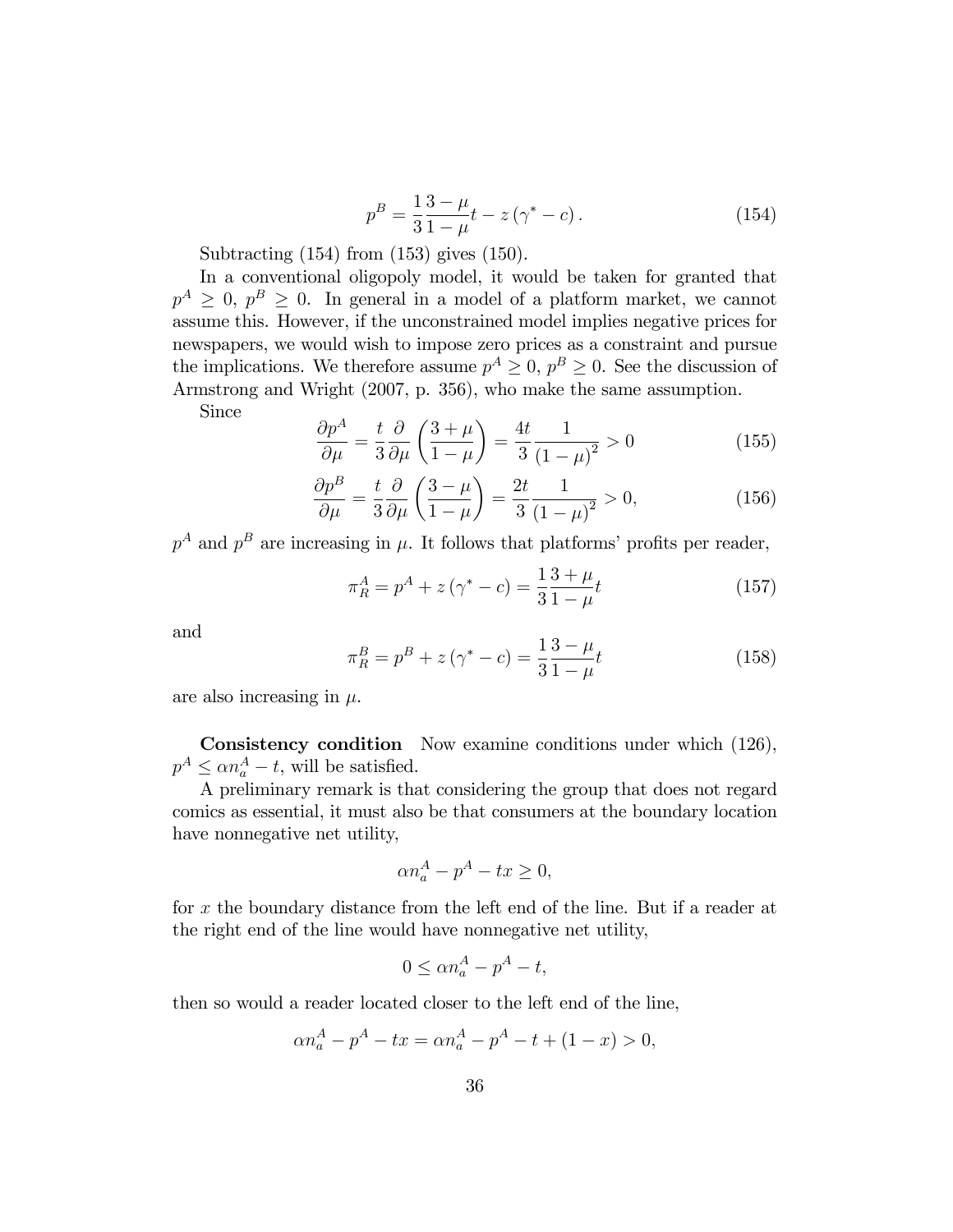$$p^B = \frac{1}{3}\frac{3-\mu}{1-\mu}t - z\left(\gamma^* - c\right). \tag{154}$$

Subtracting (154) from (153) gives (150).

In a conventional oligopoly model, it would be taken for granted that $p^A \geq 0$, $p^B \geq 0$. In general in a model of a platform market, we cannot assume this. However, if the unconstrained model implies negative prices for newspapers, we would wish to impose zero prices as a constraint and pursue the implications. We therefore assume $p^A \geq 0$, $p^B \geq 0$. See the discussion of Armstrong and Wright (2007, p. 356), who make the same assumption.

Since

$$\frac{\partial p^A}{\partial \mu} = \frac{t}{3}\frac{\partial}{\partial \mu}\left(\frac{3+\mu}{1-\mu}\right) = \frac{4t}{3}\frac{1}{\left(1-\mu\right)^2} > 0 \tag{155}$$

$$\frac{\partial p^B}{\partial \mu} = \frac{t}{3}\frac{\partial}{\partial \mu}\left(\frac{3-\mu}{1-\mu}\right) = \frac{2t}{3}\frac{1}{\left(1-\mu\right)^2} > 0, \tag{156}$$

$p^A$ and $p^B$ are increasing in $\mu$. It follows that platforms' profits per reader,

$$\pi_R^A = p^A + z\left(\gamma^* - c\right) = \frac{1}{3}\frac{3+\mu}{1-\mu}t \tag{157}$$

and

$$\pi_R^B = p^B + z\left(\gamma^* - c\right) = \frac{1}{3}\frac{3-\mu}{1-\mu}t \tag{158}$$

are also increasing in $\mu$.

**Consistency condition** Now examine conditions under which (126), $p^A \leq \alpha n_a^A - t$, will be satisfied.

A preliminary remark is that considering the group that does not regard comics as essential, it must also be that consumers at the boundary location have nonnegative net utility,

$$\alpha n_a^A - p^A - tx \geq 0,$$

for $x$ the boundary distance from the left end of the line. But if a reader at the right end of the line would have nonnegative net utility,

$$0 \leq \alpha n_a^A - p^A - t,$$

then so would a reader located closer to the left end of the line,

$$\alpha n_a^A - p^A - tx = \alpha n_a^A - p^A - t + (1-x) > 0,$$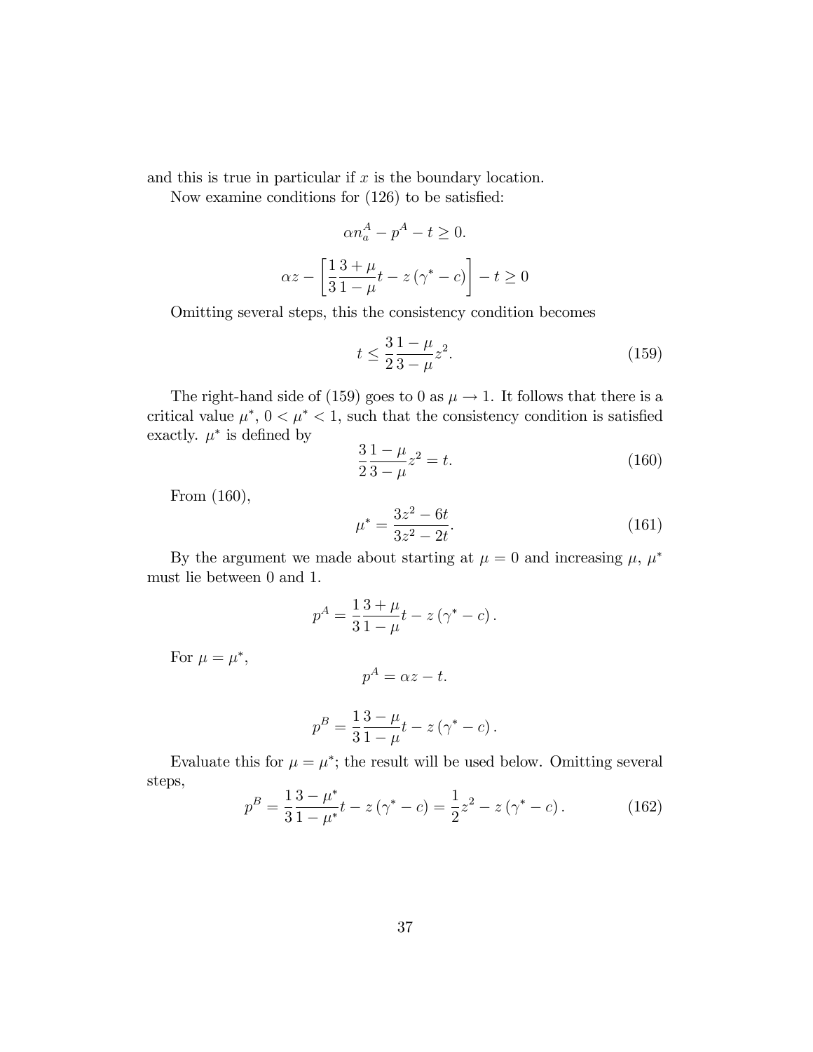and this is true in particular if $x$ is the boundary location.

Now examine conditions for (126) to be satisfied:

$$\alpha n_a^A - p^A - t \geq 0.$$

$$\alpha z - \left[ \frac{1}{3} \frac{3+\mu}{1-\mu} t - z\left(\gamma^* - c\right) \right] - t \geq 0$$

Omitting several steps, this the consistency condition becomes

$$t \leq \frac{3}{2} \frac{1-\mu}{3-\mu} z^2. \tag{159}$$

The right-hand side of (159) goes to 0 as $\mu \to 1$. It follows that there is a critical value $\mu^*$, $0 < \mu^* < 1$, such that the consistency condition is satisfied exactly. $\mu^*$ is defined by

$$\frac{3}{2} \frac{1-\mu}{3-\mu} z^2 = t. \tag{160}$$

From (160),

$$\mu^* = \frac{3z^2 - 6t}{3z^2 - 2t}. \tag{161}$$

By the argument we made about starting at $\mu = 0$ and increasing $\mu$, $\mu^*$ must lie between 0 and 1.

$$p^A = \frac{1}{3} \frac{3+\mu}{1-\mu} t - z\left(\gamma^* - c\right).$$

For $\mu = \mu^*$,

$$p^A = \alpha z - t.$$

$$p^B = \frac{1}{3} \frac{3-\mu}{1-\mu} t - z\left(\gamma^* - c\right).$$

Evaluate this for $\mu = \mu^*$; the result will be used below. Omitting several steps,

$$p^B = \frac{1}{3} \frac{3-\mu^*}{1-\mu^*} t - z\left(\gamma^* - c\right) = \frac{1}{2} z^2 - z\left(\gamma^* - c\right). \tag{162}$$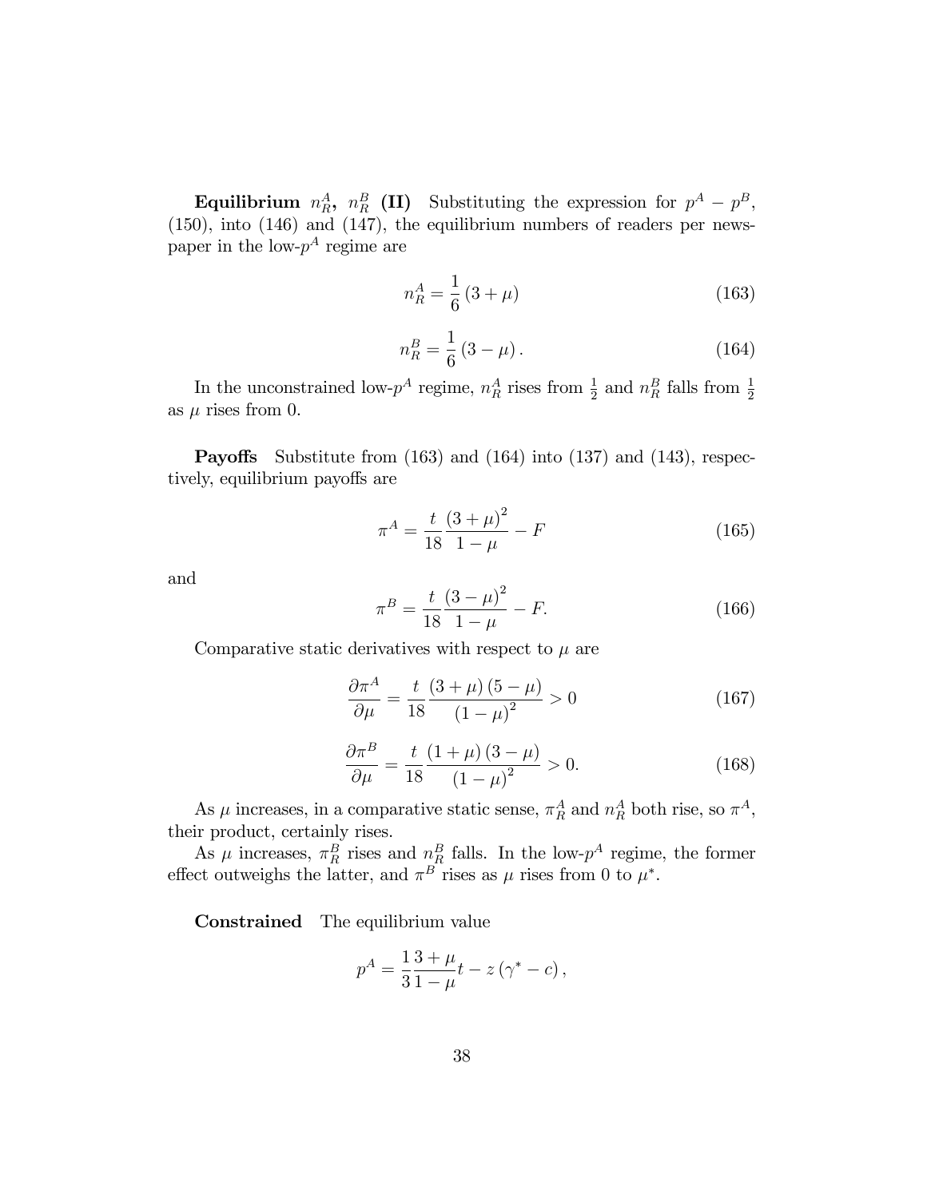**Equilibrium $n_R^A$, $n_R^B$ (II)** Substituting the expression for $p^A - p^B$, (150), into (146) and (147), the equilibrium numbers of readers per newspaper in the low-$p^A$ regime are

$$n_R^A = \frac{1}{6}(3+\mu) \tag{163}$$

$$n_R^B = \frac{1}{6}(3-\mu). \tag{164}$$

In the unconstrained low-$p^A$ regime, $n_R^A$ rises from $\frac{1}{2}$ and $n_R^B$ falls from $\frac{1}{2}$ as $\mu$ rises from 0.

**Payoffs** Substitute from (163) and (164) into (137) and (143), respectively, equilibrium payoffs are

$$\pi^A = \frac{t}{18}\frac{(3+\mu)^2}{1-\mu} - F \tag{165}$$

and

$$\pi^B = \frac{t}{18}\frac{(3-\mu)^2}{1-\mu} - F. \tag{166}$$

Comparative static derivatives with respect to $\mu$ are

$$\frac{\partial \pi^A}{\partial \mu} = \frac{t}{18}\frac{(3+\mu)(5-\mu)}{(1-\mu)^2} > 0 \tag{167}$$

$$\frac{\partial \pi^B}{\partial \mu} = \frac{t}{18}\frac{(1+\mu)(3-\mu)}{(1-\mu)^2} > 0. \tag{168}$$

As $\mu$ increases, in a comparative static sense, $\pi_R^A$ and $n_R^A$ both rise, so $\pi^A$, their product, certainly rises.

As $\mu$ increases, $\pi_R^B$ rises and $n_R^B$ falls. In the low-$p^A$ regime, the former effect outweighs the latter, and $\pi^B$ rises as $\mu$ rises from 0 to $\mu^*$.

**Constrained** The equilibrium value

$$p^A = \frac{1}{3}\frac{3+\mu}{1-\mu}t - z(\gamma^* - c),$$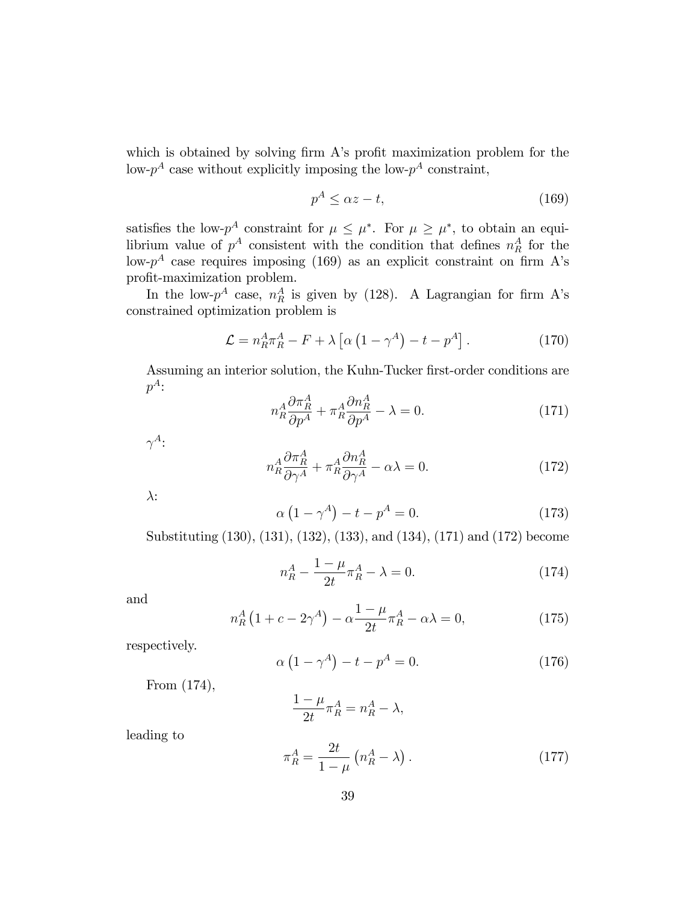which is obtained by solving firm A's profit maximization problem for the low-$p^A$ case without explicitly imposing the low-$p^A$ constraint,

$$p^A \leq \alpha z - t, \tag{169}$$

satisfies the low-$p^A$ constraint for $\mu \leq \mu^*$. For $\mu \geq \mu^*$, to obtain an equilibrium value of $p^A$ consistent with the condition that defines $n_R^A$ for the low-$p^A$ case requires imposing (169) as an explicit constraint on firm A's profit-maximization problem.

In the low-$p^A$ case, $n_R^A$ is given by (128). A Lagrangian for firm A's constrained optimization problem is

$$\mathcal{L} = n_R^A \pi_R^A - F + \lambda \left[ \alpha \left( 1 - \gamma^A \right) - t - p^A \right]. \tag{170}$$

Assuming an interior solution, the Kuhn-Tucker first-order conditions are

$p^A$:

$$n_R^A \frac{\partial \pi_R^A}{\partial p^A} + \pi_R^A \frac{\partial n_R^A}{\partial p^A} - \lambda = 0. \tag{171}$$

$\gamma^A$:

$$n_R^A \frac{\partial \pi_R^A}{\partial \gamma^A} + \pi_R^A \frac{\partial n_R^A}{\partial \gamma^A} - \alpha \lambda = 0. \tag{172}$$

$\lambda$:

$$\alpha \left( 1 - \gamma^A \right) - t - p^A = 0. \tag{173}$$

Substituting (130), (131), (132), (133), and (134), (171) and (172) become

$$n_R^A - \frac{1-\mu}{2t} \pi_R^A - \lambda = 0. \tag{174}$$

and

$$n_R^A \left( 1 + c - 2\gamma^A \right) - \alpha \frac{1-\mu}{2t} \pi_R^A - \alpha \lambda = 0, \tag{175}$$

respectively.

$$\alpha \left( 1 - \gamma^A \right) - t - p^A = 0. \tag{176}$$

From (174),

$$\frac{1-\mu}{2t} \pi_R^A = n_R^A - \lambda,$$

leading to

$$\pi_R^A = \frac{2t}{1-\mu} \left( n_R^A - \lambda \right). \tag{177}$$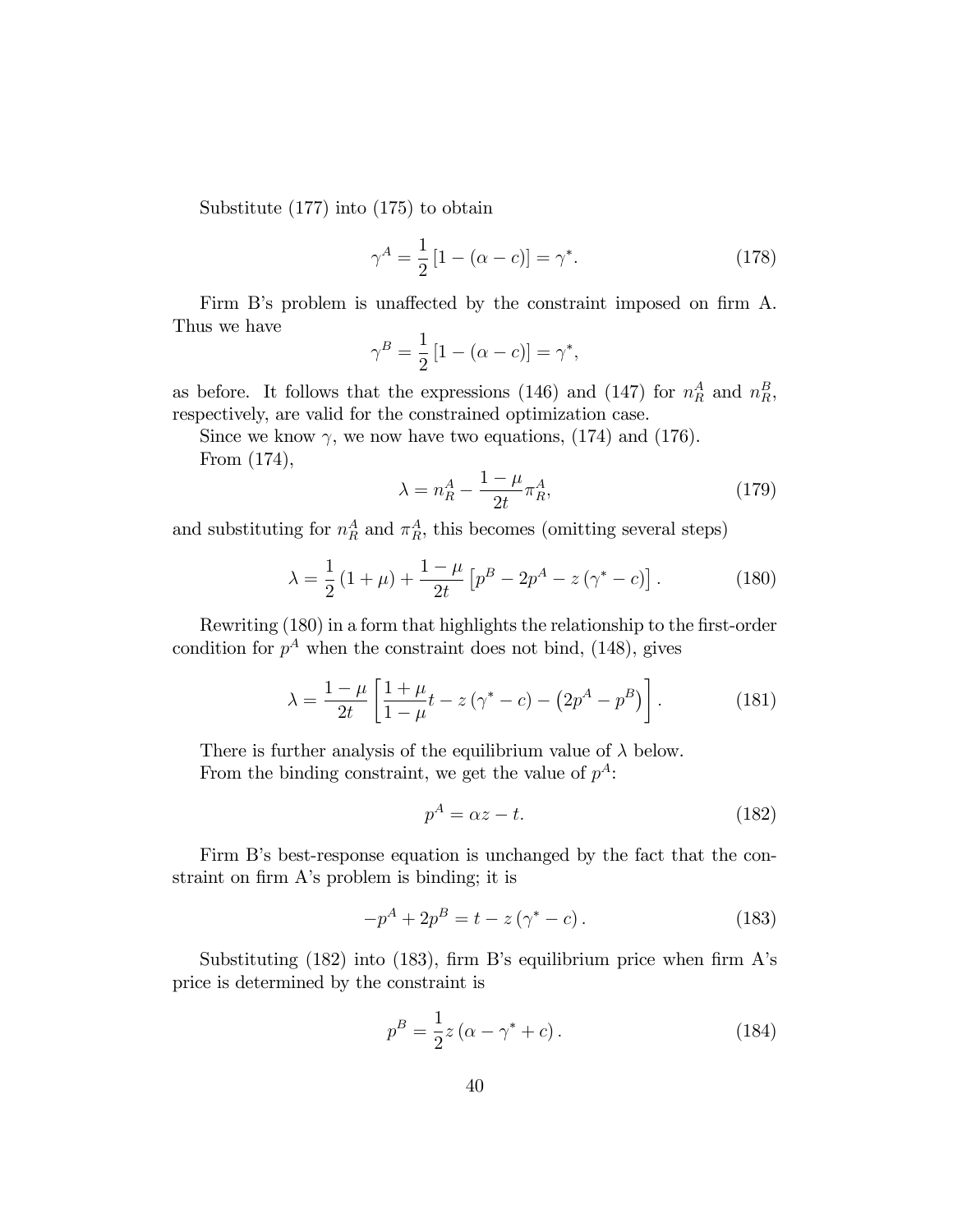Substitute (177) into (175) to obtain

$$\gamma^A = \frac{1}{2}\left[1 - (\alpha - c)\right] = \gamma^*. \tag{178}$$

Firm B's problem is unaffected by the constraint imposed on firm A. Thus we have

$$\gamma^B = \frac{1}{2}\left[1 - (\alpha - c)\right] = \gamma^*,$$

as before. It follows that the expressions (146) and (147) for $n_R^A$ and $n_R^B$, respectively, are valid for the constrained optimization case.

Since we know $\gamma$, we now have two equations, (174) and (176).

From (174),

$$\lambda = n_R^A - \frac{1-\mu}{2t}\pi_R^A, \tag{179}$$

and substituting for $n_R^A$ and $\pi_R^A$, this becomes (omitting several steps)

$$\lambda = \frac{1}{2}(1+\mu) + \frac{1-\mu}{2t}\left[p^B - 2p^A - z(\gamma^* - c)\right]. \tag{180}$$

Rewriting (180) in a form that highlights the relationship to the first-order condition for $p^A$ when the constraint does not bind, (148), gives

$$\lambda = \frac{1-\mu}{2t}\left[\frac{1+\mu}{1-\mu}t - z(\gamma^* - c) - \left(2p^A - p^B\right)\right]. \tag{181}$$

There is further analysis of the equilibrium value of $\lambda$ below.

From the binding constraint, we get the value of $p^A$:

$$p^A = \alpha z - t. \tag{182}$$

Firm B's best-response equation is unchanged by the fact that the constraint on firm A's problem is binding; it is

$$-p^A + 2p^B = t - z(\gamma^* - c). \tag{183}$$

Substituting (182) into (183), firm B's equilibrium price when firm A's price is determined by the constraint is

$$p^B = \frac{1}{2}z(\alpha - \gamma^* + c). \tag{184}$$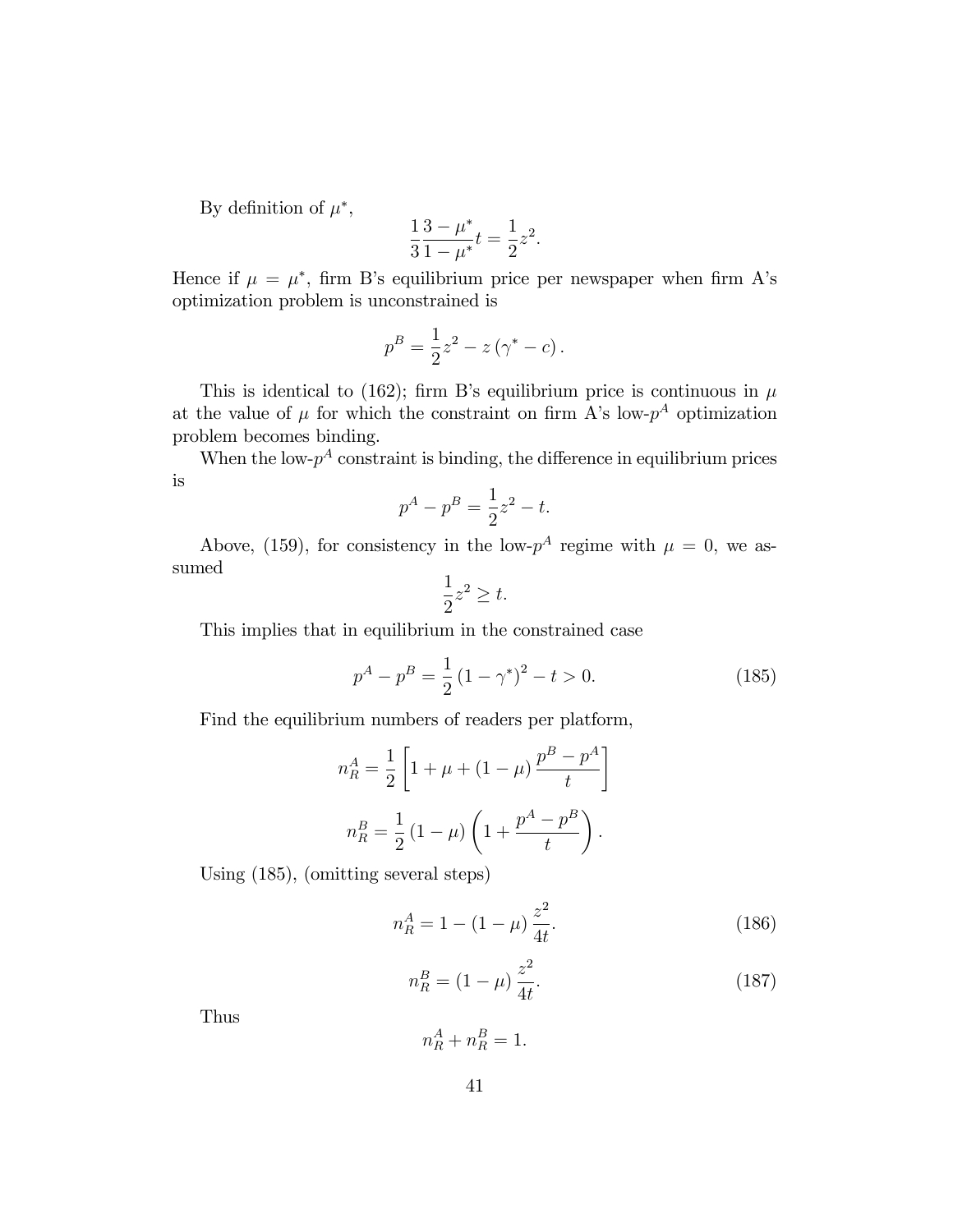By definition of $\mu^*$,

$$\frac{1}{3}\frac{3-\mu^*}{1-\mu^*}t = \frac{1}{2}z^2.$$

Hence if $\mu = \mu^*$, firm B's equilibrium price per newspaper when firm A's optimization problem is unconstrained is

$$p^B = \frac{1}{2}z^2 - z\left(\gamma^* - c\right).$$

This is identical to (162); firm B's equilibrium price is continuous in $\mu$ at the value of $\mu$ for which the constraint on firm A's low-$p^A$ optimization problem becomes binding.

When the low-$p^A$ constraint is binding, the difference in equilibrium prices is

$$p^A - p^B = \frac{1}{2}z^2 - t.$$

Above, (159), for consistency in the low-$p^A$ regime with $\mu = 0$, we assumed

$$\frac{1}{2}z^2 \geq t.$$

This implies that in equilibrium in the constrained case

$$p^A - p^B = \frac{1}{2}\left(1-\gamma^*\right)^2 - t > 0. \tag{185}$$

Find the equilibrium numbers of readers per platform,

$$n_R^A = \frac{1}{2}\left[1 + \mu + \left(1-\mu\right)\frac{p^B - p^A}{t}\right]$$

$$n_R^B = \frac{1}{2}\left(1-\mu\right)\left(1 + \frac{p^A - p^B}{t}\right).$$

Using (185), (omitting several steps)

$$n_R^A = 1 - \left(1-\mu\right)\frac{z^2}{4t}. \tag{186}$$

$$n_R^B = \left(1-\mu\right)\frac{z^2}{4t}. \tag{187}$$

Thus

$$n_R^A + n_R^B = 1.$$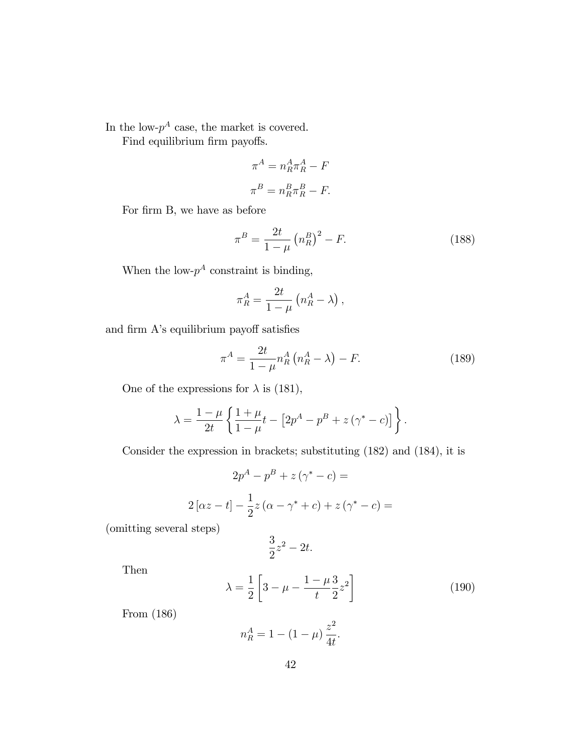In the low-$p^A$ case, the market is covered.

Find equilibrium firm payoffs.

$$\pi^A = n_R^A \pi_R^A - F$$

$$\pi^B = n_R^B \pi_R^B - F.$$

For firm B, we have as before

$$\pi^B = \frac{2t}{1-\mu} \left(n_R^B\right)^2 - F. \tag{188}$$

When the low-$p^A$ constraint is binding,

$$\pi_R^A = \frac{2t}{1-\mu} \left(n_R^A - \lambda\right),$$

and firm A's equilibrium payoff satisfies

$$\pi^A = \frac{2t}{1-\mu} n_R^A \left(n_R^A - \lambda\right) - F. \tag{189}$$

One of the expressions for $\lambda$ is (181),

$$\lambda = \frac{1-\mu}{2t} \left\{ \frac{1+\mu}{1-\mu} t - \left[2p^A - p^B + z\left(\gamma^* - c\right)\right] \right\}.$$

Consider the expression in brackets; substituting (182) and (184), it is

$$2p^A - p^B + z\left(\gamma^* - c\right) =$$

$$2\left[\alpha z - t\right] - \frac{1}{2} z \left(\alpha - \gamma^* + c\right) + z\left(\gamma^* - c\right) =$$

(omitting several steps)

$$\frac{3}{2} z^2 - 2t.$$

Then

$$\lambda = \frac{1}{2} \left[3 - \mu - \frac{1-\mu}{t} \frac{3}{2} z^2\right] \tag{190}$$

From (186)

$$n_R^A = 1 - (1-\mu) \frac{z^2}{4t}.$$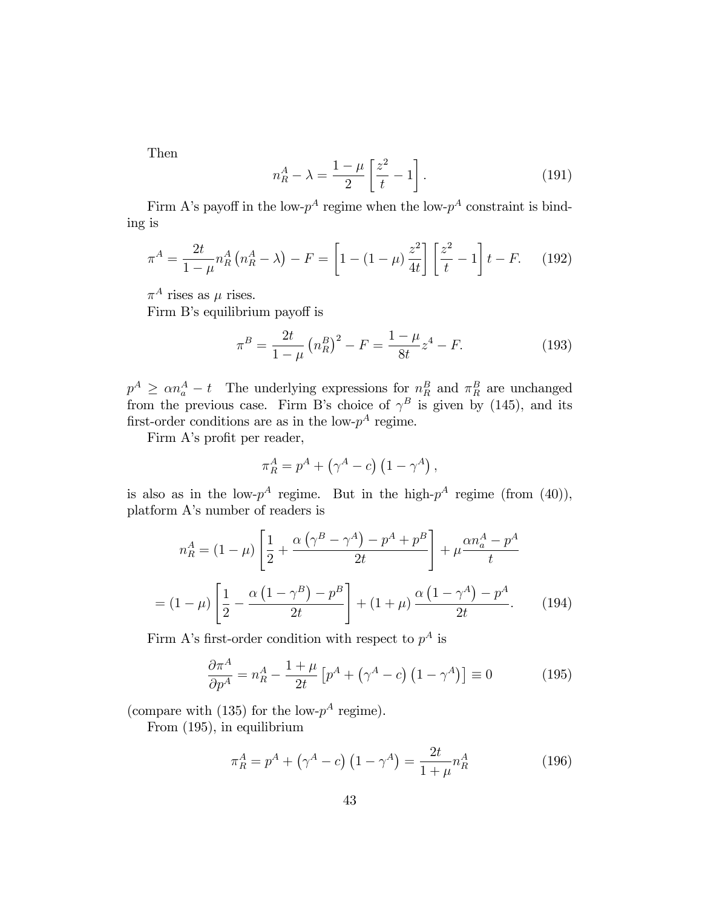Then

$$n_R^A - \lambda = \frac{1-\mu}{2}\left[\frac{z^2}{t} - 1\right]. \tag{191}$$

Firm A's payoff in the low-$p^A$ regime when the low-$p^A$ constraint is binding is

$$\pi^A = \frac{2t}{1-\mu} n_R^A \left(n_R^A - \lambda\right) - F = \left[1 - (1-\mu)\frac{z^2}{4t}\right]\left[\frac{z^2}{t} - 1\right] t - F. \tag{192}$$

$\pi^A$ rises as $\mu$ rises.

Firm B's equilibrium payoff is

$$\pi^B = \frac{2t}{1-\mu}\left(n_R^B\right)^2 - F = \frac{1-\mu}{8t} z^4 - F. \tag{193}$$

$p^A \geq \alpha n_a^A - t$ The underlying expressions for $n_R^B$ and $\pi_R^B$ are unchanged from the previous case. Firm B's choice of $\gamma^B$ is given by (145), and its first-order conditions are as in the low-$p^A$ regime.

Firm A's profit per reader,

$$\pi_R^A = p^A + \left(\gamma^A - c\right)\left(1 - \gamma^A\right),$$

is also as in the low-$p^A$ regime. But in the high-$p^A$ regime (from (40)), platform A's number of readers is

$$n_R^A = (1-\mu)\left[\frac{1}{2} + \frac{\alpha\left(\gamma^B - \gamma^A\right) - p^A + p^B}{2t}\right] + \mu \frac{\alpha n_a^A - p^A}{t}$$

$$= (1-\mu)\left[\frac{1}{2} - \frac{\alpha\left(1 - \gamma^B\right) - p^B}{2t}\right] + (1+\mu)\frac{\alpha\left(1-\gamma^A\right) - p^A}{2t}. \tag{194}$$

Firm A's first-order condition with respect to $p^A$ is

$$\frac{\partial \pi^A}{\partial p^A} = n_R^A - \frac{1+\mu}{2t}\left[p^A + \left(\gamma^A - c\right)\left(1-\gamma^A\right)\right] \equiv 0 \tag{195}$$

(compare with (135) for the low-$p^A$ regime).

From (195), in equilibrium

$$\pi_R^A = p^A + \left(\gamma^A - c\right)\left(1 - \gamma^A\right) = \frac{2t}{1+\mu} n_R^A \tag{196}$$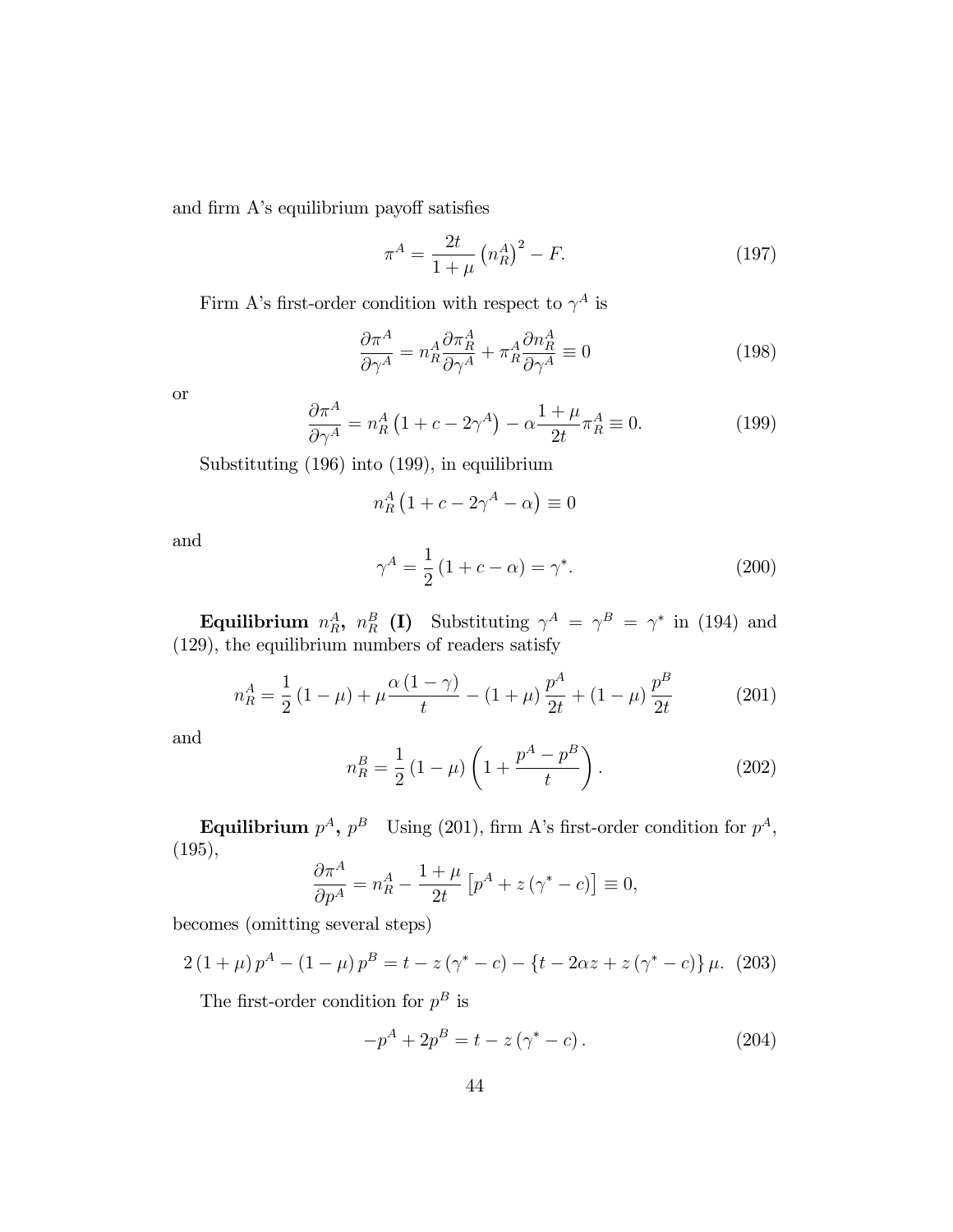and firm A's equilibrium payoff satisfies

$$\pi^A = \frac{2t}{1+\mu}\left(n_R^A\right)^2 - F. \tag{197}$$

Firm A's first-order condition with respect to $\gamma^A$ is

$$\frac{\partial \pi^A}{\partial \gamma^A} = n_R^A \frac{\partial \pi_R^A}{\partial \gamma^A} + \pi_R^A \frac{\partial n_R^A}{\partial \gamma^A} \equiv 0 \tag{198}$$

or

$$\frac{\partial \pi^A}{\partial \gamma^A} = n_R^A\left(1 + c - 2\gamma^A\right) - \alpha\frac{1+\mu}{2t}\pi_R^A \equiv 0. \tag{199}$$

Substituting (196) into (199), in equilibrium

$$n_R^A\left(1 + c - 2\gamma^A - \alpha\right) \equiv 0$$

and

$$\gamma^A = \frac{1}{2}\left(1 + c - \alpha\right) = \gamma^*. \tag{200}$$

**Equilibrium $n_R^A$, $n_R^B$ (I)** Substituting $\gamma^A = \gamma^B = \gamma^*$ in (194) and (129), the equilibrium numbers of readers satisfy

$$n_R^A = \frac{1}{2}\left(1-\mu\right) + \mu\frac{\alpha\left(1-\gamma\right)}{t} - \left(1+\mu\right)\frac{p^A}{2t} + \left(1-\mu\right)\frac{p^B}{2t} \tag{201}$$

and

$$n_R^B = \frac{1}{2}\left(1-\mu\right)\left(1 + \frac{p^A - p^B}{t}\right). \tag{202}$$

**Equilibrium $p^A$, $p^B$** Using (201), firm A's first-order condition for $p^A$, (195),

$$\frac{\partial \pi^A}{\partial p^A} = n_R^A - \frac{1+\mu}{2t}\left[p^A + z\left(\gamma^* - c\right)\right] \equiv 0,$$

becomes (omitting several steps)

$$2\left(1+\mu\right)p^A - \left(1-\mu\right)p^B = t - z\left(\gamma^* - c\right) - \left\{t - 2\alpha z + z\left(\gamma^* - c\right)\right\}\mu. \tag{203}$$

The first-order condition for $p^B$ is

$$-p^A + 2p^B = t - z\left(\gamma^* - c\right). \tag{204}$$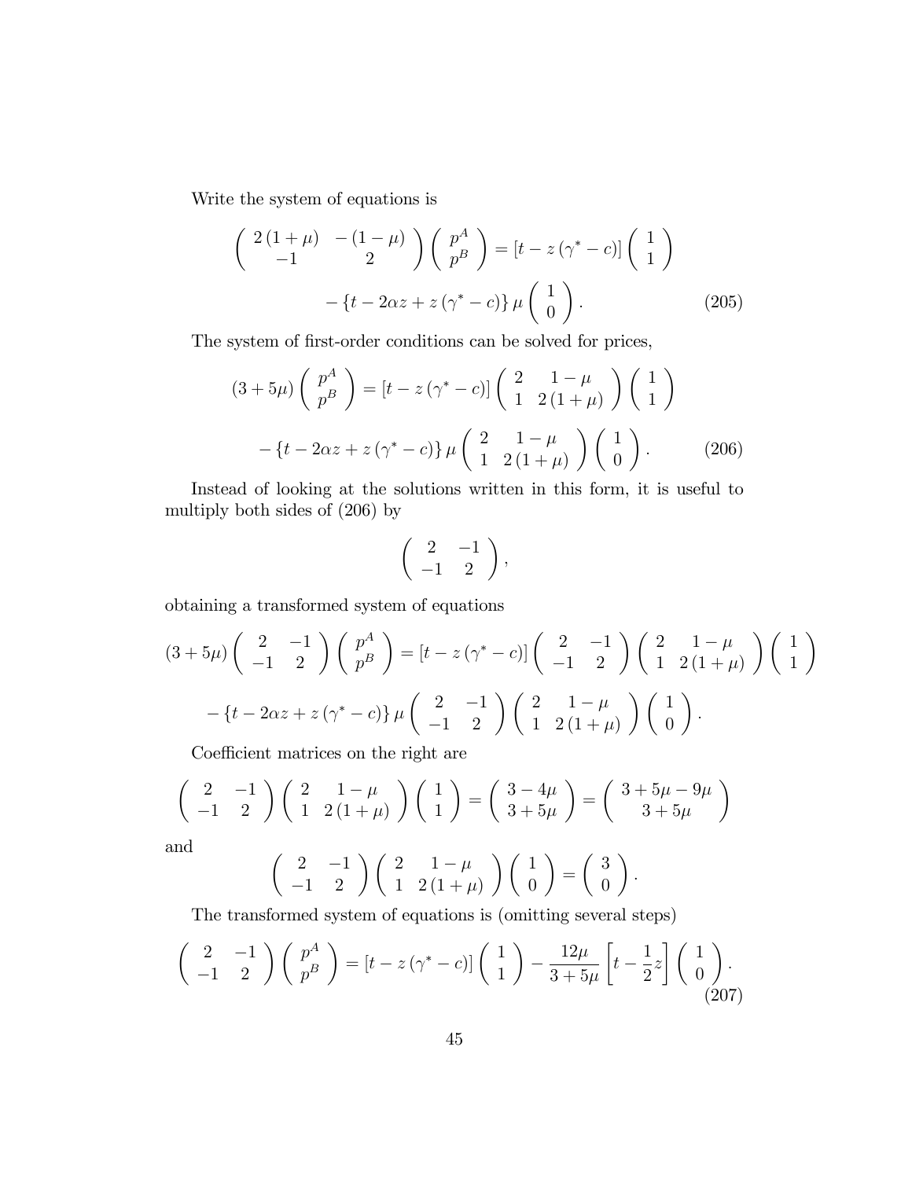Write the system of equations is

$$
\begin{pmatrix} 2(1+\mu) & -(1-\mu) \\ -1 & 2 \end{pmatrix} \begin{pmatrix} p^A \\ p^B \end{pmatrix} = [t - z(\gamma^* - c)] \begin{pmatrix} 1 \\ 1 \end{pmatrix} - \{t - 2\alpha z + z(\gamma^* - c)\} \mu \begin{pmatrix} 1 \\ 0 \end{pmatrix}. \tag{205}
$$

The system of first-order conditions can be solved for prices,

$$
(3+5\mu) \begin{pmatrix} p^A \\ p^B \end{pmatrix} = [t - z(\gamma^* - c)] \begin{pmatrix} 2 & 1-\mu \\ 1 & 2(1+\mu) \end{pmatrix} \begin{pmatrix} 1 \\ 1 \end{pmatrix} - \{t - 2\alpha z + z(\gamma^* - c)\} \mu \begin{pmatrix} 2 & 1-\mu \\ 1 & 2(1+\mu) \end{pmatrix} \begin{pmatrix} 1 \\ 0 \end{pmatrix}. \tag{206}
$$

Instead of looking at the solutions written in this form, it is useful to multiply both sides of (206) by

$$
\begin{pmatrix} 2 & -1 \\ -1 & 2 \end{pmatrix},
$$

obtaining a transformed system of equations

$$
(3+5\mu) \begin{pmatrix} 2 & -1 \\ -1 & 2 \end{pmatrix} \begin{pmatrix} p^A \\ p^B \end{pmatrix} = [t - z(\gamma^* - c)] \begin{pmatrix} 2 & -1 \\ -1 & 2 \end{pmatrix} \begin{pmatrix} 2 & 1-\mu \\ 1 & 2(1+\mu) \end{pmatrix} \begin{pmatrix} 1 \\ 1 \end{pmatrix} - \{t - 2\alpha z + z(\gamma^* - c)\} \mu \begin{pmatrix} 2 & -1 \\ -1 & 2 \end{pmatrix} \begin{pmatrix} 2 & 1-\mu \\ 1 & 2(1+\mu) \end{pmatrix} \begin{pmatrix} 1 \\ 0 \end{pmatrix}.
$$

Coefficient matrices on the right are

$$
\begin{pmatrix} 2 & -1 \\ -1 & 2 \end{pmatrix} \begin{pmatrix} 2 & 1-\mu \\ 1 & 2(1+\mu) \end{pmatrix} \begin{pmatrix} 1 \\ 1 \end{pmatrix} = \begin{pmatrix} 3-4\mu \\ 3+5\mu \end{pmatrix} = \begin{pmatrix} 3+5\mu-9\mu \\ 3+5\mu \end{pmatrix}
$$

and

$$
\begin{pmatrix} 2 & -1 \\ -1 & 2 \end{pmatrix} \begin{pmatrix} 2 & 1-\mu \\ 1 & 2(1+\mu) \end{pmatrix} \begin{pmatrix} 1 \\ 0 \end{pmatrix} = \begin{pmatrix} 3 \\ 0 \end{pmatrix}.
$$

The transformed system of equations is (omitting several steps)

$$
\begin{pmatrix} 2 & -1 \\ -1 & 2 \end{pmatrix} \begin{pmatrix} p^A \\ p^B \end{pmatrix} = [t - z(\gamma^* - c)] \begin{pmatrix} 1 \\ 1 \end{pmatrix} - \frac{12\mu}{3+5\mu} \left[ t - \frac{1}{2} z \right] \begin{pmatrix} 1 \\ 0 \end{pmatrix}. \tag{207}
$$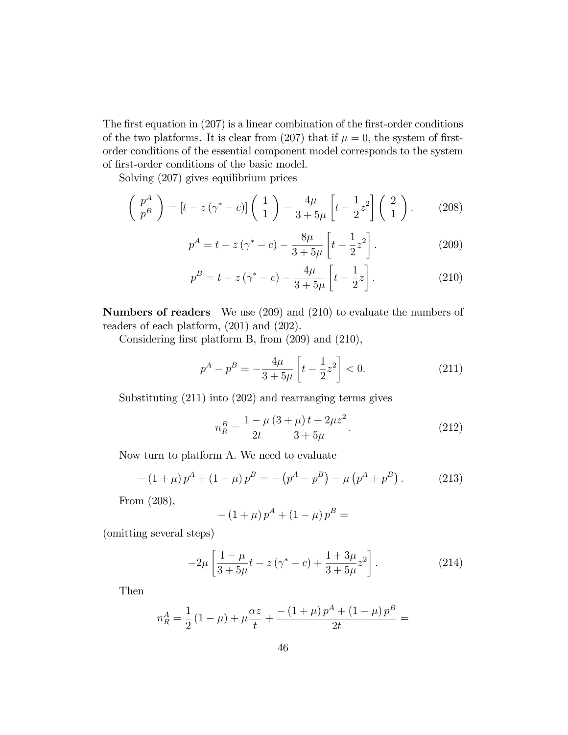The first equation in (207) is a linear combination of the first-order conditions of the two platforms. It is clear from (207) that if $\mu = 0$, the system of first-order conditions of the essential component model corresponds to the system of first-order conditions of the basic model.

Solving (207) gives equilibrium prices

$$\begin{pmatrix} p^A \\ p^B \end{pmatrix} = \left[t - z\left(\gamma^* - c\right)\right] \begin{pmatrix} 1 \\ 1 \end{pmatrix} - \frac{4\mu}{3+5\mu}\left[t - \frac{1}{2}z^2\right] \begin{pmatrix} 2 \\ 1 \end{pmatrix}. \tag{208}$$

$$p^A = t - z\left(\gamma^* - c\right) - \frac{8\mu}{3+5\mu}\left[t - \frac{1}{2}z^2\right]. \tag{209}$$

$$p^B = t - z\left(\gamma^* - c\right) - \frac{4\mu}{3+5\mu}\left[t - \frac{1}{2}z\right]. \tag{210}$$

**Numbers of readers** We use (209) and (210) to evaluate the numbers of readers of each platform, (201) and (202).

Considering first platform B, from (209) and (210),

$$p^A - p^B = -\frac{4\mu}{3+5\mu}\left[t - \frac{1}{2}z^2\right] < 0. \tag{211}$$

Substituting (211) into (202) and rearranging terms gives

$$n_R^B = \frac{1-\mu}{2t}\frac{(3+\mu)\,t + 2\mu z^2}{3+5\mu}. \tag{212}$$

Now turn to platform A. We need to evaluate

$$-\left(1+\mu\right)p^A + \left(1-\mu\right)p^B = -\left(p^A - p^B\right) - \mu\left(p^A + p^B\right). \tag{213}$$

From (208),

$$-\left(1+\mu\right)p^A + \left(1-\mu\right)p^B =$$

(omitting several steps)

$$-2\mu\left[\frac{1-\mu}{3+5\mu}t - z\left(\gamma^* - c\right) + \frac{1+3\mu}{3+5\mu}z^2\right]. \tag{214}$$

Then

$$n_R^A = \frac{1}{2}\left(1-\mu\right) + \mu\frac{\alpha z}{t} + \frac{-\left(1+\mu\right)p^A + \left(1-\mu\right)p^B}{2t} =$$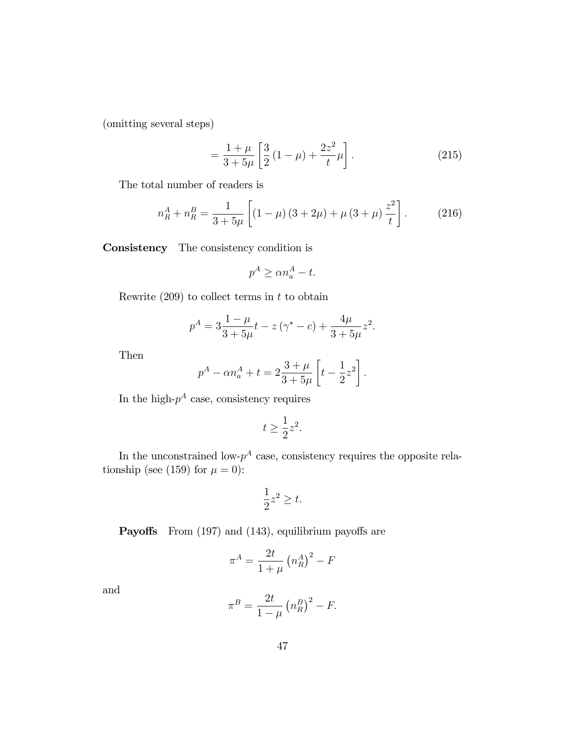(omitting several steps)

$$= \frac{1+\mu}{3+5\mu}\left[\frac{3}{2}(1-\mu)+\frac{2z^2}{t}\mu\right]. \tag{215}$$

The total number of readers is

$$n_R^A + n_R^B = \frac{1}{3+5\mu}\left[(1-\mu)(3+2\mu)+\mu(3+\mu)\frac{z^2}{t}\right]. \tag{216}$$

**Consistency** The consistency condition is

$$p^A \geq \alpha n_a^A - t.$$

Rewrite (209) to collect terms in $t$ to obtain

$$p^A = 3\frac{1-\mu}{3+5\mu}t - z(\gamma^* - c) + \frac{4\mu}{3+5\mu}z^2.$$

Then

$$p^A - \alpha n_a^A + t = 2\frac{3+\mu}{3+5\mu}\left[t - \frac{1}{2}z^2\right].$$

In the high-$p^A$ case, consistency requires

$$t \geq \frac{1}{2}z^2.$$

In the unconstrained low-$p^A$ case, consistency requires the opposite relationship (see (159) for $\mu = 0$):

$$\frac{1}{2}z^2 \geq t.$$

**Payoffs** From (197) and (143), equilibrium payoffs are

$$\pi^A = \frac{2t}{1+\mu}\left(n_R^A\right)^2 - F$$

and

$$\pi^B = \frac{2t}{1-\mu}\left(n_R^B\right)^2 - F.$$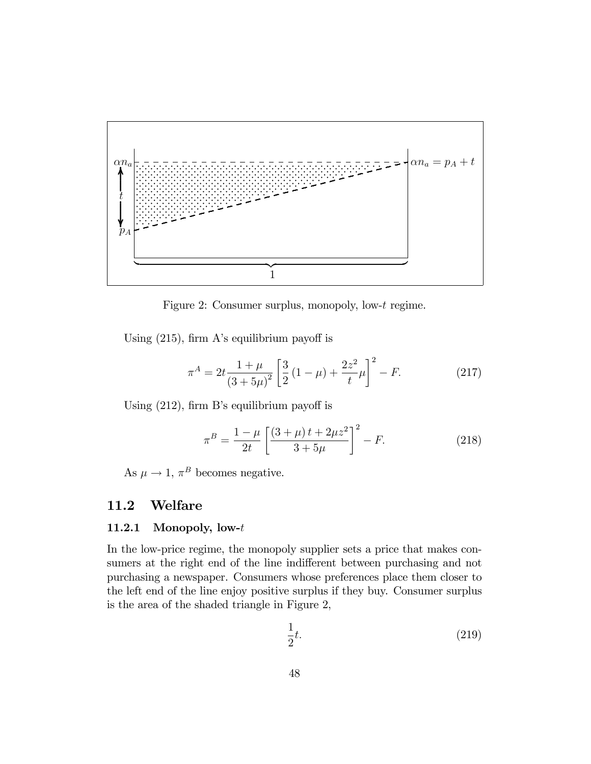Figure 2: Consumer surplus, monopoly, low-$t$ regime.

Using (215), firm A's equilibrium payoff is

$$\pi^A = 2t\frac{1+\mu}{(3+5\mu)^2}\left[\frac{3}{2}(1-\mu) + \frac{2z^2}{t}\mu\right]^2 - F. \tag{217}$$

Using (212), firm B's equilibrium payoff is

$$\pi^B = \frac{1-\mu}{2t}\left[\frac{(3+\mu)t + 2\mu z^2}{3+5\mu}\right]^2 - F. \tag{218}$$

As $\mu \to 1$, $\pi^B$ becomes negative.

## 11.2 Welfare

### 11.2.1 Monopoly, low-$t$

In the low-price regime, the monopoly supplier sets a price that makes consumers at the right end of the line indifferent between purchasing and not purchasing a newspaper. Consumers whose preferences place them closer to the left end of the line enjoy positive surplus if they buy. Consumer surplus is the area of the shaded triangle in Figure 2,

$$\frac{1}{2}t. \tag{219}$$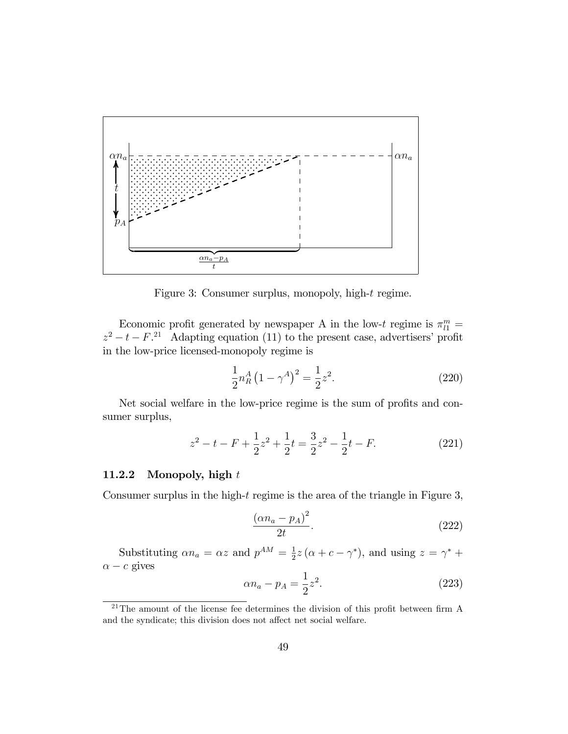Figure 3: Consumer surplus, monopoly, high-$t$ regime.

Economic profit generated by newspaper A in the low-$t$ regime is $\pi_{l1}^{m} = z^2 - t - F$.[21] Adapting equation (11) to the present case, advertisers' profit in the low-price licensed-monopoly regime is

$$\frac{1}{2} n_R^A \left(1 - \gamma^A\right)^2 = \frac{1}{2} z^2. \tag{220}$$

Net social welfare in the low-price regime is the sum of profits and consumer surplus,

$$z^2 - t - F + \frac{1}{2} z^2 + \frac{1}{2} t = \frac{3}{2} z^2 - \frac{1}{2} t - F. \tag{221}$$

### 11.2.2 Monopoly, high $t$

Consumer surplus in the high-$t$ regime is the area of the triangle in Figure 3,

$$\frac{\left(\alpha n_a - p_A\right)^2}{2t}. \tag{222}$$

Substituting $\alpha n_a = \alpha z$ and $p^{AM} = \frac{1}{2} z \left(\alpha + c - \gamma^*\right)$, and using $z = \gamma^* + \alpha - c$ gives

$$\alpha n_a - p_A = \frac{1}{2} z^2. \tag{223}$$

[21] The amount of the license fee determines the division of this profit between firm A and the syndicate; this division does not affect net social welfare.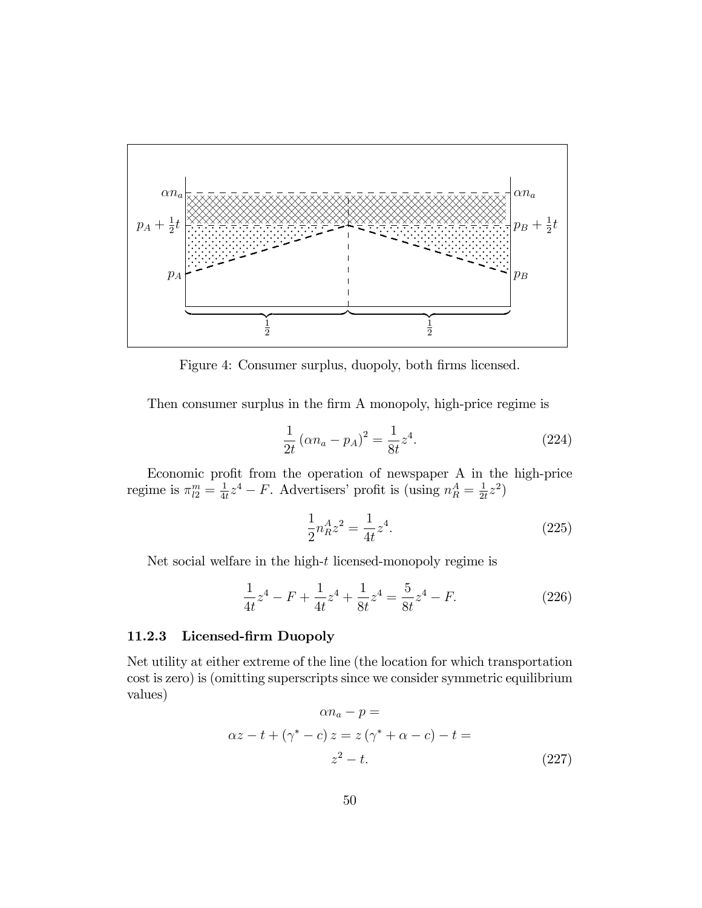Figure 4: Consumer surplus, duopoly, both firms licensed.

Then consumer surplus in the firm A monopoly, high-price regime is

$$\frac{1}{2t}\left(\alpha n_a - p_A\right)^2 = \frac{1}{8t}z^4. \tag{224}$$

Economic profit from the operation of newspaper A in the high-price regime is $\pi_{l2}^m = \frac{1}{4t}z^4 - F$. Advertisers' profit is (using $n_R^A = \frac{1}{2t}z^2$)

$$\frac{1}{2}n_R^A z^2 = \frac{1}{4t}z^4. \tag{225}$$

Net social welfare in the high-$t$ licensed-monopoly regime is

$$\frac{1}{4t}z^4 - F + \frac{1}{4t}z^4 + \frac{1}{8t}z^4 = \frac{5}{8t}z^4 - F. \tag{226}$$

### 11.2.3 Licensed-firm Duopoly

Net utility at either extreme of the line (the location for which transportation cost is zero) is (omitting superscripts since we consider symmetric equilibrium values)

$$\begin{gathered}\alpha n_a - p = \\ \alpha z - t + \left(\gamma^* - c\right) z = z\left(\gamma^* + \alpha - c\right) - t = \\ z^2 - t.\end{gathered} \tag{227}$$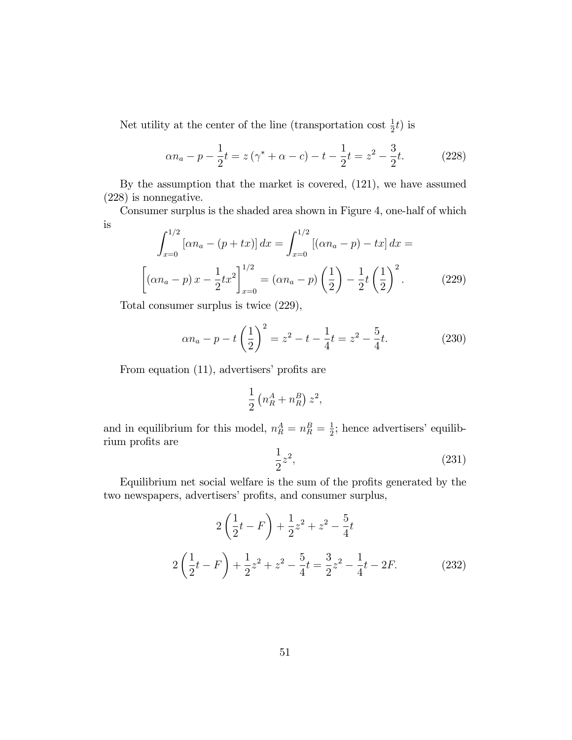Net utility at the center of the line (transportation cost $\frac{1}{2}t$) is

$$\alpha n_a - p - \frac{1}{2}t = z\left(\gamma^* + \alpha - c\right) - t - \frac{1}{2}t = z^2 - \frac{3}{2}t. \tag{228}$$

By the assumption that the market is covered, (121), we have assumed (228) is nonnegative.

Consumer surplus is the shaded area shown in Figure 4, one-half of which is

$$\int_{x=0}^{1/2} \left[\alpha n_a - (p + tx)\right] dx = \int_{x=0}^{1/2} \left[(\alpha n_a - p) - tx\right] dx =$$

$$\left[(\alpha n_a - p)\, x - \frac{1}{2}tx^2\right]_{x=0}^{1/2} = (\alpha n_a - p)\left(\frac{1}{2}\right) - \frac{1}{2}t\left(\frac{1}{2}\right)^2. \tag{229}$$

Total consumer surplus is twice (229),

$$\alpha n_a - p - t\left(\frac{1}{2}\right)^2 = z^2 - t - \frac{1}{4}t = z^2 - \frac{5}{4}t. \tag{230}$$

From equation (11), advertisers' profits are

$$\frac{1}{2}\left(n_R^A + n_R^B\right) z^2,$$

and in equilibrium for this model, $n_R^A = n_R^B = \frac{1}{2}$; hence advertisers' equilibrium profits are

$$\frac{1}{2}z^2, \tag{231}$$

Equilibrium net social welfare is the sum of the profits generated by the two newspapers, advertisers' profits, and consumer surplus,

$$2\left(\frac{1}{2}t - F\right) + \frac{1}{2}z^2 + z^2 - \frac{5}{4}t$$

$$2\left(\frac{1}{2}t - F\right) + \frac{1}{2}z^2 + z^2 - \frac{5}{4}t = \frac{3}{2}z^2 - \frac{1}{4}t - 2F. \tag{232}$$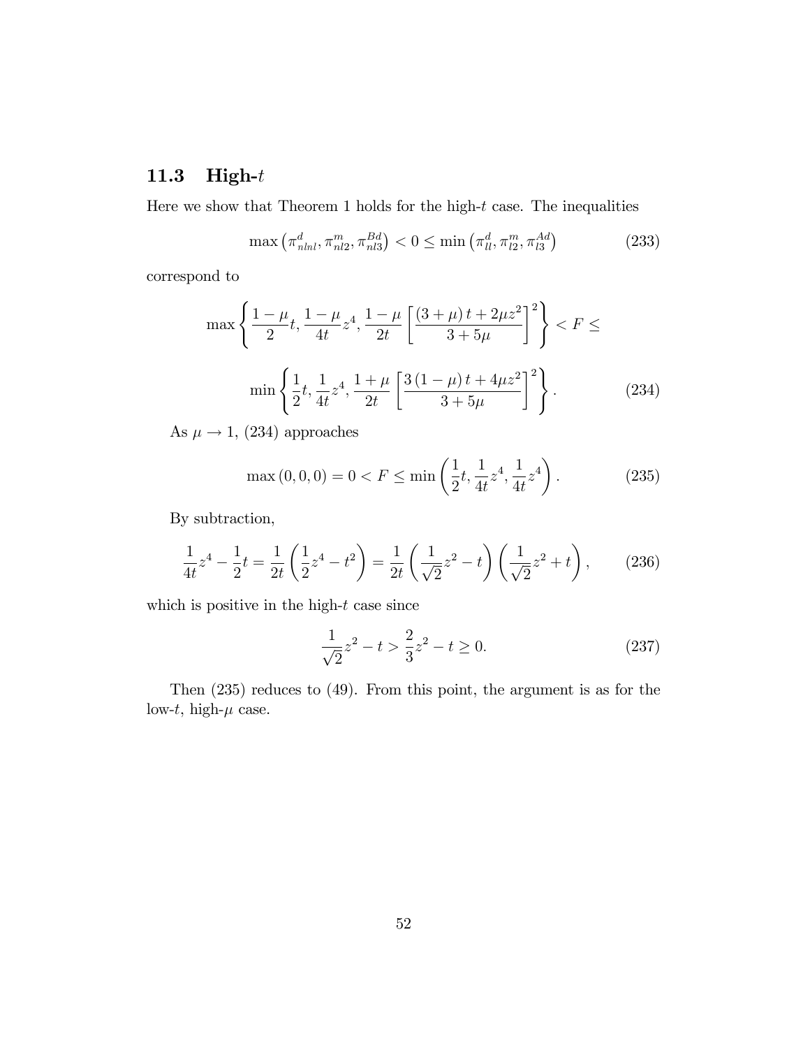### 11.3 High-$t$

Here we show that Theorem 1 holds for the high-$t$ case. The inequalities

$$\max\left(\pi^d_{nlnl}, \pi^m_{nl2}, \pi^{Bd}_{nl3}\right) < 0 \leq \min\left(\pi^d_{ll}, \pi^m_{l2}, \pi^{Ad}_{l3}\right) \tag{233}$$

correspond to

$$\max\left\{\frac{1-\mu}{2}t, \frac{1-\mu}{4t}z^4, \frac{1-\mu}{2t}\left[\frac{(3+\mu)t + 2\mu z^2}{3+5\mu}\right]^2\right\} < F \leq$$

$$\min\left\{\frac{1}{2}t, \frac{1}{4t}z^4, \frac{1+\mu}{2t}\left[\frac{3(1-\mu)t + 4\mu z^2}{3+5\mu}\right]^2\right\}. \tag{234}$$

As $\mu \to 1$, (234) approaches

$$\max(0,0,0) = 0 < F \leq \min\left(\frac{1}{2}t, \frac{1}{4t}z^4, \frac{1}{4t}z^4\right). \tag{235}$$

By subtraction,

$$\frac{1}{4t}z^4 - \frac{1}{2}t = \frac{1}{2t}\left(\frac{1}{2}z^4 - t^2\right) = \frac{1}{2t}\left(\frac{1}{\sqrt{2}}z^2 - t\right)\left(\frac{1}{\sqrt{2}}z^2 + t\right), \tag{236}$$

which is positive in the high-$t$ case since

$$\frac{1}{\sqrt{2}}z^2 - t > \frac{2}{3}z^2 - t \geq 0. \tag{237}$$

Then (235) reduces to (49). From this point, the argument is as for the low-$t$, high-$\mu$ case.